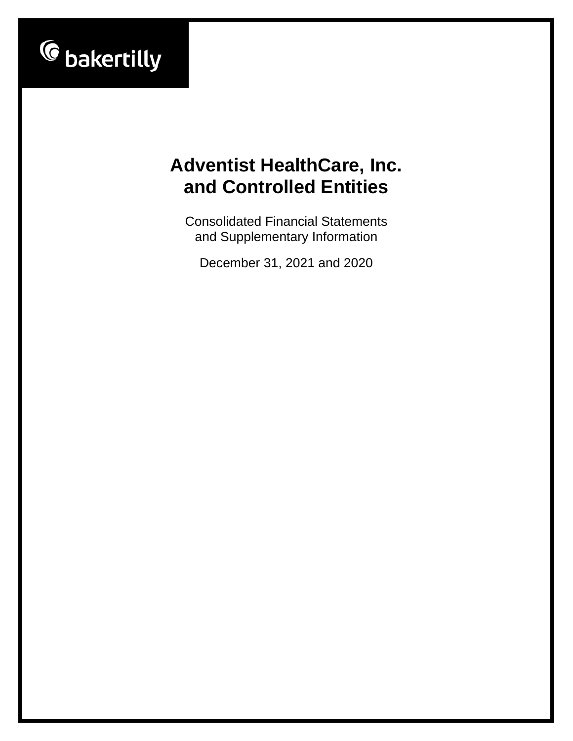bakertilly

# Adventist HealthCare, Inc. and Controlled Entities

Consolidated Financial Statements and Supplementary Information

December 31, 2021 and 2020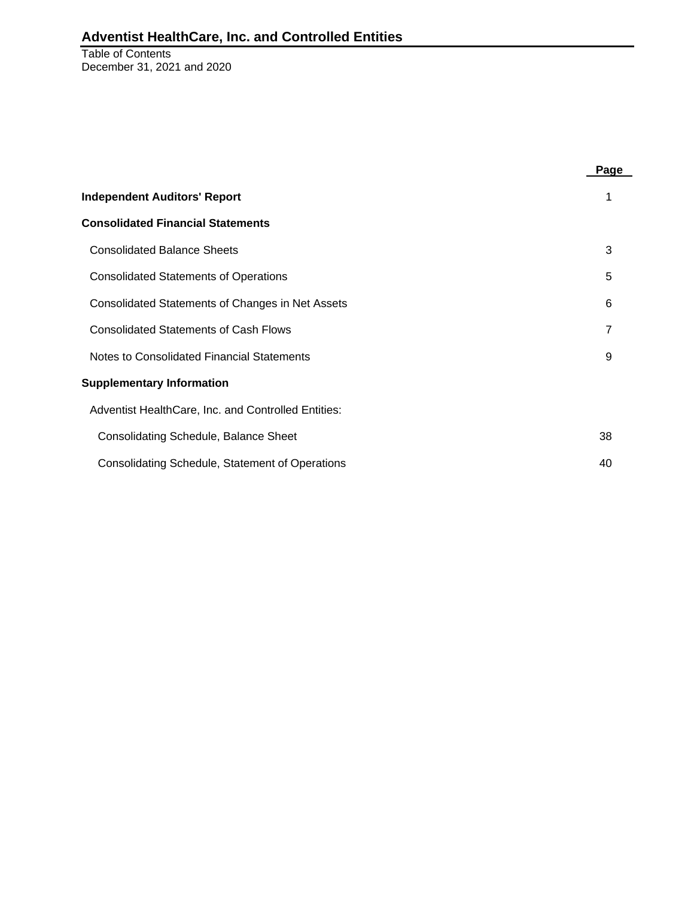# Adventist HealthCare, Inc. and Controlled Entities

Table of Contents
December 31, 2021 and 2020

| | Page |
|---|---|
| **Independent Auditors' Report** | 1 |
| **Consolidated Financial Statements** | |
| Consolidated Balance Sheets | 3 |
| Consolidated Statements of Operations | 5 |
| Consolidated Statements of Changes in Net Assets | 6 |
| Consolidated Statements of Cash Flows | 7 |
| Notes to Consolidated Financial Statements | 9 |
| **Supplementary Information** | |
| Adventist HealthCare, Inc. and Controlled Entities: | |
| Consolidating Schedule, Balance Sheet | 38 |
| Consolidating Schedule, Statement of Operations | 40 |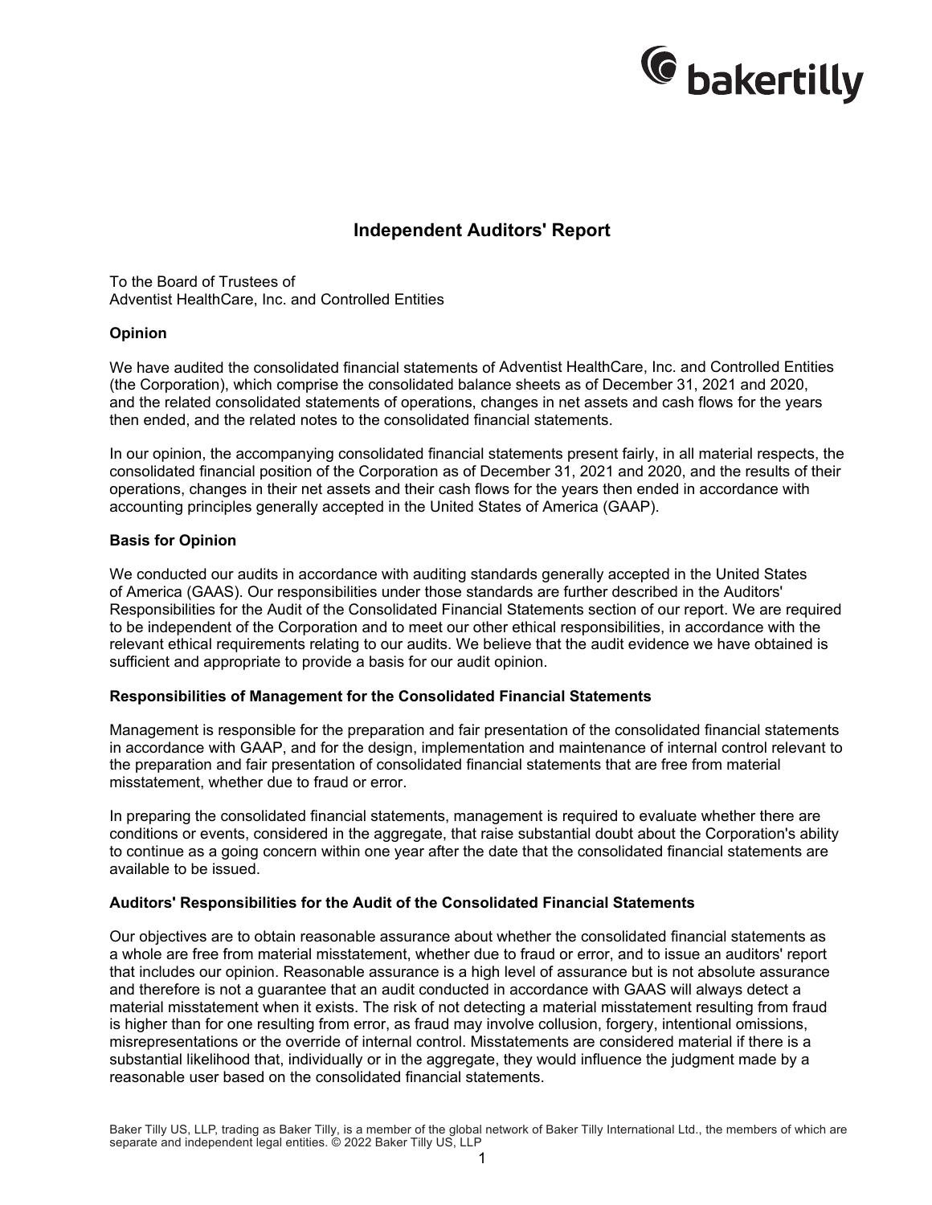# Independent Auditors' Report

To the Board of Trustees of
Adventist HealthCare, Inc. and Controlled Entities

**Opinion**

We have audited the consolidated financial statements of Adventist HealthCare, Inc. and Controlled Entities (the Corporation), which comprise the consolidated balance sheets as of December 31, 2021 and 2020, and the related consolidated statements of operations, changes in net assets and cash flows for the years then ended, and the related notes to the consolidated financial statements.

In our opinion, the accompanying consolidated financial statements present fairly, in all material respects, the consolidated financial position of the Corporation as of December 31, 2021 and 2020, and the results of their operations, changes in their net assets and their cash flows for the years then ended in accordance with accounting principles generally accepted in the United States of America (GAAP).

**Basis for Opinion**

We conducted our audits in accordance with auditing standards generally accepted in the United States of America (GAAS). Our responsibilities under those standards are further described in the Auditors' Responsibilities for the Audit of the Consolidated Financial Statements section of our report. We are required to be independent of the Corporation and to meet our other ethical responsibilities, in accordance with the relevant ethical requirements relating to our audits. We believe that the audit evidence we have obtained is sufficient and appropriate to provide a basis for our audit opinion.

**Responsibilities of Management for the Consolidated Financial Statements**

Management is responsible for the preparation and fair presentation of the consolidated financial statements in accordance with GAAP, and for the design, implementation and maintenance of internal control relevant to the preparation and fair presentation of consolidated financial statements that are free from material misstatement, whether due to fraud or error.

In preparing the consolidated financial statements, management is required to evaluate whether there are conditions or events, considered in the aggregate, that raise substantial doubt about the Corporation's ability to continue as a going concern within one year after the date that the consolidated financial statements are available to be issued.

**Auditors' Responsibilities for the Audit of the Consolidated Financial Statements**

Our objectives are to obtain reasonable assurance about whether the consolidated financial statements as a whole are free from material misstatement, whether due to fraud or error, and to issue an auditors' report that includes our opinion. Reasonable assurance is a high level of assurance but is not absolute assurance and therefore is not a guarantee that an audit conducted in accordance with GAAS will always detect a material misstatement when it exists. The risk of not detecting a material misstatement resulting from fraud is higher than for one resulting from error, as fraud may involve collusion, forgery, intentional omissions, misrepresentations or the override of internal control. Misstatements are considered material if there is a substantial likelihood that, individually or in the aggregate, they would influence the judgment made by a reasonable user based on the consolidated financial statements.

Baker Tilly US, LLP, trading as Baker Tilly, is a member of the global network of Baker Tilly International Ltd., the members of which are separate and independent legal entities. © 2022 Baker Tilly US, LLP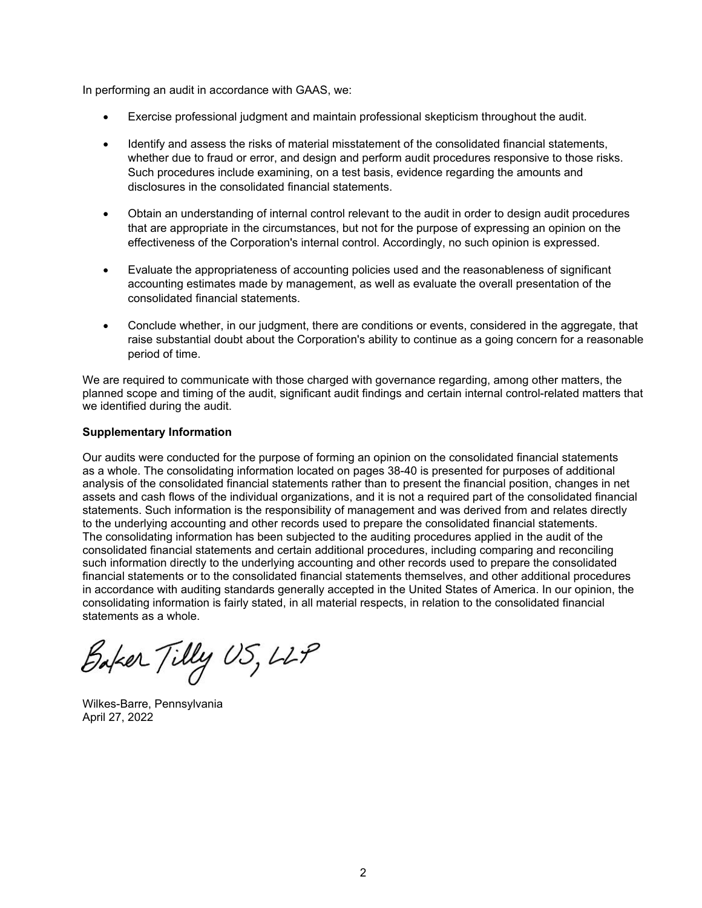In performing an audit in accordance with GAAS, we:

- Exercise professional judgment and maintain professional skepticism throughout the audit.
- Identify and assess the risks of material misstatement of the consolidated financial statements, whether due to fraud or error, and design and perform audit procedures responsive to those risks. Such procedures include examining, on a test basis, evidence regarding the amounts and disclosures in the consolidated financial statements.
- Obtain an understanding of internal control relevant to the audit in order to design audit procedures that are appropriate in the circumstances, but not for the purpose of expressing an opinion on the effectiveness of the Corporation's internal control. Accordingly, no such opinion is expressed.
- Evaluate the appropriateness of accounting policies used and the reasonableness of significant accounting estimates made by management, as well as evaluate the overall presentation of the consolidated financial statements.
- Conclude whether, in our judgment, there are conditions or events, considered in the aggregate, that raise substantial doubt about the Corporation's ability to continue as a going concern for a reasonable period of time.

We are required to communicate with those charged with governance regarding, among other matters, the planned scope and timing of the audit, significant audit findings and certain internal control-related matters that we identified during the audit.

**Supplementary Information**

Our audits were conducted for the purpose of forming an opinion on the consolidated financial statements as a whole. The consolidating information located on pages 38-40 is presented for purposes of additional analysis of the consolidated financial statements rather than to present the financial position, changes in net assets and cash flows of the individual organizations, and it is not a required part of the consolidated financial statements. Such information is the responsibility of management and was derived from and relates directly to the underlying accounting and other records used to prepare the consolidated financial statements. The consolidating information has been subjected to the auditing procedures applied in the audit of the consolidated financial statements and certain additional procedures, including comparing and reconciling such information directly to the underlying accounting and other records used to prepare the consolidated financial statements or to the consolidated financial statements themselves, and other additional procedures in accordance with auditing standards generally accepted in the United States of America. In our opinion, the consolidating information is fairly stated, in all material respects, in relation to the consolidated financial statements as a whole.

Baker Tilly US, LLP

Wilkes-Barre, Pennsylvania
April 27, 2022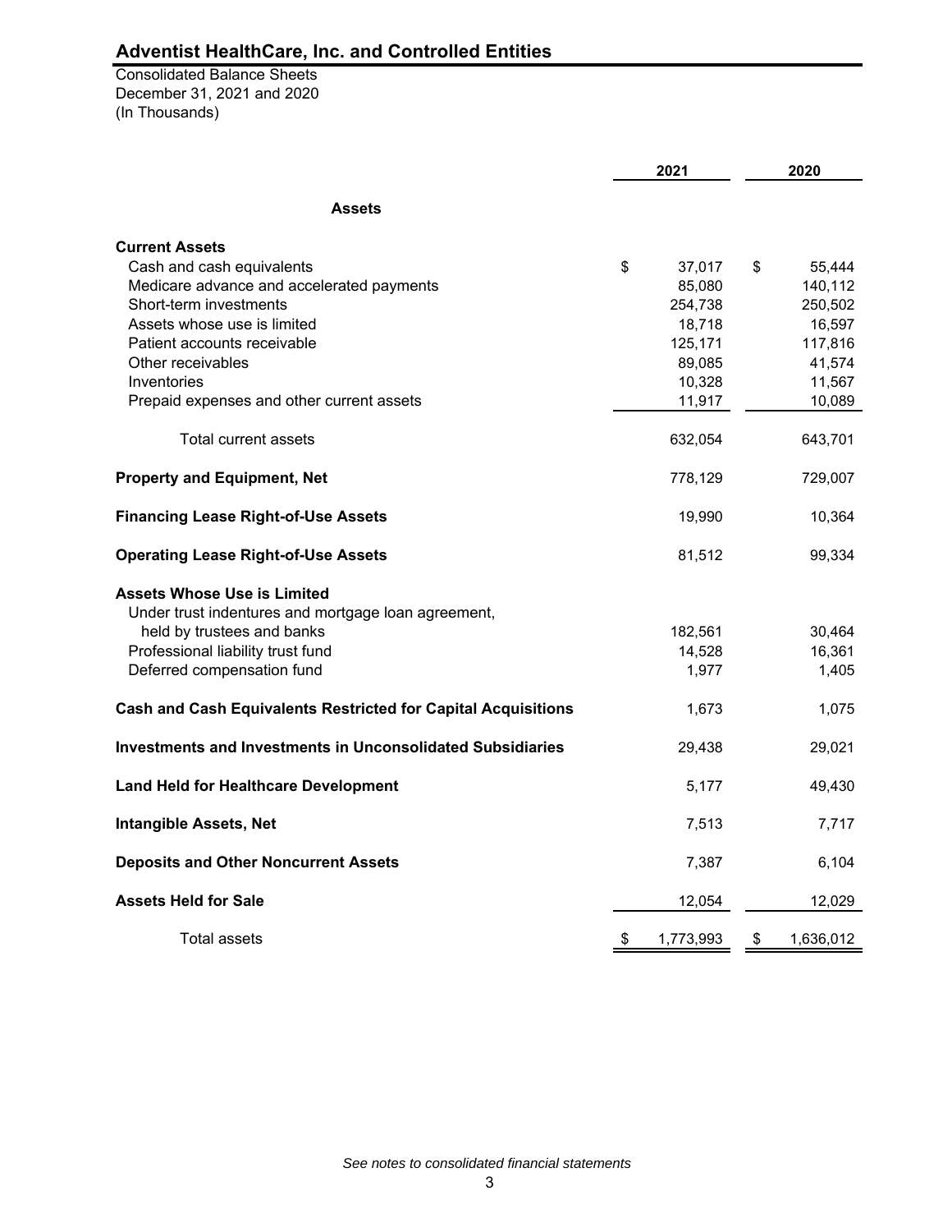# Adventist HealthCare, Inc. and Controlled Entities

Consolidated Balance Sheets
December 31, 2021 and 2020
(In Thousands)

| | 2021 | 2020 |
|---|---|---|
| **Assets** | | |
| **Current Assets** | | |
| Cash and cash equivalents | $ 37,017 | $ 55,444 |
| Medicare advance and accelerated payments | 85,080 | 140,112 |
| Short-term investments | 254,738 | 250,502 |
| Assets whose use is limited | 18,718 | 16,597 |
| Patient accounts receivable | 125,171 | 117,816 |
| Other receivables | 89,085 | 41,574 |
| Inventories | 10,328 | 11,567 |
| Prepaid expenses and other current assets | 11,917 | 10,089 |
| Total current assets | 632,054 | 643,701 |
| **Property and Equipment, Net** | 778,129 | 729,007 |
| **Financing Lease Right-of-Use Assets** | 19,990 | 10,364 |
| **Operating Lease Right-of-Use Assets** | 81,512 | 99,334 |
| **Assets Whose Use is Limited** | | |
| Under trust indentures and mortgage loan agreement, held by trustees and banks | 182,561 | 30,464 |
| Professional liability trust fund | 14,528 | 16,361 |
| Deferred compensation fund | 1,977 | 1,405 |
| **Cash and Cash Equivalents Restricted for Capital Acquisitions** | 1,673 | 1,075 |
| **Investments and Investments in Unconsolidated Subsidiaries** | 29,438 | 29,021 |
| **Land Held for Healthcare Development** | 5,177 | 49,430 |
| **Intangible Assets, Net** | 7,513 | 7,717 |
| **Deposits and Other Noncurrent Assets** | 7,387 | 6,104 |
| **Assets Held for Sale** | 12,054 | 12,029 |
| Total assets | $ 1,773,993 | $ 1,636,012 |

*See notes to consolidated financial statements*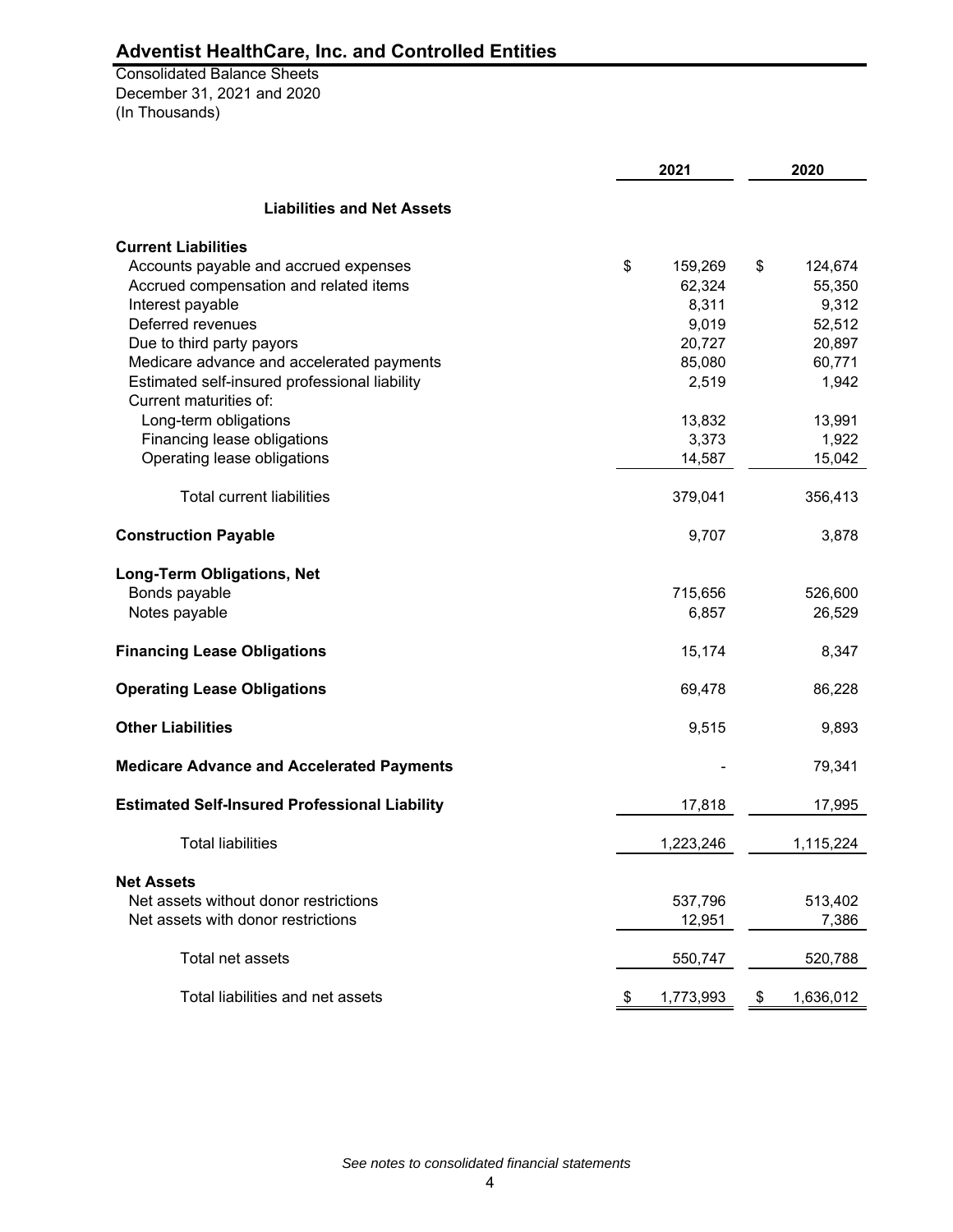# Adventist HealthCare, Inc. and Controlled Entities

Consolidated Balance Sheets
December 31, 2021 and 2020
(In Thousands)

| | 2021 | 2020 |
|---|---|---|
| **Liabilities and Net Assets** | | |
| **Current Liabilities** | | |
| Accounts payable and accrued expenses | $ 159,269 | $ 124,674 |
| Accrued compensation and related items | 62,324 | 55,350 |
| Interest payable | 8,311 | 9,312 |
| Deferred revenues | 9,019 | 52,512 |
| Due to third party payors | 20,727 | 20,897 |
| Medicare advance and accelerated payments | 85,080 | 60,771 |
| Estimated self-insured professional liability | 2,519 | 1,942 |
| Current maturities of: | | |
| Long-term obligations | 13,832 | 13,991 |
| Financing lease obligations | 3,373 | 1,922 |
| Operating lease obligations | 14,587 | 15,042 |
| Total current liabilities | 379,041 | 356,413 |
| **Construction Payable** | 9,707 | 3,878 |
| **Long-Term Obligations, Net** | | |
| Bonds payable | 715,656 | 526,600 |
| Notes payable | 6,857 | 26,529 |
| **Financing Lease Obligations** | 15,174 | 8,347 |
| **Operating Lease Obligations** | 69,478 | 86,228 |
| **Other Liabilities** | 9,515 | 9,893 |
| **Medicare Advance and Accelerated Payments** | - | 79,341 |
| **Estimated Self-Insured Professional Liability** | 17,818 | 17,995 |
| Total liabilities | 1,223,246 | 1,115,224 |
| **Net Assets** | | |
| Net assets without donor restrictions | 537,796 | 513,402 |
| Net assets with donor restrictions | 12,951 | 7,386 |
| Total net assets | 550,747 | 520,788 |
| Total liabilities and net assets | $ 1,773,993 | $ 1,636,012 |

*See notes to consolidated financial statements*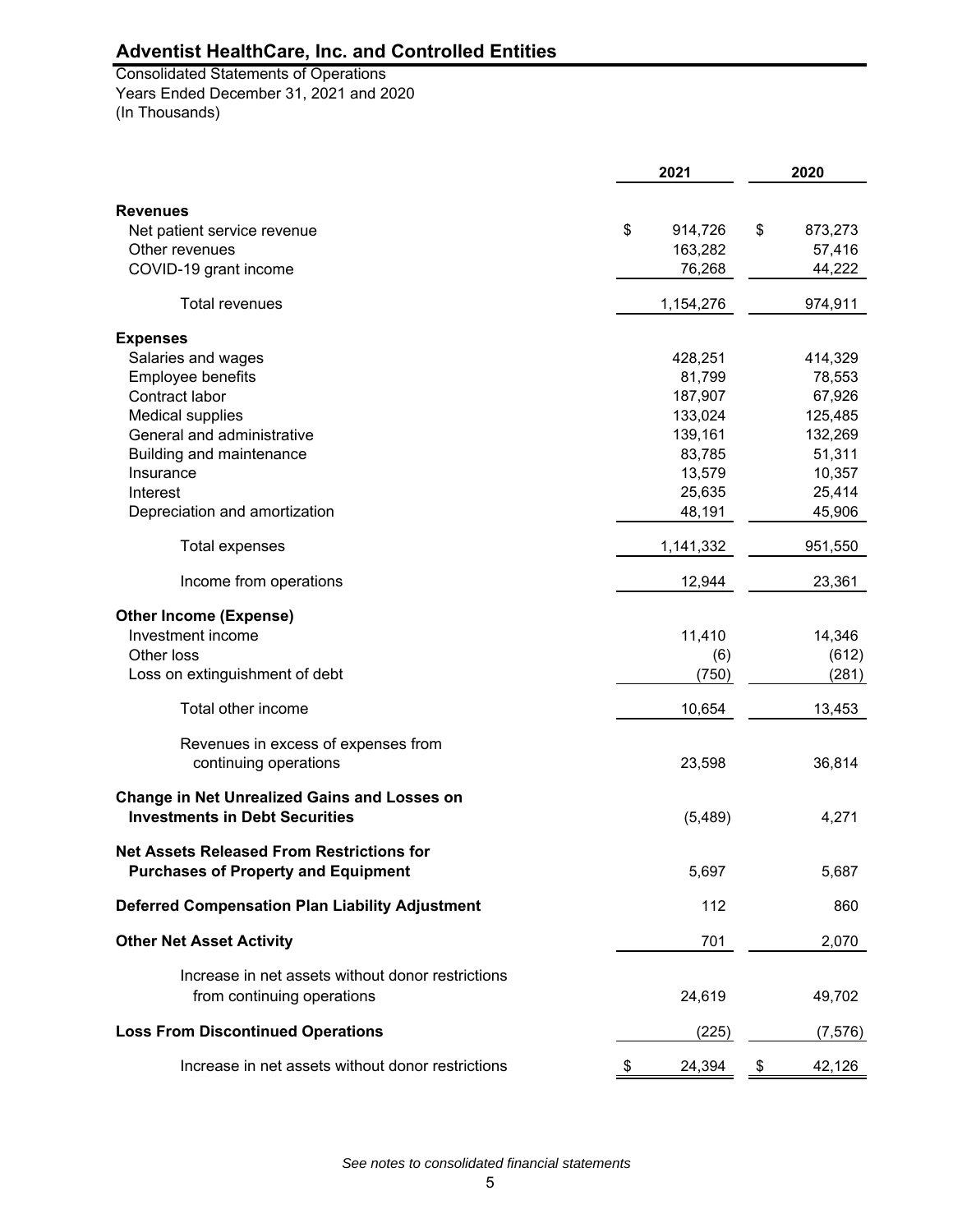# Adventist HealthCare, Inc. and Controlled Entities

Consolidated Statements of Operations
Years Ended December 31, 2021 and 2020
(In Thousands)

| | 2021 | 2020 |
|---|---|---|
| **Revenues** | | |
| Net patient service revenue | $ 914,726 | $ 873,273 |
| Other revenues | 163,282 | 57,416 |
| COVID-19 grant income | 76,268 | 44,222 |
| Total revenues | 1,154,276 | 974,911 |
| **Expenses** | | |
| Salaries and wages | 428,251 | 414,329 |
| Employee benefits | 81,799 | 78,553 |
| Contract labor | 187,907 | 67,926 |
| Medical supplies | 133,024 | 125,485 |
| General and administrative | 139,161 | 132,269 |
| Building and maintenance | 83,785 | 51,311 |
| Insurance | 13,579 | 10,357 |
| Interest | 25,635 | 25,414 |
| Depreciation and amortization | 48,191 | 45,906 |
| Total expenses | 1,141,332 | 951,550 |
| Income from operations | 12,944 | 23,361 |
| **Other Income (Expense)** | | |
| Investment income | 11,410 | 14,346 |
| Other loss | (6) | (612) |
| Loss on extinguishment of debt | (750) | (281) |
| Total other income | 10,654 | 13,453 |
| Revenues in excess of expenses from continuing operations | 23,598 | 36,814 |
| **Change in Net Unrealized Gains and Losses on Investments in Debt Securities** | (5,489) | 4,271 |
| **Net Assets Released From Restrictions for Purchases of Property and Equipment** | 5,697 | 5,687 |
| **Deferred Compensation Plan Liability Adjustment** | 112 | 860 |
| **Other Net Asset Activity** | 701 | 2,070 |
| Increase in net assets without donor restrictions from continuing operations | 24,619 | 49,702 |
| **Loss From Discontinued Operations** | (225) | (7,576) |
| Increase in net assets without donor restrictions | $ 24,394 | $ 42,126 |

*See notes to consolidated financial statements*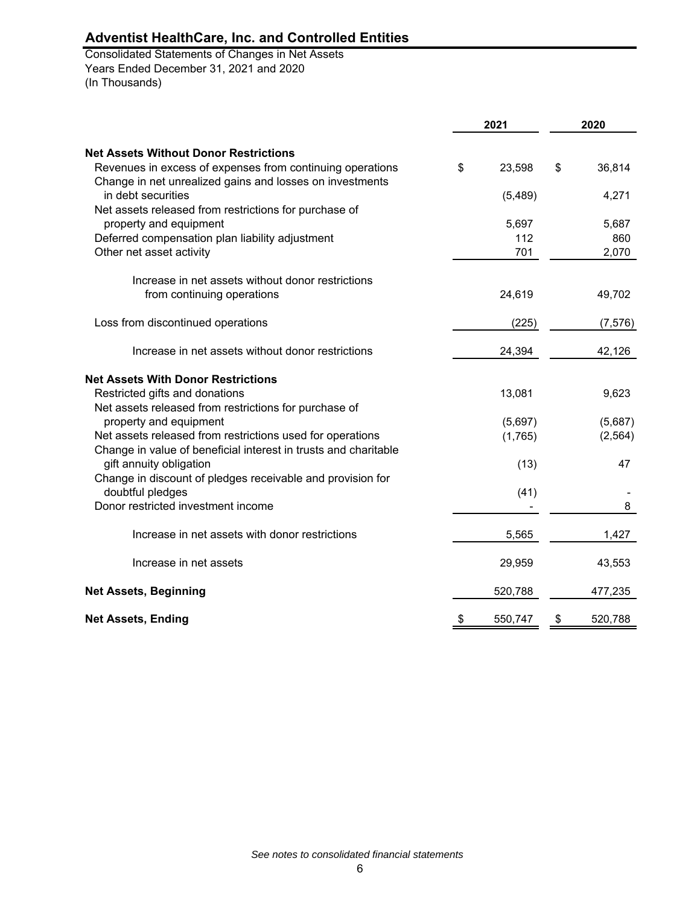# Adventist HealthCare, Inc. and Controlled Entities

Consolidated Statements of Changes in Net Assets
Years Ended December 31, 2021 and 2020
(In Thousands)

| | 2021 | 2020 |
|---|---|---|
| **Net Assets Without Donor Restrictions** | | |
| Revenues in excess of expenses from continuing operations | $ 23,598 | $ 36,814 |
| Change in net unrealized gains and losses on investments in debt securities | (5,489) | 4,271 |
| Net assets released from restrictions for purchase of property and equipment | 5,697 | 5,687 |
| Deferred compensation plan liability adjustment | 112 | 860 |
| Other net asset activity | 701 | 2,070 |
| Increase in net assets without donor restrictions from continuing operations | 24,619 | 49,702 |
| Loss from discontinued operations | (225) | (7,576) |
| Increase in net assets without donor restrictions | 24,394 | 42,126 |
| **Net Assets With Donor Restrictions** | | |
| Restricted gifts and donations | 13,081 | 9,623 |
| Net assets released from restrictions for purchase of property and equipment | (5,697) | (5,687) |
| Net assets released from restrictions used for operations | (1,765) | (2,564) |
| Change in value of beneficial interest in trusts and charitable gift annuity obligation | (13) | 47 |
| Change in discount of pledges receivable and provision for doubtful pledges | (41) | - |
| Donor restricted investment income | - | 8 |
| Increase in net assets with donor restrictions | 5,565 | 1,427 |
| Increase in net assets | 29,959 | 43,553 |
| **Net Assets, Beginning** | 520,788 | 477,235 |
| **Net Assets, Ending** | $ 550,747 | $ 520,788 |

*See notes to consolidated financial statements*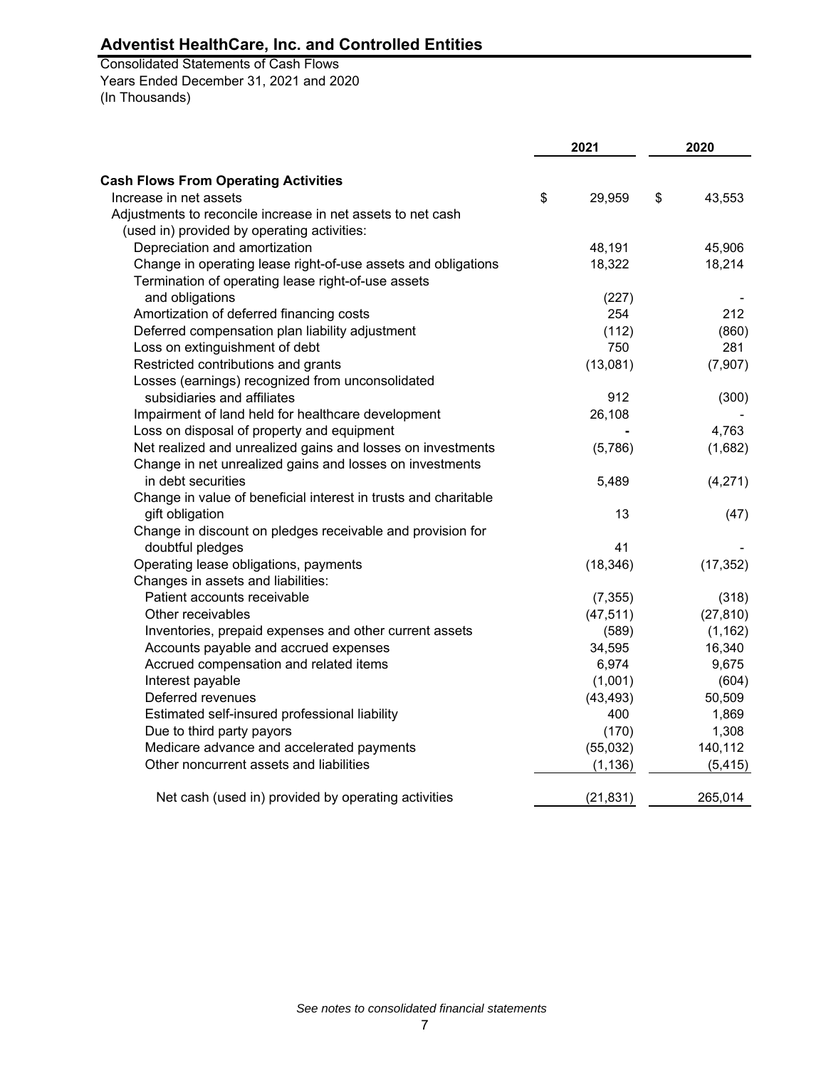# Adventist HealthCare, Inc. and Controlled Entities

Consolidated Statements of Cash Flows
Years Ended December 31, 2021 and 2020
(In Thousands)

| | 2021 | 2020 |
|---|---|---|
| **Cash Flows From Operating Activities** | | |
| Increase in net assets | $ 29,959 | $ 43,553 |
| Adjustments to reconcile increase in net assets to net cash (used in) provided by operating activities: | | |
| Depreciation and amortization | 48,191 | 45,906 |
| Change in operating lease right-of-use assets and obligations | 18,322 | 18,214 |
| Termination of operating lease right-of-use assets and obligations | (227) | - |
| Amortization of deferred financing costs | 254 | 212 |
| Deferred compensation plan liability adjustment | (112) | (860) |
| Loss on extinguishment of debt | 750 | 281 |
| Restricted contributions and grants | (13,081) | (7,907) |
| Losses (earnings) recognized from unconsolidated subsidiaries and affiliates | 912 | (300) |
| Impairment of land held for healthcare development | 26,108 | - |
| Loss on disposal of property and equipment | - | 4,763 |
| Net realized and unrealized gains and losses on investments | (5,786) | (1,682) |
| Change in net unrealized gains and losses on investments in debt securities | 5,489 | (4,271) |
| Change in value of beneficial interest in trusts and charitable gift obligation | 13 | (47) |
| Change in discount on pledges receivable and provision for doubtful pledges | 41 | - |
| Operating lease obligations, payments | (18,346) | (17,352) |
| Changes in assets and liabilities: | | |
| Patient accounts receivable | (7,355) | (318) |
| Other receivables | (47,511) | (27,810) |
| Inventories, prepaid expenses and other current assets | (589) | (1,162) |
| Accounts payable and accrued expenses | 34,595 | 16,340 |
| Accrued compensation and related items | 6,974 | 9,675 |
| Interest payable | (1,001) | (604) |
| Deferred revenues | (43,493) | 50,509 |
| Estimated self-insured professional liability | 400 | 1,869 |
| Due to third party payors | (170) | 1,308 |
| Medicare advance and accelerated payments | (55,032) | 140,112 |
| Other noncurrent assets and liabilities | (1,136) | (5,415) |
| Net cash (used in) provided by operating activities | (21,831) | 265,014 |

*See notes to consolidated financial statements*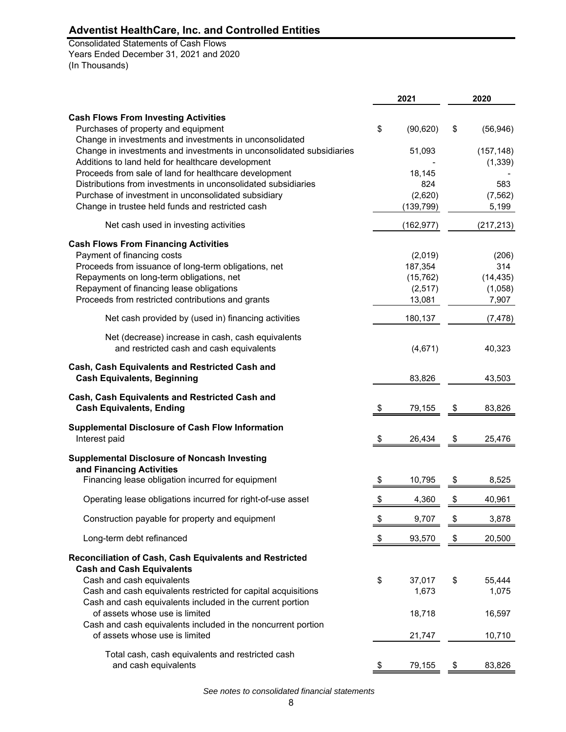# Adventist HealthCare, Inc. and Controlled Entities

Consolidated Statements of Cash Flows
Years Ended December 31, 2021 and 2020
(In Thousands)

| | 2021 | 2020 |
|---|---|---|
| **Cash Flows From Investing Activities** | | |
| Purchases of property and equipment | $ (90,620) | $ (56,946) |
| Change in investments and investments in unconsolidated | | |
| Change in investments and investments in unconsolidated subsidiaries | 51,093 | (157,148) |
| Additions to land held for healthcare development | - | (1,339) |
| Proceeds from sale of land for healthcare development | 18,145 | - |
| Distributions from investments in unconsolidated subsidiaries | 824 | 583 |
| Purchase of investment in unconsolidated subsidiary | (2,620) | (7,562) |
| Change in trustee held funds and restricted cash | (139,799) | 5,199 |
| Net cash used in investing activities | (162,977) | (217,213) |
| **Cash Flows From Financing Activities** | | |
| Payment of financing costs | (2,019) | (206) |
| Proceeds from issuance of long-term obligations, net | 187,354 | 314 |
| Repayments on long-term obligations, net | (15,762) | (14,435) |
| Repayment of financing lease obligations | (2,517) | (1,058) |
| Proceeds from restricted contributions and grants | 13,081 | 7,907 |
| Net cash provided by (used in) financing activities | 180,137 | (7,478) |
| Net (decrease) increase in cash, cash equivalents and restricted cash and cash equivalents | (4,671) | 40,323 |
| **Cash, Cash Equivalents and Restricted Cash and Cash Equivalents, Beginning** | 83,826 | 43,503 |
| **Cash, Cash Equivalents and Restricted Cash and Cash Equivalents, Ending** | $ 79,155 | $ 83,826 |
| **Supplemental Disclosure of Cash Flow Information** | | |
| Interest paid | $ 26,434 | $ 25,476 |
| **Supplemental Disclosure of Noncash Investing and Financing Activities** | | |
| Financing lease obligation incurred for equipment | $ 10,795 | $ 8,525 |
| Operating lease obligations incurred for right-of-use asset | $ 4,360 | $ 40,961 |
| Construction payable for property and equipment | $ 9,707 | $ 3,878 |
| Long-term debt refinanced | $ 93,570 | $ 20,500 |
| **Reconciliation of Cash, Cash Equivalents and Restricted Cash and Cash Equivalents** | | |
| Cash and cash equivalents | $ 37,017 | $ 55,444 |
| Cash and cash equivalents restricted for capital acquisitions | 1,673 | 1,075 |
| Cash and cash equivalents included in the current portion of assets whose use is limited | 18,718 | 16,597 |
| Cash and cash equivalents included in the noncurrent portion of assets whose use is limited | 21,747 | 10,710 |
| Total cash, cash equivalents and restricted cash and cash equivalents | $ 79,155 | $ 83,826 |

*See notes to consolidated financial statements*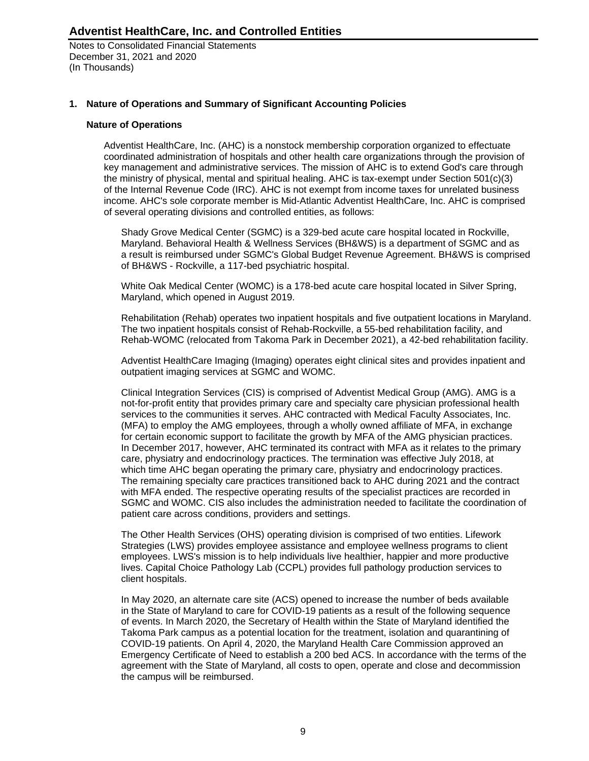## 1. Nature of Operations and Summary of Significant Accounting Policies

### Nature of Operations

Adventist HealthCare, Inc. (AHC) is a nonstock membership corporation organized to effectuate coordinated administration of hospitals and other health care organizations through the provision of key management and administrative services. The mission of AHC is to extend God's care through the ministry of physical, mental and spiritual healing. AHC is tax-exempt under Section 501(c)(3) of the Internal Revenue Code (IRC). AHC is not exempt from income taxes for unrelated business income. AHC's sole corporate member is Mid-Atlantic Adventist HealthCare, Inc. AHC is comprised of several operating divisions and controlled entities, as follows:

Shady Grove Medical Center (SGMC) is a 329-bed acute care hospital located in Rockville, Maryland. Behavioral Health & Wellness Services (BH&WS) is a department of SGMC and as a result is reimbursed under SGMC's Global Budget Revenue Agreement. BH&WS is comprised of BH&WS - Rockville, a 117-bed psychiatric hospital.

White Oak Medical Center (WOMC) is a 178-bed acute care hospital located in Silver Spring, Maryland, which opened in August 2019.

Rehabilitation (Rehab) operates two inpatient hospitals and five outpatient locations in Maryland. The two inpatient hospitals consist of Rehab-Rockville, a 55-bed rehabilitation facility, and Rehab-WOMC (relocated from Takoma Park in December 2021), a 42-bed rehabilitation facility.

Adventist HealthCare Imaging (Imaging) operates eight clinical sites and provides inpatient and outpatient imaging services at SGMC and WOMC.

Clinical Integration Services (CIS) is comprised of Adventist Medical Group (AMG). AMG is a not-for-profit entity that provides primary care and specialty care physician professional health services to the communities it serves. AHC contracted with Medical Faculty Associates, Inc. (MFA) to employ the AMG employees, through a wholly owned affiliate of MFA, in exchange for certain economic support to facilitate the growth by MFA of the AMG physician practices. In December 2017, however, AHC terminated its contract with MFA as it relates to the primary care, physiatry and endocrinology practices. The termination was effective July 2018, at which time AHC began operating the primary care, physiatry and endocrinology practices. The remaining specialty care practices transitioned back to AHC during 2021 and the contract with MFA ended. The respective operating results of the specialist practices are recorded in SGMC and WOMC. CIS also includes the administration needed to facilitate the coordination of patient care across conditions, providers and settings.

The Other Health Services (OHS) operating division is comprised of two entities. Lifework Strategies (LWS) provides employee assistance and employee wellness programs to client employees. LWS's mission is to help individuals live healthier, happier and more productive lives. Capital Choice Pathology Lab (CCPL) provides full pathology production services to client hospitals.

In May 2020, an alternate care site (ACS) opened to increase the number of beds available in the State of Maryland to care for COVID-19 patients as a result of the following sequence of events. In March 2020, the Secretary of Health within the State of Maryland identified the Takoma Park campus as a potential location for the treatment, isolation and quarantining of COVID-19 patients. On April 4, 2020, the Maryland Health Care Commission approved an Emergency Certificate of Need to establish a 200 bed ACS. In accordance with the terms of the agreement with the State of Maryland, all costs to open, operate and close and decommission the campus will be reimbursed.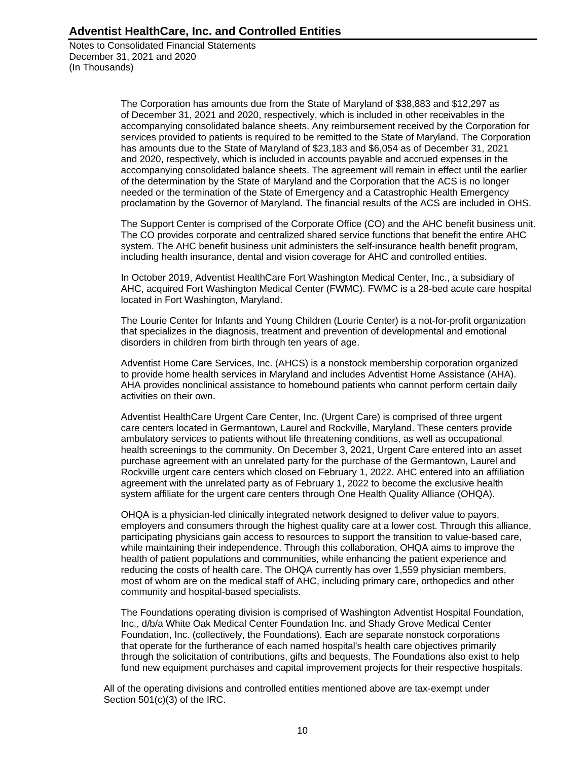The Corporation has amounts due from the State of Maryland of $38,883 and $12,297 as of December 31, 2021 and 2020, respectively, which is included in other receivables in the accompanying consolidated balance sheets. Any reimbursement received by the Corporation for services provided to patients is required to be remitted to the State of Maryland. The Corporation has amounts due to the State of Maryland of $23,183 and $6,054 as of December 31, 2021 and 2020, respectively, which is included in accounts payable and accrued expenses in the accompanying consolidated balance sheets. The agreement will remain in effect until the earlier of the determination by the State of Maryland and the Corporation that the ACS is no longer needed or the termination of the State of Emergency and a Catastrophic Health Emergency proclamation by the Governor of Maryland. The financial results of the ACS are included in OHS.

The Support Center is comprised of the Corporate Office (CO) and the AHC benefit business unit. The CO provides corporate and centralized shared service functions that benefit the entire AHC system. The AHC benefit business unit administers the self-insurance health benefit program, including health insurance, dental and vision coverage for AHC and controlled entities.

In October 2019, Adventist HealthCare Fort Washington Medical Center, Inc., a subsidiary of AHC, acquired Fort Washington Medical Center (FWMC). FWMC is a 28-bed acute care hospital located in Fort Washington, Maryland.

The Lourie Center for Infants and Young Children (Lourie Center) is a not-for-profit organization that specializes in the diagnosis, treatment and prevention of developmental and emotional disorders in children from birth through ten years of age.

Adventist Home Care Services, Inc. (AHCS) is a nonstock membership corporation organized to provide home health services in Maryland and includes Adventist Home Assistance (AHA). AHA provides nonclinical assistance to homebound patients who cannot perform certain daily activities on their own.

Adventist HealthCare Urgent Care Center, Inc. (Urgent Care) is comprised of three urgent care centers located in Germantown, Laurel and Rockville, Maryland. These centers provide ambulatory services to patients without life threatening conditions, as well as occupational health screenings to the community. On December 3, 2021, Urgent Care entered into an asset purchase agreement with an unrelated party for the purchase of the Germantown, Laurel and Rockville urgent care centers which closed on February 1, 2022. AHC entered into an affiliation agreement with the unrelated party as of February 1, 2022 to become the exclusive health system affiliate for the urgent care centers through One Health Quality Alliance (OHQA).

OHQA is a physician-led clinically integrated network designed to deliver value to payors, employers and consumers through the highest quality care at a lower cost. Through this alliance, participating physicians gain access to resources to support the transition to value-based care, while maintaining their independence. Through this collaboration, OHQA aims to improve the health of patient populations and communities, while enhancing the patient experience and reducing the costs of health care. The OHQA currently has over 1,559 physician members, most of whom are on the medical staff of AHC, including primary care, orthopedics and other community and hospital-based specialists.

The Foundations operating division is comprised of Washington Adventist Hospital Foundation, Inc., d/b/a White Oak Medical Center Foundation Inc. and Shady Grove Medical Center Foundation, Inc. (collectively, the Foundations). Each are separate nonstock corporations that operate for the furtherance of each named hospital's health care objectives primarily through the solicitation of contributions, gifts and bequests. The Foundations also exist to help fund new equipment purchases and capital improvement projects for their respective hospitals.

All of the operating divisions and controlled entities mentioned above are tax-exempt under Section 501(c)(3) of the IRC.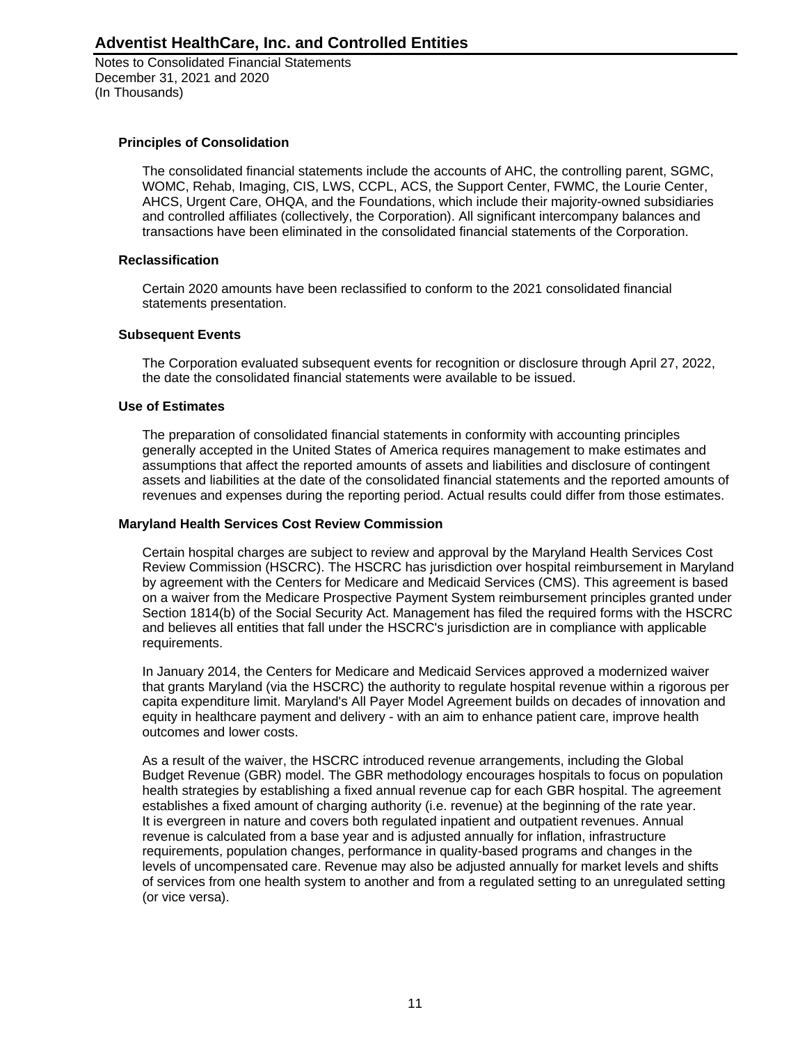### Principles of Consolidation

The consolidated financial statements include the accounts of AHC, the controlling parent, SGMC, WOMC, Rehab, Imaging, CIS, LWS, CCPL, ACS, the Support Center, FWMC, the Lourie Center, AHCS, Urgent Care, OHQA, and the Foundations, which include their majority-owned subsidiaries and controlled affiliates (collectively, the Corporation). All significant intercompany balances and transactions have been eliminated in the consolidated financial statements of the Corporation.

### Reclassification

Certain 2020 amounts have been reclassified to conform to the 2021 consolidated financial statements presentation.

### Subsequent Events

The Corporation evaluated subsequent events for recognition or disclosure through April 27, 2022, the date the consolidated financial statements were available to be issued.

### Use of Estimates

The preparation of consolidated financial statements in conformity with accounting principles generally accepted in the United States of America requires management to make estimates and assumptions that affect the reported amounts of assets and liabilities and disclosure of contingent assets and liabilities at the date of the consolidated financial statements and the reported amounts of revenues and expenses during the reporting period. Actual results could differ from those estimates.

### Maryland Health Services Cost Review Commission

Certain hospital charges are subject to review and approval by the Maryland Health Services Cost Review Commission (HSCRC). The HSCRC has jurisdiction over hospital reimbursement in Maryland by agreement with the Centers for Medicare and Medicaid Services (CMS). This agreement is based on a waiver from the Medicare Prospective Payment System reimbursement principles granted under Section 1814(b) of the Social Security Act. Management has filed the required forms with the HSCRC and believes all entities that fall under the HSCRC's jurisdiction are in compliance with applicable requirements.

In January 2014, the Centers for Medicare and Medicaid Services approved a modernized waiver that grants Maryland (via the HSCRC) the authority to regulate hospital revenue within a rigorous per capita expenditure limit. Maryland's All Payer Model Agreement builds on decades of innovation and equity in healthcare payment and delivery - with an aim to enhance patient care, improve health outcomes and lower costs.

As a result of the waiver, the HSCRC introduced revenue arrangements, including the Global Budget Revenue (GBR) model. The GBR methodology encourages hospitals to focus on population health strategies by establishing a fixed annual revenue cap for each GBR hospital. The agreement establishes a fixed amount of charging authority (i.e. revenue) at the beginning of the rate year. It is evergreen in nature and covers both regulated inpatient and outpatient revenues. Annual revenue is calculated from a base year and is adjusted annually for inflation, infrastructure requirements, population changes, performance in quality-based programs and changes in the levels of uncompensated care. Revenue may also be adjusted annually for market levels and shifts of services from one health system to another and from a regulated setting to an unregulated setting (or vice versa).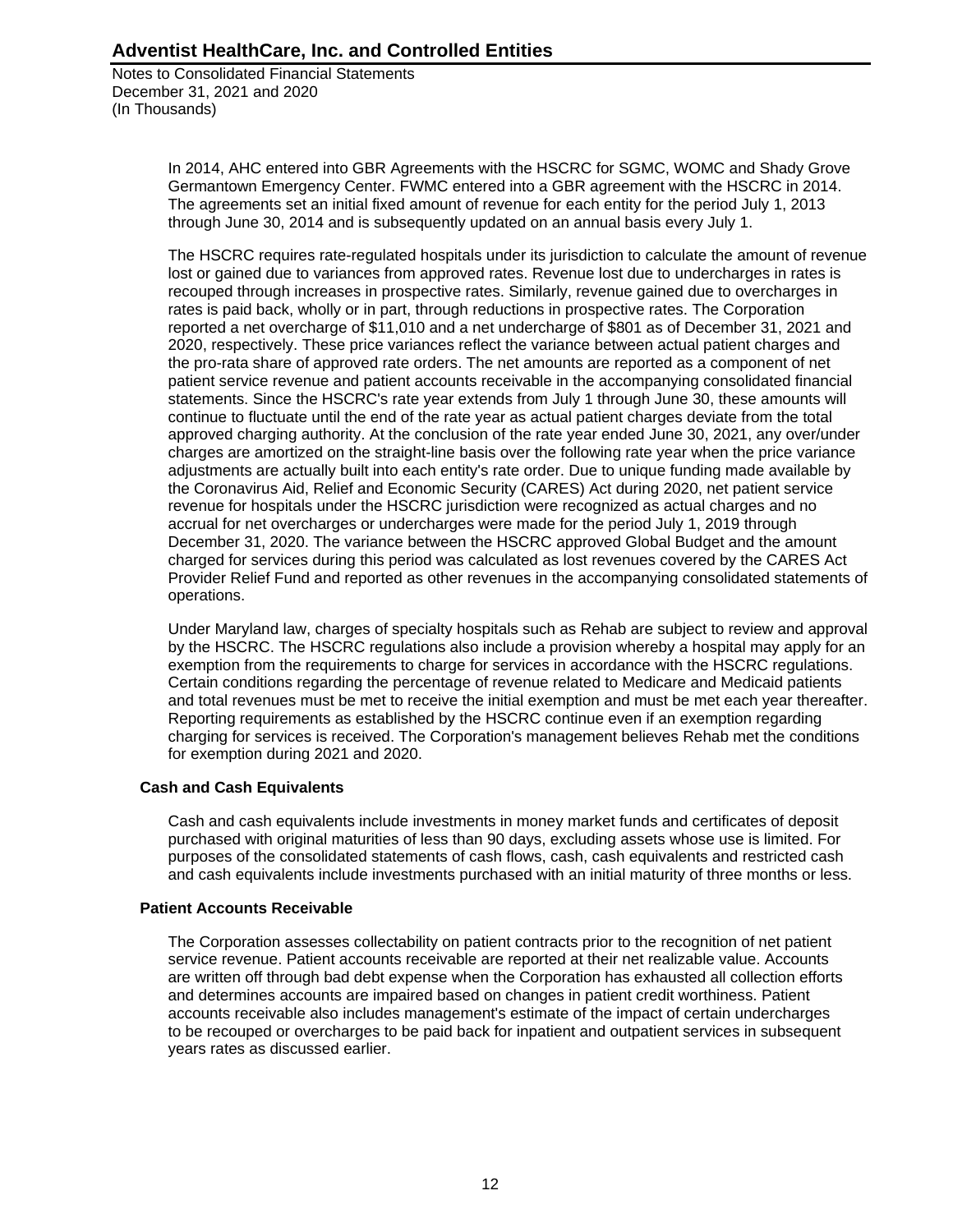In 2014, AHC entered into GBR Agreements with the HSCRC for SGMC, WOMC and Shady Grove Germantown Emergency Center. FWMC entered into a GBR agreement with the HSCRC in 2014. The agreements set an initial fixed amount of revenue for each entity for the period July 1, 2013 through June 30, 2014 and is subsequently updated on an annual basis every July 1.

The HSCRC requires rate-regulated hospitals under its jurisdiction to calculate the amount of revenue lost or gained due to variances from approved rates. Revenue lost due to undercharges in rates is recouped through increases in prospective rates. Similarly, revenue gained due to overcharges in rates is paid back, wholly or in part, through reductions in prospective rates. The Corporation reported a net overcharge of $11,010 and a net undercharge of $801 as of December 31, 2021 and 2020, respectively. These price variances reflect the variance between actual patient charges and the pro-rata share of approved rate orders. The net amounts are reported as a component of net patient service revenue and patient accounts receivable in the accompanying consolidated financial statements. Since the HSCRC's rate year extends from July 1 through June 30, these amounts will continue to fluctuate until the end of the rate year as actual patient charges deviate from the total approved charging authority. At the conclusion of the rate year ended June 30, 2021, any over/under charges are amortized on the straight-line basis over the following rate year when the price variance adjustments are actually built into each entity's rate order. Due to unique funding made available by the Coronavirus Aid, Relief and Economic Security (CARES) Act during 2020, net patient service revenue for hospitals under the HSCRC jurisdiction were recognized as actual charges and no accrual for net overcharges or undercharges were made for the period July 1, 2019 through December 31, 2020. The variance between the HSCRC approved Global Budget and the amount charged for services during this period was calculated as lost revenues covered by the CARES Act Provider Relief Fund and reported as other revenues in the accompanying consolidated statements of operations.

Under Maryland law, charges of specialty hospitals such as Rehab are subject to review and approval by the HSCRC. The HSCRC regulations also include a provision whereby a hospital may apply for an exemption from the requirements to charge for services in accordance with the HSCRC regulations. Certain conditions regarding the percentage of revenue related to Medicare and Medicaid patients and total revenues must be met to receive the initial exemption and must be met each year thereafter. Reporting requirements as established by the HSCRC continue even if an exemption regarding charging for services is received. The Corporation's management believes Rehab met the conditions for exemption during 2021 and 2020.

### Cash and Cash Equivalents

Cash and cash equivalents include investments in money market funds and certificates of deposit purchased with original maturities of less than 90 days, excluding assets whose use is limited. For purposes of the consolidated statements of cash flows, cash, cash equivalents and restricted cash and cash equivalents include investments purchased with an initial maturity of three months or less.

### Patient Accounts Receivable

The Corporation assesses collectability on patient contracts prior to the recognition of net patient service revenue. Patient accounts receivable are reported at their net realizable value. Accounts are written off through bad debt expense when the Corporation has exhausted all collection efforts and determines accounts are impaired based on changes in patient credit worthiness. Patient accounts receivable also includes management's estimate of the impact of certain undercharges to be recouped or overcharges to be paid back for inpatient and outpatient services in subsequent years rates as discussed earlier.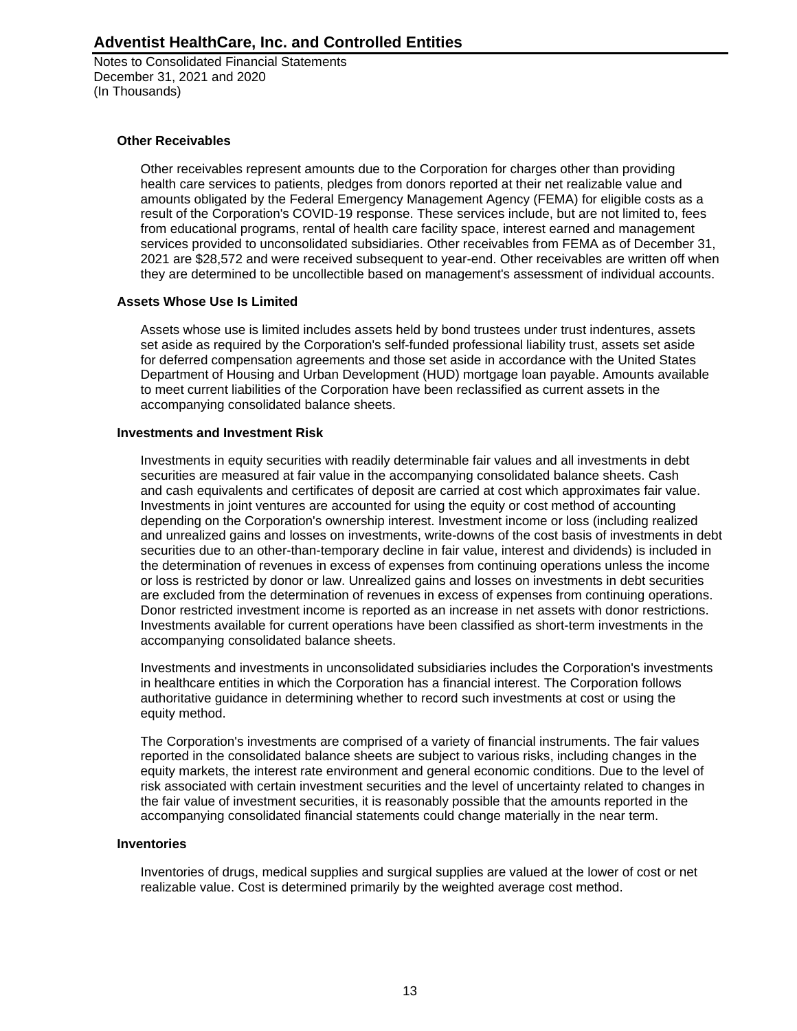### Other Receivables

Other receivables represent amounts due to the Corporation for charges other than providing health care services to patients, pledges from donors reported at their net realizable value and amounts obligated by the Federal Emergency Management Agency (FEMA) for eligible costs as a result of the Corporation's COVID-19 response. These services include, but are not limited to, fees from educational programs, rental of health care facility space, interest earned and management services provided to unconsolidated subsidiaries. Other receivables from FEMA as of December 31, 2021 are $28,572 and were received subsequent to year-end. Other receivables are written off when they are determined to be uncollectible based on management's assessment of individual accounts.

### Assets Whose Use Is Limited

Assets whose use is limited includes assets held by bond trustees under trust indentures, assets set aside as required by the Corporation's self-funded professional liability trust, assets set aside for deferred compensation agreements and those set aside in accordance with the United States Department of Housing and Urban Development (HUD) mortgage loan payable. Amounts available to meet current liabilities of the Corporation have been reclassified as current assets in the accompanying consolidated balance sheets.

### Investments and Investment Risk

Investments in equity securities with readily determinable fair values and all investments in debt securities are measured at fair value in the accompanying consolidated balance sheets. Cash and cash equivalents and certificates of deposit are carried at cost which approximates fair value. Investments in joint ventures are accounted for using the equity or cost method of accounting depending on the Corporation's ownership interest. Investment income or loss (including realized and unrealized gains and losses on investments, write-downs of the cost basis of investments in debt securities due to an other-than-temporary decline in fair value, interest and dividends) is included in the determination of revenues in excess of expenses from continuing operations unless the income or loss is restricted by donor or law. Unrealized gains and losses on investments in debt securities are excluded from the determination of revenues in excess of expenses from continuing operations. Donor restricted investment income is reported as an increase in net assets with donor restrictions. Investments available for current operations have been classified as short-term investments in the accompanying consolidated balance sheets.

Investments and investments in unconsolidated subsidiaries includes the Corporation's investments in healthcare entities in which the Corporation has a financial interest. The Corporation follows authoritative guidance in determining whether to record such investments at cost or using the equity method.

The Corporation's investments are comprised of a variety of financial instruments. The fair values reported in the consolidated balance sheets are subject to various risks, including changes in the equity markets, the interest rate environment and general economic conditions. Due to the level of risk associated with certain investment securities and the level of uncertainty related to changes in the fair value of investment securities, it is reasonably possible that the amounts reported in the accompanying consolidated financial statements could change materially in the near term.

### Inventories

Inventories of drugs, medical supplies and surgical supplies are valued at the lower of cost or net realizable value. Cost is determined primarily by the weighted average cost method.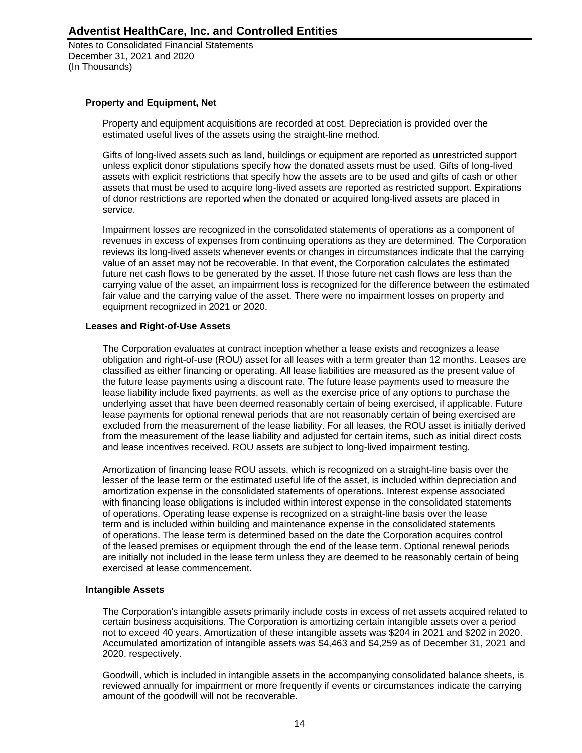### Property and Equipment, Net

Property and equipment acquisitions are recorded at cost. Depreciation is provided over the estimated useful lives of the assets using the straight-line method.

Gifts of long-lived assets such as land, buildings or equipment are reported as unrestricted support unless explicit donor stipulations specify how the donated assets must be used. Gifts of long-lived assets with explicit restrictions that specify how the assets are to be used and gifts of cash or other assets that must be used to acquire long-lived assets are reported as restricted support. Expirations of donor restrictions are reported when the donated or acquired long-lived assets are placed in service.

Impairment losses are recognized in the consolidated statements of operations as a component of revenues in excess of expenses from continuing operations as they are determined. The Corporation reviews its long-lived assets whenever events or changes in circumstances indicate that the carrying value of an asset may not be recoverable. In that event, the Corporation calculates the estimated future net cash flows to be generated by the asset. If those future net cash flows are less than the carrying value of the asset, an impairment loss is recognized for the difference between the estimated fair value and the carrying value of the asset. There were no impairment losses on property and equipment recognized in 2021 or 2020.

### Leases and Right-of-Use Assets

The Corporation evaluates at contract inception whether a lease exists and recognizes a lease obligation and right-of-use (ROU) asset for all leases with a term greater than 12 months. Leases are classified as either financing or operating. All lease liabilities are measured as the present value of the future lease payments using a discount rate. The future lease payments used to measure the lease liability include fixed payments, as well as the exercise price of any options to purchase the underlying asset that have been deemed reasonably certain of being exercised, if applicable. Future lease payments for optional renewal periods that are not reasonably certain of being exercised are excluded from the measurement of the lease liability. For all leases, the ROU asset is initially derived from the measurement of the lease liability and adjusted for certain items, such as initial direct costs and lease incentives received. ROU assets are subject to long-lived impairment testing.

Amortization of financing lease ROU assets, which is recognized on a straight-line basis over the lesser of the lease term or the estimated useful life of the asset, is included within depreciation and amortization expense in the consolidated statements of operations. Interest expense associated with financing lease obligations is included within interest expense in the consolidated statements of operations. Operating lease expense is recognized on a straight-line basis over the lease term and is included within building and maintenance expense in the consolidated statements of operations. The lease term is determined based on the date the Corporation acquires control of the leased premises or equipment through the end of the lease term. Optional renewal periods are initially not included in the lease term unless they are deemed to be reasonably certain of being exercised at lease commencement.

### Intangible Assets

The Corporation's intangible assets primarily include costs in excess of net assets acquired related to certain business acquisitions. The Corporation is amortizing certain intangible assets over a period not to exceed 40 years. Amortization of these intangible assets was $204 in 2021 and $202 in 2020. Accumulated amortization of intangible assets was $4,463 and $4,259 as of December 31, 2021 and 2020, respectively.

Goodwill, which is included in intangible assets in the accompanying consolidated balance sheets, is reviewed annually for impairment or more frequently if events or circumstances indicate the carrying amount of the goodwill will not be recoverable.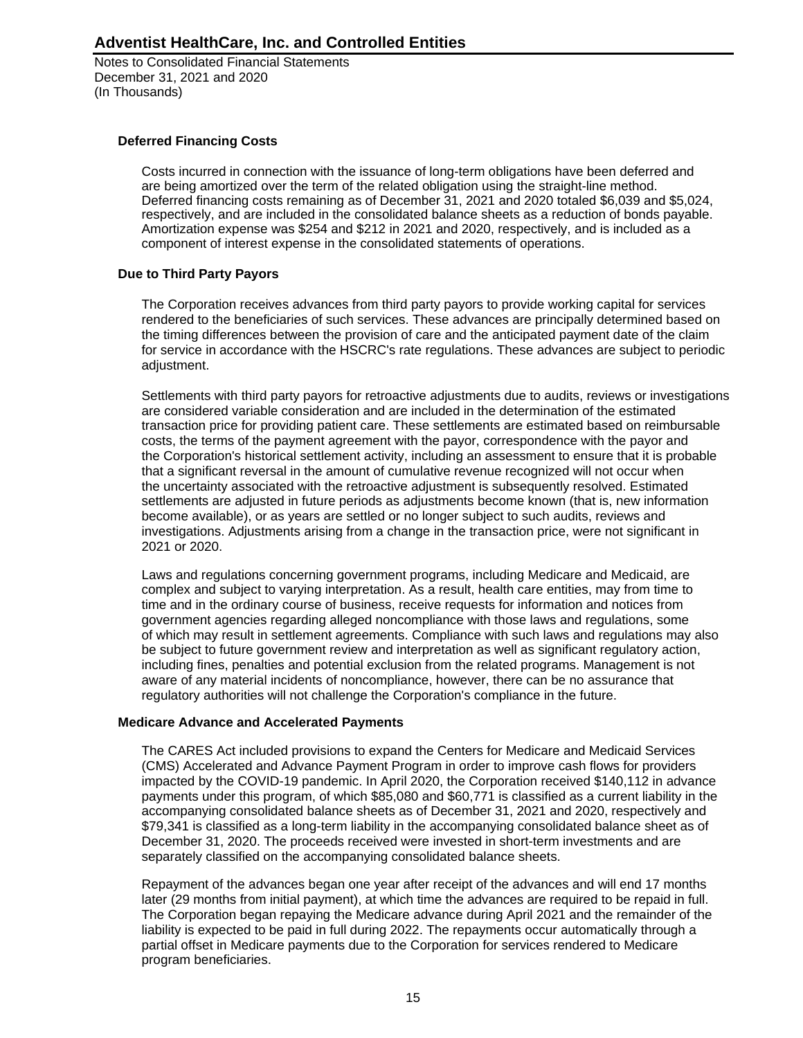### Deferred Financing Costs

Costs incurred in connection with the issuance of long-term obligations have been deferred and are being amortized over the term of the related obligation using the straight-line method. Deferred financing costs remaining as of December 31, 2021 and 2020 totaled $6,039 and $5,024, respectively, and are included in the consolidated balance sheets as a reduction of bonds payable. Amortization expense was $254 and $212 in 2021 and 2020, respectively, and is included as a component of interest expense in the consolidated statements of operations.

### Due to Third Party Payors

The Corporation receives advances from third party payors to provide working capital for services rendered to the beneficiaries of such services. These advances are principally determined based on the timing differences between the provision of care and the anticipated payment date of the claim for service in accordance with the HSCRC's rate regulations. These advances are subject to periodic adjustment.

Settlements with third party payors for retroactive adjustments due to audits, reviews or investigations are considered variable consideration and are included in the determination of the estimated transaction price for providing patient care. These settlements are estimated based on reimbursable costs, the terms of the payment agreement with the payor, correspondence with the payor and the Corporation's historical settlement activity, including an assessment to ensure that it is probable that a significant reversal in the amount of cumulative revenue recognized will not occur when the uncertainty associated with the retroactive adjustment is subsequently resolved. Estimated settlements are adjusted in future periods as adjustments become known (that is, new information become available), or as years are settled or no longer subject to such audits, reviews and investigations. Adjustments arising from a change in the transaction price, were not significant in 2021 or 2020.

Laws and regulations concerning government programs, including Medicare and Medicaid, are complex and subject to varying interpretation. As a result, health care entities, may from time to time and in the ordinary course of business, receive requests for information and notices from government agencies regarding alleged noncompliance with those laws and regulations, some of which may result in settlement agreements. Compliance with such laws and regulations may also be subject to future government review and interpretation as well as significant regulatory action, including fines, penalties and potential exclusion from the related programs. Management is not aware of any material incidents of noncompliance, however, there can be no assurance that regulatory authorities will not challenge the Corporation's compliance in the future.

### Medicare Advance and Accelerated Payments

The CARES Act included provisions to expand the Centers for Medicare and Medicaid Services (CMS) Accelerated and Advance Payment Program in order to improve cash flows for providers impacted by the COVID-19 pandemic. In April 2020, the Corporation received $140,112 in advance payments under this program, of which $85,080 and $60,771 is classified as a current liability in the accompanying consolidated balance sheets as of December 31, 2021 and 2020, respectively and $79,341 is classified as a long-term liability in the accompanying consolidated balance sheet as of December 31, 2020. The proceeds received were invested in short-term investments and are separately classified on the accompanying consolidated balance sheets.

Repayment of the advances began one year after receipt of the advances and will end 17 months later (29 months from initial payment), at which time the advances are required to be repaid in full. The Corporation began repaying the Medicare advance during April 2021 and the remainder of the liability is expected to be paid in full during 2022. The repayments occur automatically through a partial offset in Medicare payments due to the Corporation for services rendered to Medicare program beneficiaries.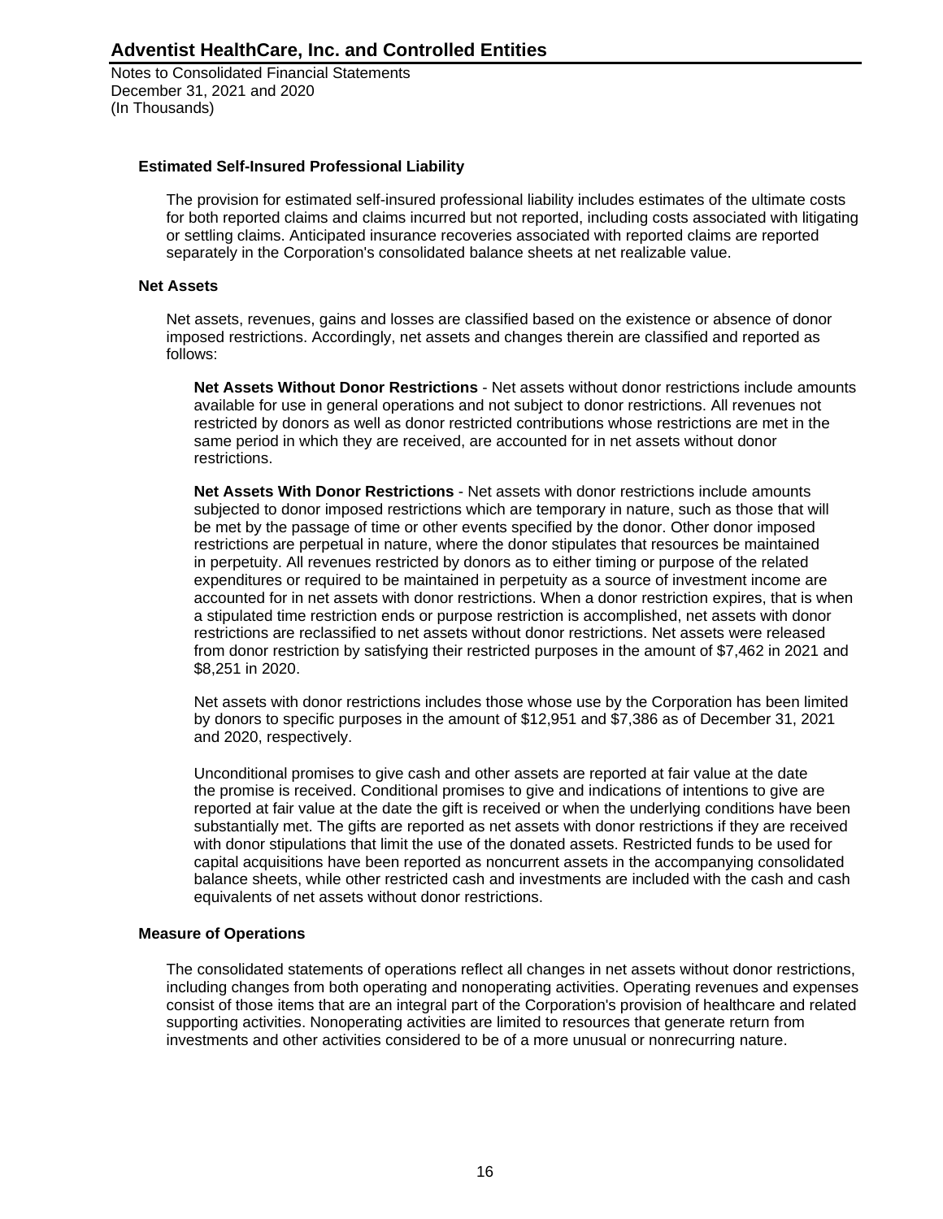### Estimated Self-Insured Professional Liability

The provision for estimated self-insured professional liability includes estimates of the ultimate costs for both reported claims and claims incurred but not reported, including costs associated with litigating or settling claims. Anticipated insurance recoveries associated with reported claims are reported separately in the Corporation's consolidated balance sheets at net realizable value.

### Net Assets

Net assets, revenues, gains and losses are classified based on the existence or absence of donor imposed restrictions. Accordingly, net assets and changes therein are classified and reported as follows:

**Net Assets Without Donor Restrictions** - Net assets without donor restrictions include amounts available for use in general operations and not subject to donor restrictions. All revenues not restricted by donors as well as donor restricted contributions whose restrictions are met in the same period in which they are received, are accounted for in net assets without donor restrictions.

**Net Assets With Donor Restrictions** - Net assets with donor restrictions include amounts subjected to donor imposed restrictions which are temporary in nature, such as those that will be met by the passage of time or other events specified by the donor. Other donor imposed restrictions are perpetual in nature, where the donor stipulates that resources be maintained in perpetuity. All revenues restricted by donors as to either timing or purpose of the related expenditures or required to be maintained in perpetuity as a source of investment income are accounted for in net assets with donor restrictions. When a donor restriction expires, that is when a stipulated time restriction ends or purpose restriction is accomplished, net assets with donor restrictions are reclassified to net assets without donor restrictions. Net assets were released from donor restriction by satisfying their restricted purposes in the amount of $7,462 in 2021 and $8,251 in 2020.

Net assets with donor restrictions includes those whose use by the Corporation has been limited by donors to specific purposes in the amount of $12,951 and $7,386 as of December 31, 2021 and 2020, respectively.

Unconditional promises to give cash and other assets are reported at fair value at the date the promise is received. Conditional promises to give and indications of intentions to give are reported at fair value at the date the gift is received or when the underlying conditions have been substantially met. The gifts are reported as net assets with donor restrictions if they are received with donor stipulations that limit the use of the donated assets. Restricted funds to be used for capital acquisitions have been reported as noncurrent assets in the accompanying consolidated balance sheets, while other restricted cash and investments are included with the cash and cash equivalents of net assets without donor restrictions.

### Measure of Operations

The consolidated statements of operations reflect all changes in net assets without donor restrictions, including changes from both operating and nonoperating activities. Operating revenues and expenses consist of those items that are an integral part of the Corporation's provision of healthcare and related supporting activities. Nonoperating activities are limited to resources that generate return from investments and other activities considered to be of a more unusual or nonrecurring nature.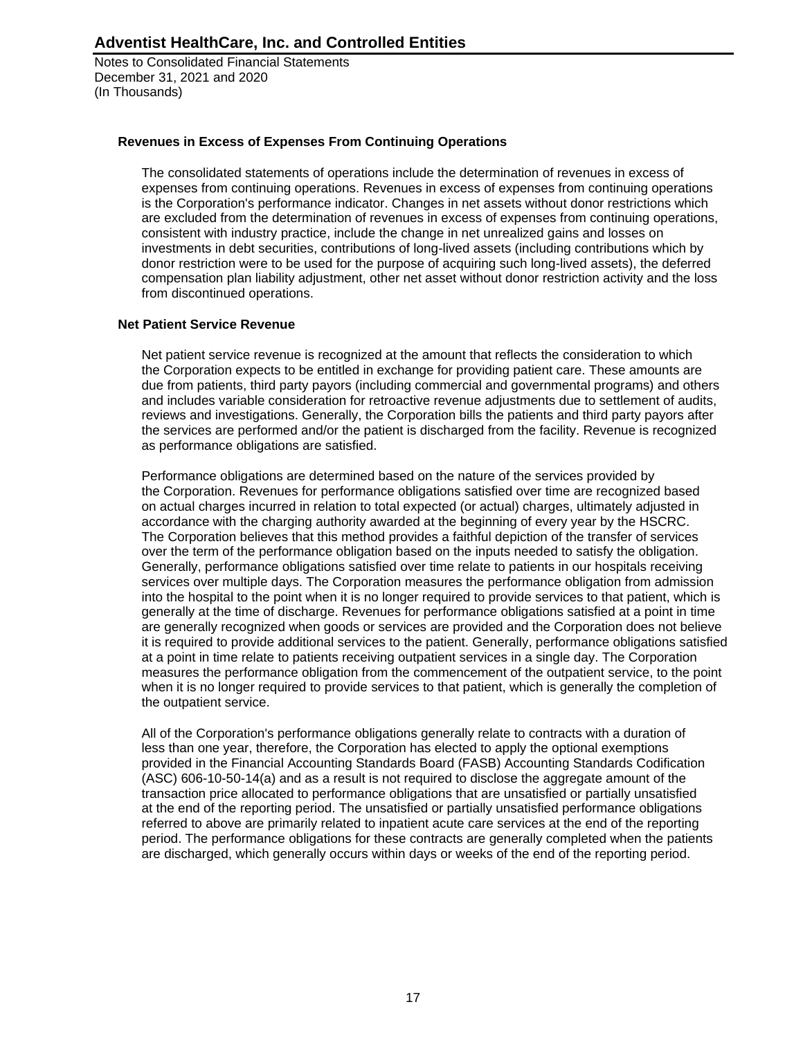**Revenues in Excess of Expenses From Continuing Operations**

The consolidated statements of operations include the determination of revenues in excess of expenses from continuing operations. Revenues in excess of expenses from continuing operations is the Corporation's performance indicator. Changes in net assets without donor restrictions which are excluded from the determination of revenues in excess of expenses from continuing operations, consistent with industry practice, include the change in net unrealized gains and losses on investments in debt securities, contributions of long-lived assets (including contributions which by donor restriction were to be used for the purpose of acquiring such long-lived assets), the deferred compensation plan liability adjustment, other net asset without donor restriction activity and the loss from discontinued operations.

**Net Patient Service Revenue**

Net patient service revenue is recognized at the amount that reflects the consideration to which the Corporation expects to be entitled in exchange for providing patient care. These amounts are due from patients, third party payors (including commercial and governmental programs) and others and includes variable consideration for retroactive revenue adjustments due to settlement of audits, reviews and investigations. Generally, the Corporation bills the patients and third party payors after the services are performed and/or the patient is discharged from the facility. Revenue is recognized as performance obligations are satisfied.

Performance obligations are determined based on the nature of the services provided by the Corporation. Revenues for performance obligations satisfied over time are recognized based on actual charges incurred in relation to total expected (or actual) charges, ultimately adjusted in accordance with the charging authority awarded at the beginning of every year by the HSCRC. The Corporation believes that this method provides a faithful depiction of the transfer of services over the term of the performance obligation based on the inputs needed to satisfy the obligation. Generally, performance obligations satisfied over time relate to patients in our hospitals receiving services over multiple days. The Corporation measures the performance obligation from admission into the hospital to the point when it is no longer required to provide services to that patient, which is generally at the time of discharge. Revenues for performance obligations satisfied at a point in time are generally recognized when goods or services are provided and the Corporation does not believe it is required to provide additional services to the patient. Generally, performance obligations satisfied at a point in time relate to patients receiving outpatient services in a single day. The Corporation measures the performance obligation from the commencement of the outpatient service, to the point when it is no longer required to provide services to that patient, which is generally the completion of the outpatient service.

All of the Corporation's performance obligations generally relate to contracts with a duration of less than one year, therefore, the Corporation has elected to apply the optional exemptions provided in the Financial Accounting Standards Board (FASB) Accounting Standards Codification (ASC) 606-10-50-14(a) and as a result is not required to disclose the aggregate amount of the transaction price allocated to performance obligations that are unsatisfied or partially unsatisfied at the end of the reporting period. The unsatisfied or partially unsatisfied performance obligations referred to above are primarily related to inpatient acute care services at the end of the reporting period. The performance obligations for these contracts are generally completed when the patients are discharged, which generally occurs within days or weeks of the end of the reporting period.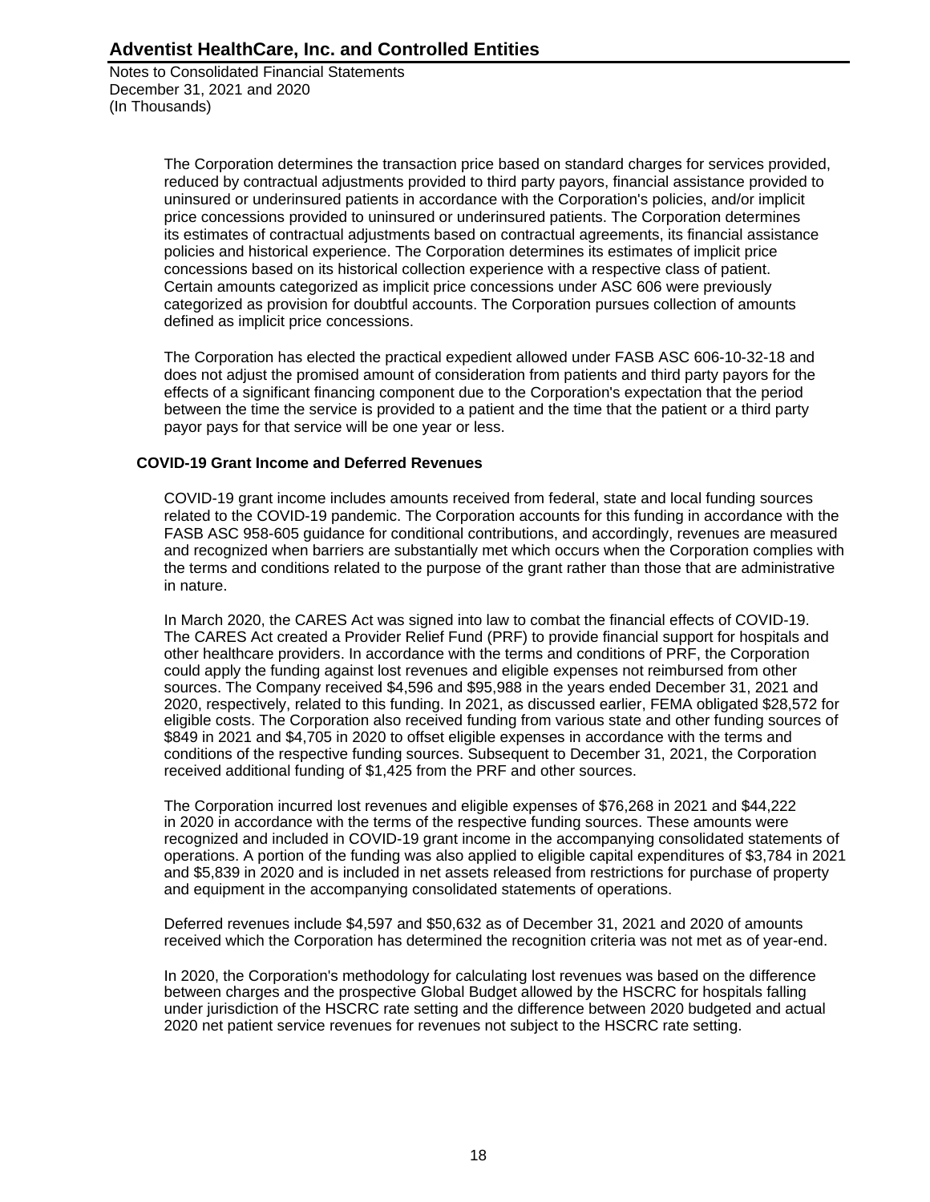The Corporation determines the transaction price based on standard charges for services provided, reduced by contractual adjustments provided to third party payors, financial assistance provided to uninsured or underinsured patients in accordance with the Corporation's policies, and/or implicit price concessions provided to uninsured or underinsured patients. The Corporation determines its estimates of contractual adjustments based on contractual agreements, its financial assistance policies and historical experience. The Corporation determines its estimates of implicit price concessions based on its historical collection experience with a respective class of patient. Certain amounts categorized as implicit price concessions under ASC 606 were previously categorized as provision for doubtful accounts. The Corporation pursues collection of amounts defined as implicit price concessions.

The Corporation has elected the practical expedient allowed under FASB ASC 606-10-32-18 and does not adjust the promised amount of consideration from patients and third party payors for the effects of a significant financing component due to the Corporation's expectation that the period between the time the service is provided to a patient and the time that the patient or a third party payor pays for that service will be one year or less.

**COVID-19 Grant Income and Deferred Revenues**

COVID-19 grant income includes amounts received from federal, state and local funding sources related to the COVID-19 pandemic. The Corporation accounts for this funding in accordance with the FASB ASC 958-605 guidance for conditional contributions, and accordingly, revenues are measured and recognized when barriers are substantially met which occurs when the Corporation complies with the terms and conditions related to the purpose of the grant rather than those that are administrative in nature.

In March 2020, the CARES Act was signed into law to combat the financial effects of COVID-19. The CARES Act created a Provider Relief Fund (PRF) to provide financial support for hospitals and other healthcare providers. In accordance with the terms and conditions of PRF, the Corporation could apply the funding against lost revenues and eligible expenses not reimbursed from other sources. The Company received $4,596 and $95,988 in the years ended December 31, 2021 and 2020, respectively, related to this funding. In 2021, as discussed earlier, FEMA obligated $28,572 for eligible costs. The Corporation also received funding from various state and other funding sources of $849 in 2021 and $4,705 in 2020 to offset eligible expenses in accordance with the terms and conditions of the respective funding sources. Subsequent to December 31, 2021, the Corporation received additional funding of $1,425 from the PRF and other sources.

The Corporation incurred lost revenues and eligible expenses of $76,268 in 2021 and $44,222 in 2020 in accordance with the terms of the respective funding sources. These amounts were recognized and included in COVID-19 grant income in the accompanying consolidated statements of operations. A portion of the funding was also applied to eligible capital expenditures of $3,784 in 2021 and $5,839 in 2020 and is included in net assets released from restrictions for purchase of property and equipment in the accompanying consolidated statements of operations.

Deferred revenues include $4,597 and $50,632 as of December 31, 2021 and 2020 of amounts received which the Corporation has determined the recognition criteria was not met as of year-end.

In 2020, the Corporation's methodology for calculating lost revenues was based on the difference between charges and the prospective Global Budget allowed by the HSCRC for hospitals falling under jurisdiction of the HSCRC rate setting and the difference between 2020 budgeted and actual 2020 net patient service revenues for revenues not subject to the HSCRC rate setting.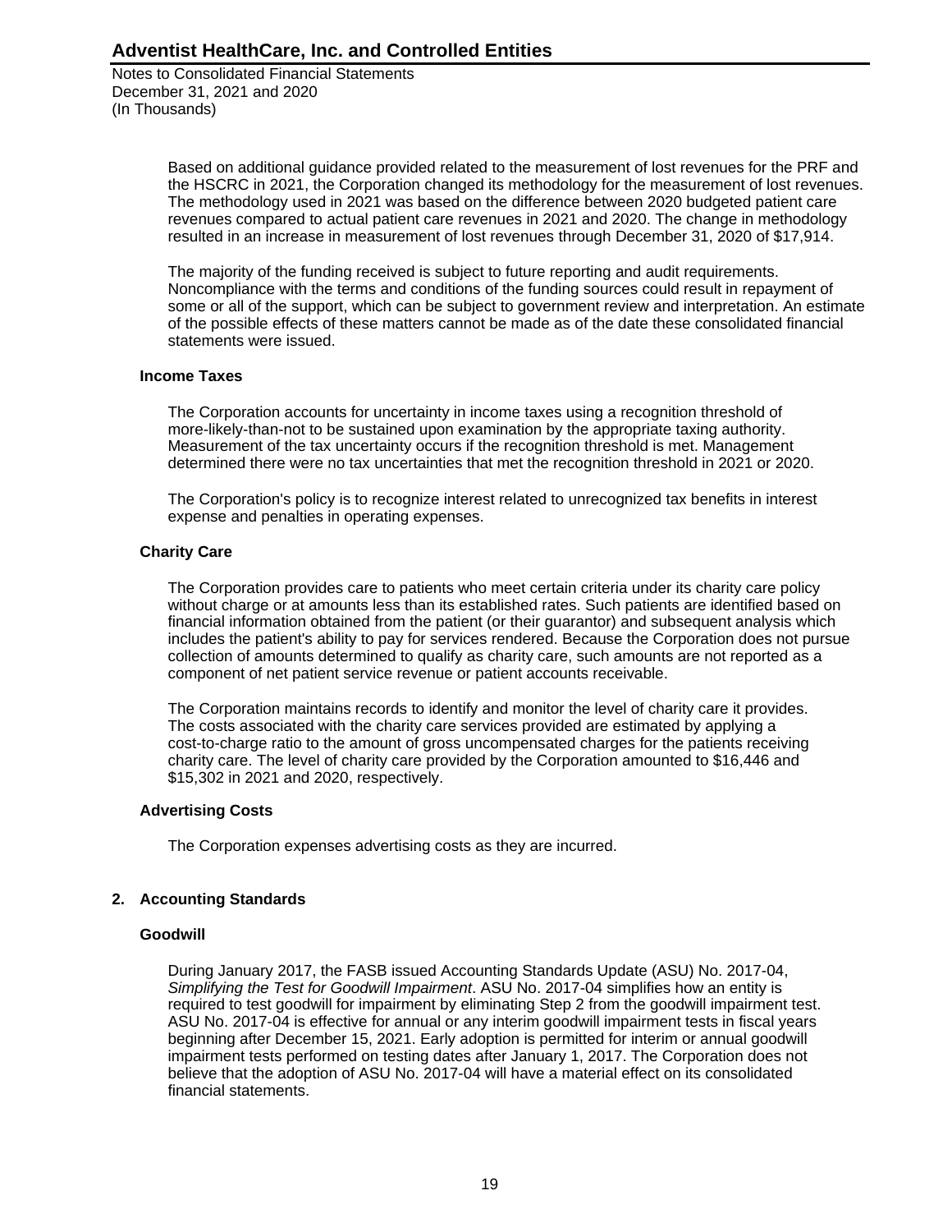Based on additional guidance provided related to the measurement of lost revenues for the PRF and the HSCRC in 2021, the Corporation changed its methodology for the measurement of lost revenues. The methodology used in 2021 was based on the difference between 2020 budgeted patient care revenues compared to actual patient care revenues in 2021 and 2020. The change in methodology resulted in an increase in measurement of lost revenues through December 31, 2020 of $17,914.

The majority of the funding received is subject to future reporting and audit requirements. Noncompliance with the terms and conditions of the funding sources could result in repayment of some or all of the support, which can be subject to government review and interpretation. An estimate of the possible effects of these matters cannot be made as of the date these consolidated financial statements were issued.

### Income Taxes

The Corporation accounts for uncertainty in income taxes using a recognition threshold of more-likely-than-not to be sustained upon examination by the appropriate taxing authority. Measurement of the tax uncertainty occurs if the recognition threshold is met. Management determined there were no tax uncertainties that met the recognition threshold in 2021 or 2020.

The Corporation's policy is to recognize interest related to unrecognized tax benefits in interest expense and penalties in operating expenses.

### Charity Care

The Corporation provides care to patients who meet certain criteria under its charity care policy without charge or at amounts less than its established rates. Such patients are identified based on financial information obtained from the patient (or their guarantor) and subsequent analysis which includes the patient's ability to pay for services rendered. Because the Corporation does not pursue collection of amounts determined to qualify as charity care, such amounts are not reported as a component of net patient service revenue or patient accounts receivable.

The Corporation maintains records to identify and monitor the level of charity care it provides. The costs associated with the charity care services provided are estimated by applying a cost-to-charge ratio to the amount of gross uncompensated charges for the patients receiving charity care. The level of charity care provided by the Corporation amounted to $16,446 and $15,302 in 2021 and 2020, respectively.

### Advertising Costs

The Corporation expenses advertising costs as they are incurred.

## 2. Accounting Standards

### Goodwill

During January 2017, the FASB issued Accounting Standards Update (ASU) No. 2017-04, *Simplifying the Test for Goodwill Impairment*. ASU No. 2017-04 simplifies how an entity is required to test goodwill for impairment by eliminating Step 2 from the goodwill impairment test. ASU No. 2017-04 is effective for annual or any interim goodwill impairment tests in fiscal years beginning after December 15, 2021. Early adoption is permitted for interim or annual goodwill impairment tests performed on testing dates after January 1, 2017. The Corporation does not believe that the adoption of ASU No. 2017-04 will have a material effect on its consolidated financial statements.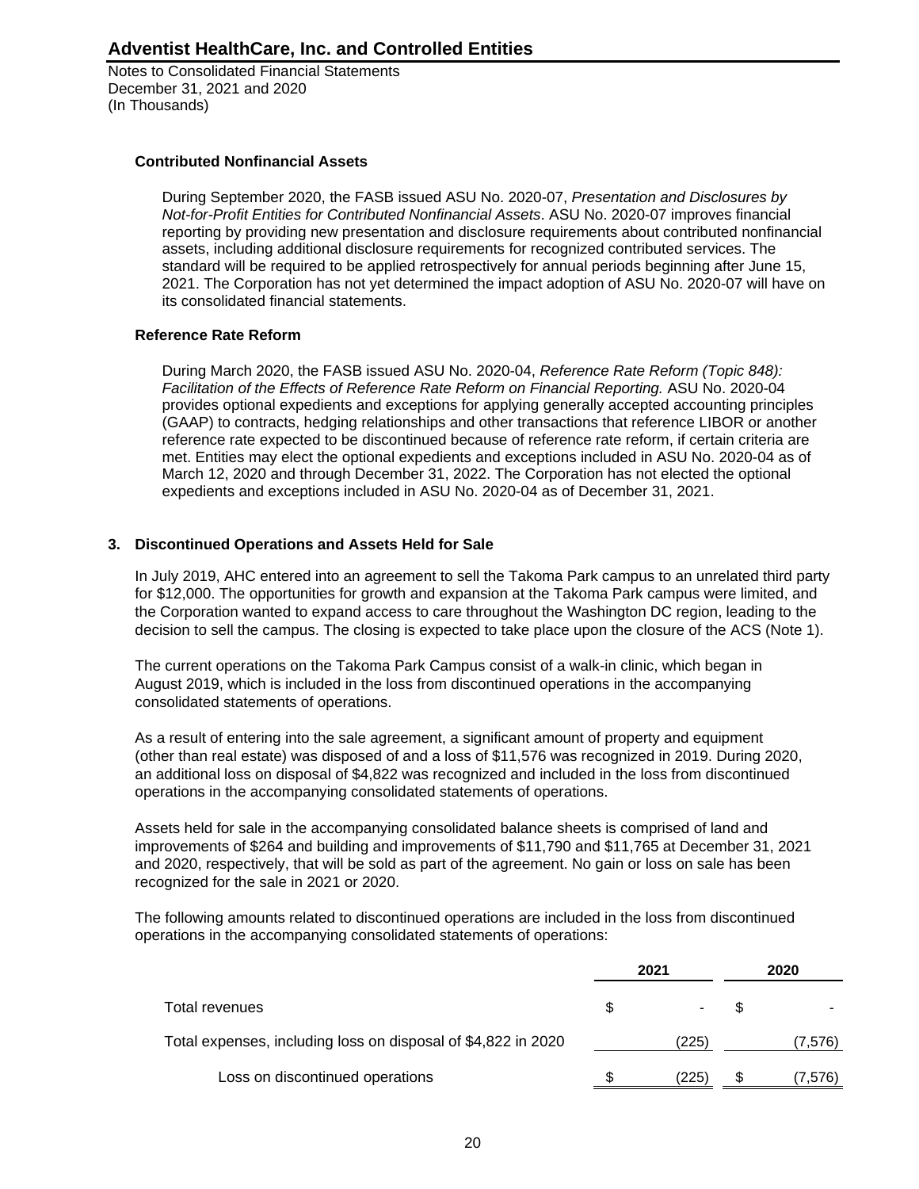### Contributed Nonfinancial Assets

During September 2020, the FASB issued ASU No. 2020-07, *Presentation and Disclosures by Not-for-Profit Entities for Contributed Nonfinancial Assets*. ASU No. 2020-07 improves financial reporting by providing new presentation and disclosure requirements about contributed nonfinancial assets, including additional disclosure requirements for recognized contributed services. The standard will be required to be applied retrospectively for annual periods beginning after June 15, 2021. The Corporation has not yet determined the impact adoption of ASU No. 2020-07 will have on its consolidated financial statements.

### Reference Rate Reform

During March 2020, the FASB issued ASU No. 2020-04, *Reference Rate Reform (Topic 848): Facilitation of the Effects of Reference Rate Reform on Financial Reporting.* ASU No. 2020-04 provides optional expedients and exceptions for applying generally accepted accounting principles (GAAP) to contracts, hedging relationships and other transactions that reference LIBOR or another reference rate expected to be discontinued because of reference rate reform, if certain criteria are met. Entities may elect the optional expedients and exceptions included in ASU No. 2020-04 as of March 12, 2020 and through December 31, 2022. The Corporation has not elected the optional expedients and exceptions included in ASU No. 2020-04 as of December 31, 2021.

## 3. Discontinued Operations and Assets Held for Sale

In July 2019, AHC entered into an agreement to sell the Takoma Park campus to an unrelated third party for $12,000. The opportunities for growth and expansion at the Takoma Park campus were limited, and the Corporation wanted to expand access to care throughout the Washington DC region, leading to the decision to sell the campus. The closing is expected to take place upon the closure of the ACS (Note 1).

The current operations on the Takoma Park Campus consist of a walk-in clinic, which began in August 2019, which is included in the loss from discontinued operations in the accompanying consolidated statements of operations.

As a result of entering into the sale agreement, a significant amount of property and equipment (other than real estate) was disposed of and a loss of $11,576 was recognized in 2019. During 2020, an additional loss on disposal of $4,822 was recognized and included in the loss from discontinued operations in the accompanying consolidated statements of operations.

Assets held for sale in the accompanying consolidated balance sheets is comprised of land and improvements of $264 and building and improvements of $11,790 and $11,765 at December 31, 2021 and 2020, respectively, that will be sold as part of the agreement. No gain or loss on sale has been recognized for the sale in 2021 or 2020.

The following amounts related to discontinued operations are included in the loss from discontinued operations in the accompanying consolidated statements of operations:

| | 2021 | 2020 |
|---|---|---|
| Total revenues | $ - | $ - |
| Total expenses, including loss on disposal of $4,822 in 2020 | (225) | (7,576) |
| Loss on discontinued operations | $ (225) | $ (7,576) |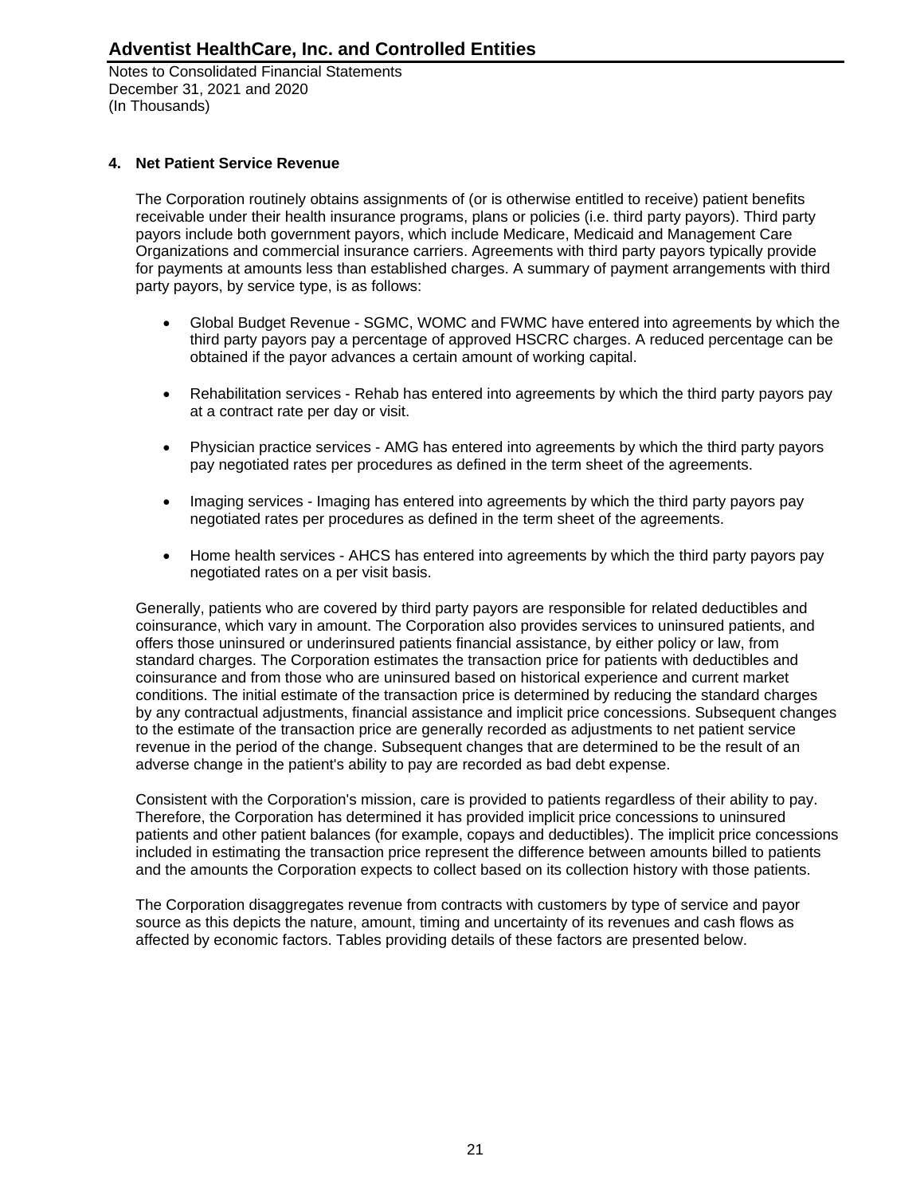## 4. Net Patient Service Revenue

The Corporation routinely obtains assignments of (or is otherwise entitled to receive) patient benefits receivable under their health insurance programs, plans or policies (i.e. third party payors). Third party payors include both government payors, which include Medicare, Medicaid and Management Care Organizations and commercial insurance carriers. Agreements with third party payors typically provide for payments at amounts less than established charges. A summary of payment arrangements with third party payors, by service type, is as follows:

- Global Budget Revenue - SGMC, WOMC and FWMC have entered into agreements by which the third party payors pay a percentage of approved HSCRC charges. A reduced percentage can be obtained if the payor advances a certain amount of working capital.

- Rehabilitation services - Rehab has entered into agreements by which the third party payors pay at a contract rate per day or visit.

- Physician practice services - AMG has entered into agreements by which the third party payors pay negotiated rates per procedures as defined in the term sheet of the agreements.

- Imaging services - Imaging has entered into agreements by which the third party payors pay negotiated rates per procedures as defined in the term sheet of the agreements.

- Home health services - AHCS has entered into agreements by which the third party payors pay negotiated rates on a per visit basis.

Generally, patients who are covered by third party payors are responsible for related deductibles and coinsurance, which vary in amount. The Corporation also provides services to uninsured patients, and offers those uninsured or underinsured patients financial assistance, by either policy or law, from standard charges. The Corporation estimates the transaction price for patients with deductibles and coinsurance and from those who are uninsured based on historical experience and current market conditions. The initial estimate of the transaction price is determined by reducing the standard charges by any contractual adjustments, financial assistance and implicit price concessions. Subsequent changes to the estimate of the transaction price are generally recorded as adjustments to net patient service revenue in the period of the change. Subsequent changes that are determined to be the result of an adverse change in the patient's ability to pay are recorded as bad debt expense.

Consistent with the Corporation's mission, care is provided to patients regardless of their ability to pay. Therefore, the Corporation has determined it has provided implicit price concessions to uninsured patients and other patient balances (for example, copays and deductibles). The implicit price concessions included in estimating the transaction price represent the difference between amounts billed to patients and the amounts the Corporation expects to collect based on its collection history with those patients.

The Corporation disaggregates revenue from contracts with customers by type of service and payor source as this depicts the nature, amount, timing and uncertainty of its revenues and cash flows as affected by economic factors. Tables providing details of these factors are presented below.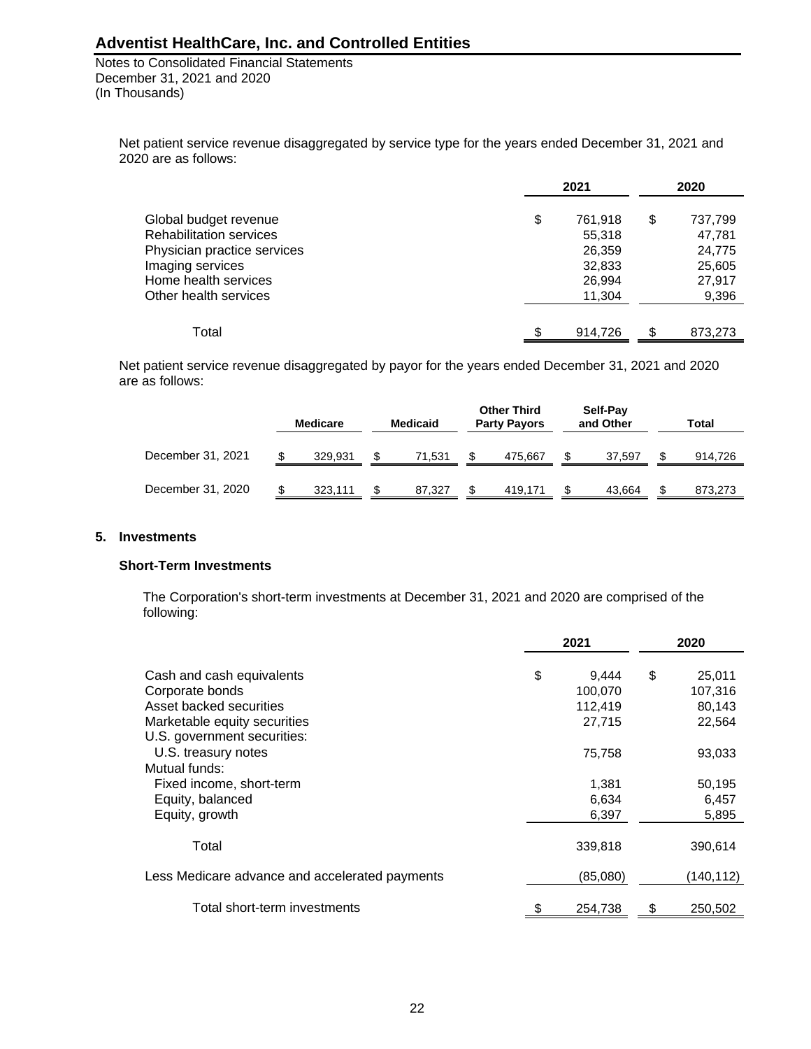Net patient service revenue disaggregated by service type for the years ended December 31, 2021 and 2020 are as follows:

| | 2021 | 2020 |
|---|---|---|
| Global budget revenue | $ 761,918 | $ 737,799 |
| Rehabilitation services | 55,318 | 47,781 |
| Physician practice services | 26,359 | 24,775 |
| Imaging services | 32,833 | 25,605 |
| Home health services | 26,994 | 27,917 |
| Other health services | 11,304 | 9,396 |
| Total | $ 914,726 | $ 873,273 |

Net patient service revenue disaggregated by payor for the years ended December 31, 2021 and 2020 are as follows:

| | Medicare | Medicaid | Other Third Party Payors | Self-Pay and Other | Total |
|---|---|---|---|---|---|
| December 31, 2021 | $ 329,931 | $ 71,531 | $ 475,667 | $ 37,597 | $ 914,726 |
| December 31, 2020 | $ 323,111 | $ 87,327 | $ 419,171 | $ 43,664 | $ 873,273 |

## 5. Investments

### Short-Term Investments

The Corporation's short-term investments at December 31, 2021 and 2020 are comprised of the following:

| | 2021 | 2020 |
|---|---|---|
| Cash and cash equivalents | $ 9,444 | $ 25,011 |
| Corporate bonds | 100,070 | 107,316 |
| Asset backed securities | 112,419 | 80,143 |
| Marketable equity securities | 27,715 | 22,564 |
| U.S. government securities: | | |
| U.S. treasury notes | 75,758 | 93,033 |
| Mutual funds: | | |
| Fixed income, short-term | 1,381 | 50,195 |
| Equity, balanced | 6,634 | 6,457 |
| Equity, growth | 6,397 | 5,895 |
| Total | 339,818 | 390,614 |
| Less Medicare advance and accelerated payments | (85,080) | (140,112) |
| Total short-term investments | $ 254,738 | $ 250,502 |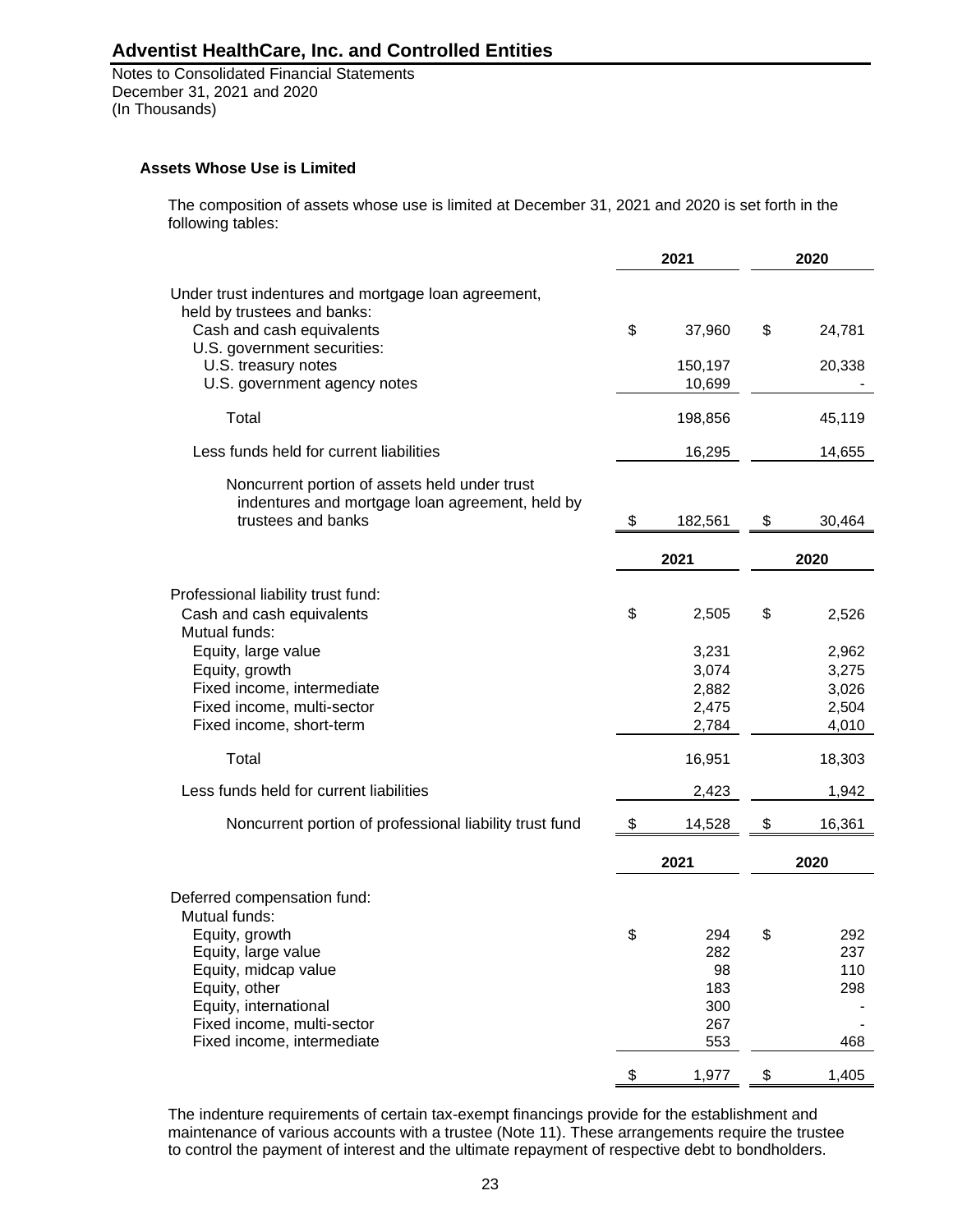### Assets Whose Use is Limited

The composition of assets whose use is limited at December 31, 2021 and 2020 is set forth in the following tables:

| | 2021 | 2020 |
|---|---|---|
| Under trust indentures and mortgage loan agreement, held by trustees and banks: | | |
| Cash and cash equivalents | $ 37,960 | $ 24,781 |
| U.S. government securities: | | |
| U.S. treasury notes | 150,197 | 20,338 |
| U.S. government agency notes | 10,699 | - |
| Total | 198,856 | 45,119 |
| Less funds held for current liabilities | 16,295 | 14,655 |
| Noncurrent portion of assets held under trust indentures and mortgage loan agreement, held by trustees and banks | $ 182,561 | $ 30,464 |

| | 2021 | 2020 |
|---|---|---|
| Professional liability trust fund: | | |
| Cash and cash equivalents | $ 2,505 | $ 2,526 |
| Mutual funds: | | |
| Equity, large value | 3,231 | 2,962 |
| Equity, growth | 3,074 | 3,275 |
| Fixed income, intermediate | 2,882 | 3,026 |
| Fixed income, multi-sector | 2,475 | 2,504 |
| Fixed income, short-term | 2,784 | 4,010 |
| Total | 16,951 | 18,303 |
| Less funds held for current liabilities | 2,423 | 1,942 |
| Noncurrent portion of professional liability trust fund | $ 14,528 | $ 16,361 |

| | 2021 | 2020 |
|---|---|---|
| Deferred compensation fund: | | |
| Mutual funds: | | |
| Equity, growth | $ 294 | $ 292 |
| Equity, large value | 282 | 237 |
| Equity, midcap value | 98 | 110 |
| Equity, other | 183 | 298 |
| Equity, international | 300 | - |
| Fixed income, multi-sector | 267 | - |
| Fixed income, intermediate | 553 | 468 |
| | $ 1,977 | $ 1,405 |

The indenture requirements of certain tax-exempt financings provide for the establishment and maintenance of various accounts with a trustee (Note 11). These arrangements require the trustee to control the payment of interest and the ultimate repayment of respective debt to bondholders.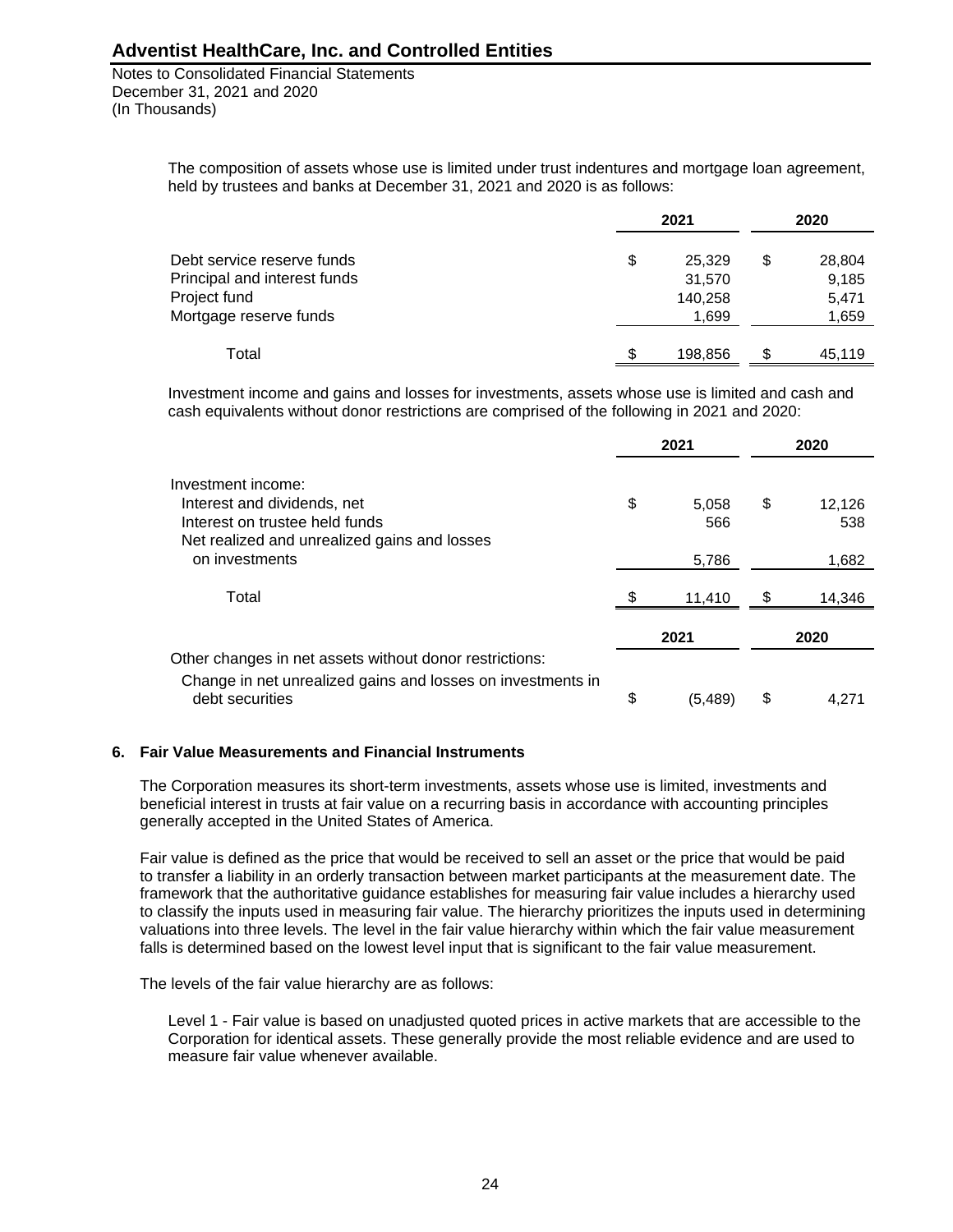The composition of assets whose use is limited under trust indentures and mortgage loan agreement, held by trustees and banks at December 31, 2021 and 2020 is as follows:

| | 2021 | 2020 |
|---|---|---|
| Debt service reserve funds | $ 25,329 | $ 28,804 |
| Principal and interest funds | 31,570 | 9,185 |
| Project fund | 140,258 | 5,471 |
| Mortgage reserve funds | 1,699 | 1,659 |
| Total | $ 198,856 | $ 45,119 |

Investment income and gains and losses for investments, assets whose use is limited and cash and cash equivalents without donor restrictions are comprised of the following in 2021 and 2020:

| | 2021 | 2020 |
|---|---|---|
| Investment income: | | |
| Interest and dividends, net | $ 5,058 | $ 12,126 |
| Interest on trustee held funds | 566 | 538 |
| Net realized and unrealized gains and losses on investments | 5,786 | 1,682 |
| Total | $ 11,410 | $ 14,346 |

| | 2021 | 2020 |
|---|---|---|
| Other changes in net assets without donor restrictions: | | |
| Change in net unrealized gains and losses on investments in debt securities | $ (5,489) | $ 4,271 |

## 6. Fair Value Measurements and Financial Instruments

The Corporation measures its short-term investments, assets whose use is limited, investments and beneficial interest in trusts at fair value on a recurring basis in accordance with accounting principles generally accepted in the United States of America.

Fair value is defined as the price that would be received to sell an asset or the price that would be paid to transfer a liability in an orderly transaction between market participants at the measurement date. The framework that the authoritative guidance establishes for measuring fair value includes a hierarchy used to classify the inputs used in measuring fair value. The hierarchy prioritizes the inputs used in determining valuations into three levels. The level in the fair value hierarchy within which the fair value measurement falls is determined based on the lowest level input that is significant to the fair value measurement.

The levels of the fair value hierarchy are as follows:

Level 1 - Fair value is based on unadjusted quoted prices in active markets that are accessible to the Corporation for identical assets. These generally provide the most reliable evidence and are used to measure fair value whenever available.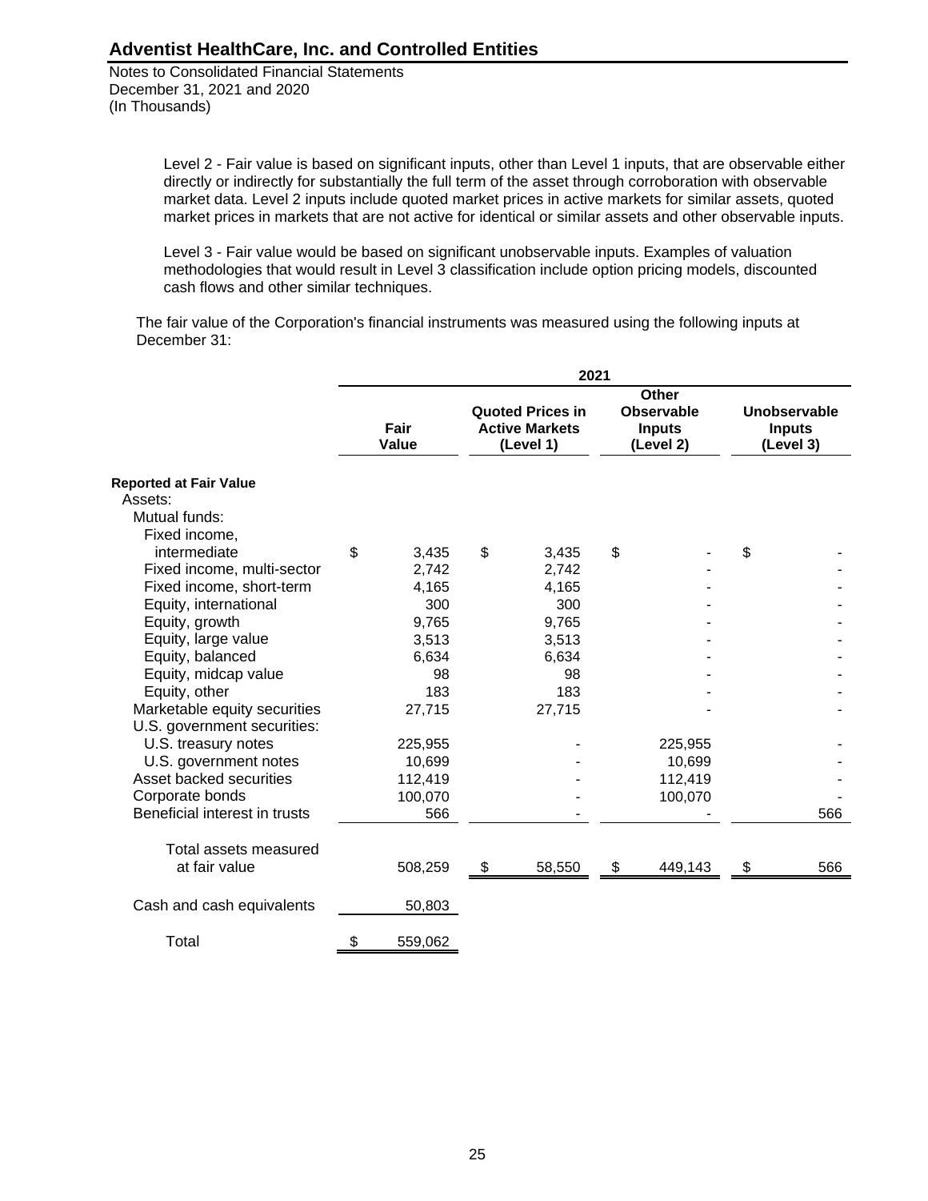Level 2 - Fair value is based on significant inputs, other than Level 1 inputs, that are observable either directly or indirectly for substantially the full term of the asset through corroboration with observable market data. Level 2 inputs include quoted market prices in active markets for similar assets, quoted market prices in markets that are not active for identical or similar assets and other observable inputs.

Level 3 - Fair value would be based on significant unobservable inputs. Examples of valuation methodologies that would result in Level 3 classification include option pricing models, discounted cash flows and other similar techniques.

The fair value of the Corporation's financial instruments was measured using the following inputs at December 31:

| | 2021 | | | |
|---|---|---|---|---|
| | Fair Value | Quoted Prices in Active Markets (Level 1) | Other Observable Inputs (Level 2) | Unobservable Inputs (Level 3) |
| **Reported at Fair Value** | | | | |
| Assets: | | | | |
| Mutual funds: | | | | |
| Fixed income, intermediate | $ 3,435 | $ 3,435 | $ - | $ - |
| Fixed income, multi-sector | 2,742 | 2,742 | - | - |
| Fixed income, short-term | 4,165 | 4,165 | - | - |
| Equity, international | 300 | 300 | - | - |
| Equity, growth | 9,765 | 9,765 | - | - |
| Equity, large value | 3,513 | 3,513 | - | - |
| Equity, balanced | 6,634 | 6,634 | - | - |
| Equity, midcap value | 98 | 98 | - | - |
| Equity, other | 183 | 183 | - | - |
| Marketable equity securities | 27,715 | 27,715 | - | - |
| U.S. government securities: | | | | |
| U.S. treasury notes | 225,955 | - | 225,955 | - |
| U.S. government notes | 10,699 | - | 10,699 | - |
| Asset backed securities | 112,419 | - | 112,419 | - |
| Corporate bonds | 100,070 | - | 100,070 | - |
| Beneficial interest in trusts | 566 | - | - | 566 |
| Total assets measured at fair value | 508,259 | $ 58,550 | $ 449,143 | $ 566 |
| Cash and cash equivalents | 50,803 | | | |
| Total | $ 559,062 | | | |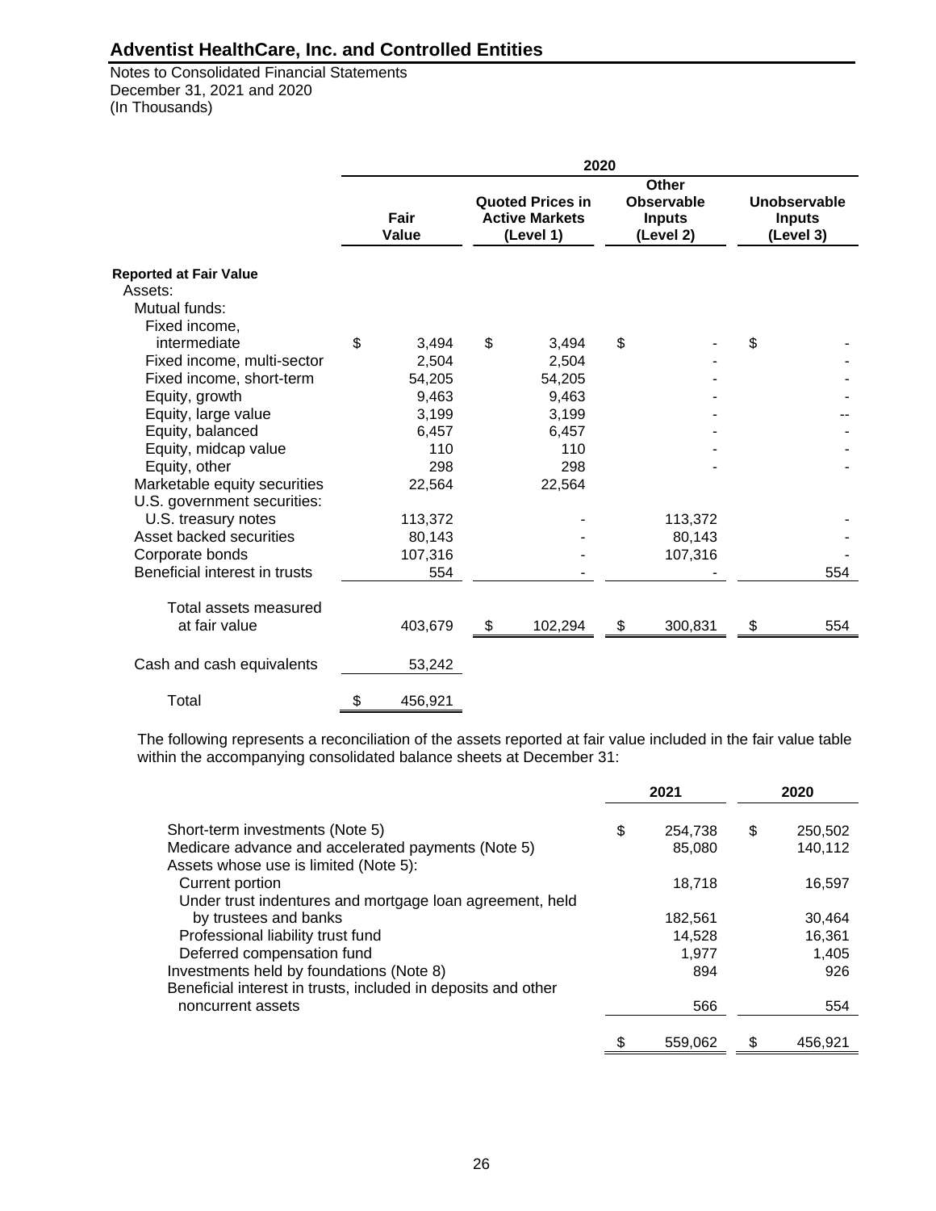# Adventist HealthCare, Inc. and Controlled Entities

Notes to Consolidated Financial Statements
December 31, 2021 and 2020
(In Thousands)

| | 2020 | | | |
|---|---|---|---|---|
| | Fair Value | Quoted Prices in Active Markets (Level 1) | Other Observable Inputs (Level 2) | Unobservable Inputs (Level 3) |
| **Reported at Fair Value** | | | | |
| Assets: | | | | |
| Mutual funds: | | | | |
| Fixed income, intermediate | $ 3,494 | $ 3,494 | $ - | $ - |
| Fixed income, multi-sector | 2,504 | 2,504 | - | - |
| Fixed income, short-term | 54,205 | 54,205 | - | - |
| Equity, growth | 9,463 | 9,463 | - | - |
| Equity, large value | 3,199 | 3,199 | - | -- |
| Equity, balanced | 6,457 | 6,457 | - | - |
| Equity, midcap value | 110 | 110 | - | - |
| Equity, other | 298 | 298 | - | - |
| Marketable equity securities | 22,564 | 22,564 | | |
| U.S. government securities: | | | | |
| U.S. treasury notes | 113,372 | - | 113,372 | - |
| Asset backed securities | 80,143 | - | 80,143 | - |
| Corporate bonds | 107,316 | - | 107,316 | - |
| Beneficial interest in trusts | 554 | - | - | 554 |
| Total assets measured at fair value | 403,679 | $ 102,294 | $ 300,831 | $ 554 |
| Cash and cash equivalents | 53,242 | | | |
| Total | $ 456,921 | | | |

The following represents a reconciliation of the assets reported at fair value included in the fair value table within the accompanying consolidated balance sheets at December 31:

| | 2021 | 2020 |
|---|---|---|
| Short-term investments (Note 5) | $ 254,738 | $ 250,502 |
| Medicare advance and accelerated payments (Note 5) | 85,080 | 140,112 |
| Assets whose use is limited (Note 5): | | |
| Current portion | 18,718 | 16,597 |
| Under trust indentures and mortgage loan agreement, held by trustees and banks | 182,561 | 30,464 |
| Professional liability trust fund | 14,528 | 16,361 |
| Deferred compensation fund | 1,977 | 1,405 |
| Investments held by foundations (Note 8) | 894 | 926 |
| Beneficial interest in trusts, included in deposits and other noncurrent assets | 566 | 554 |
| | $ 559,062 | $ 456,921 |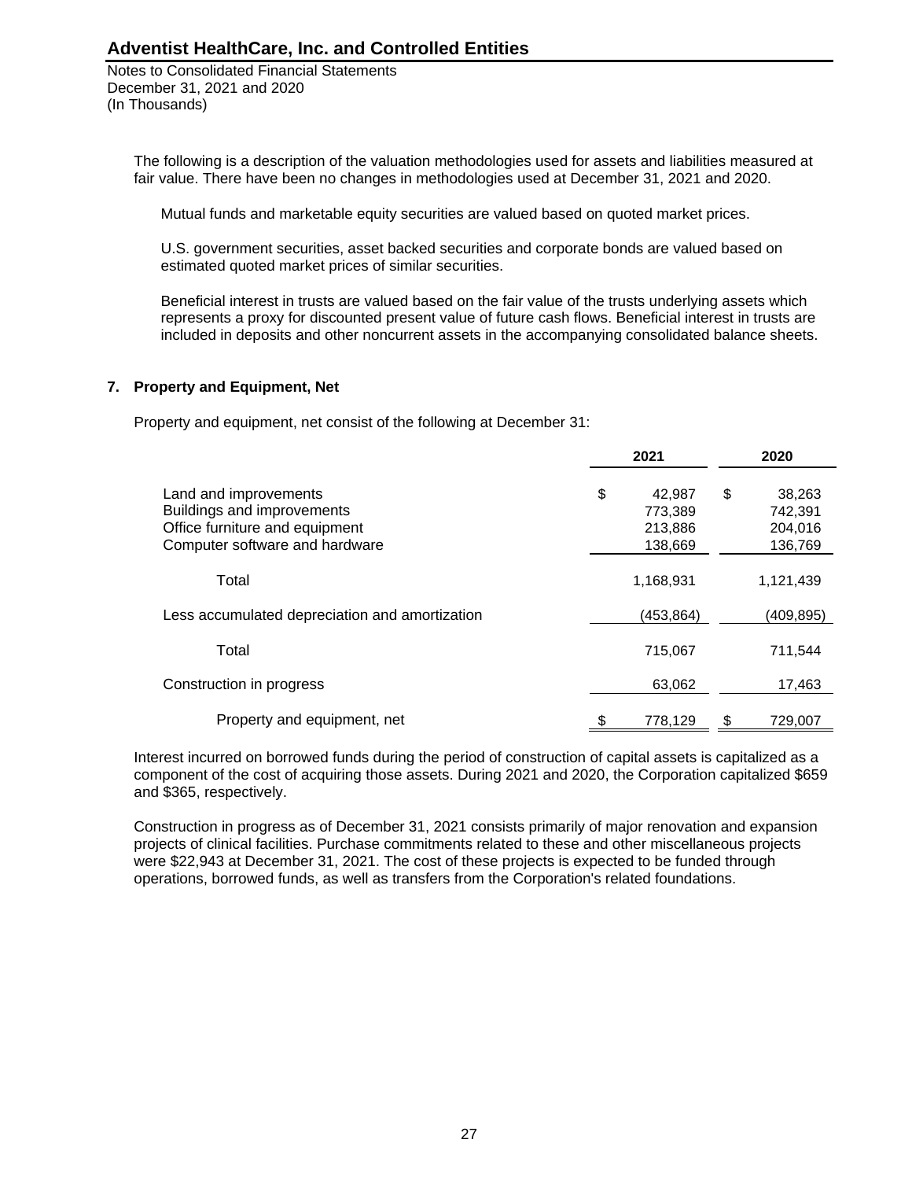The following is a description of the valuation methodologies used for assets and liabilities measured at fair value. There have been no changes in methodologies used at December 31, 2021 and 2020.

Mutual funds and marketable equity securities are valued based on quoted market prices.

U.S. government securities, asset backed securities and corporate bonds are valued based on estimated quoted market prices of similar securities.

Beneficial interest in trusts are valued based on the fair value of the trusts underlying assets which represents a proxy for discounted present value of future cash flows. Beneficial interest in trusts are included in deposits and other noncurrent assets in the accompanying consolidated balance sheets.

## 7. Property and Equipment, Net

Property and equipment, net consist of the following at December 31:

| | 2021 | 2020 |
|---|---|---|
| Land and improvements | $ 42,987 | $ 38,263 |
| Buildings and improvements | 773,389 | 742,391 |
| Office furniture and equipment | 213,886 | 204,016 |
| Computer software and hardware | 138,669 | 136,769 |
| Total | 1,168,931 | 1,121,439 |
| Less accumulated depreciation and amortization | (453,864) | (409,895) |
| Total | 715,067 | 711,544 |
| Construction in progress | 63,062 | 17,463 |
| Property and equipment, net | $ 778,129 | $ 729,007 |

Interest incurred on borrowed funds during the period of construction of capital assets is capitalized as a component of the cost of acquiring those assets. During 2021 and 2020, the Corporation capitalized $659 and $365, respectively.

Construction in progress as of December 31, 2021 consists primarily of major renovation and expansion projects of clinical facilities. Purchase commitments related to these and other miscellaneous projects were $22,943 at December 31, 2021. The cost of these projects is expected to be funded through operations, borrowed funds, as well as transfers from the Corporation's related foundations.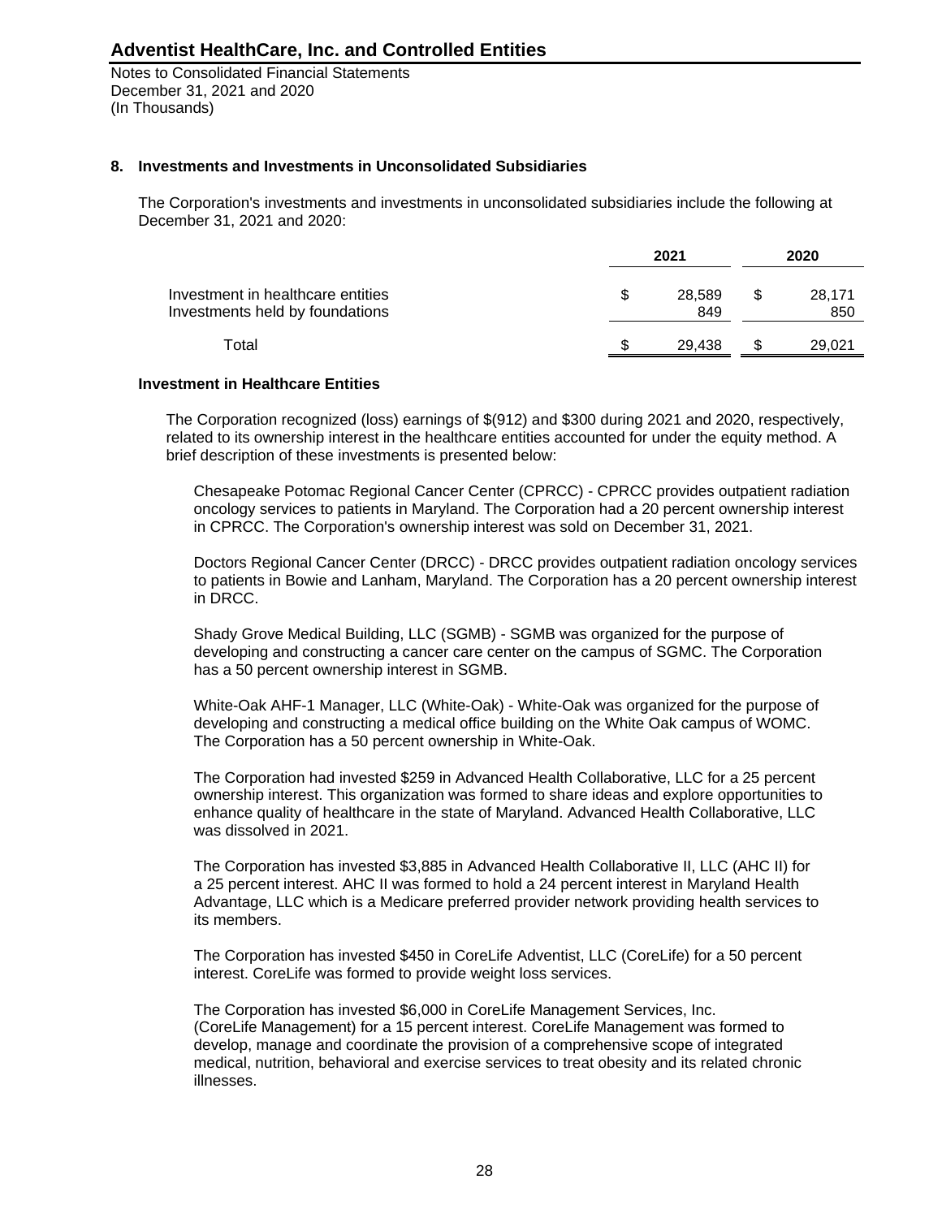## 8. Investments and Investments in Unconsolidated Subsidiaries

The Corporation's investments and investments in unconsolidated subsidiaries include the following at December 31, 2021 and 2020:

| | 2021 | 2020 |
|---|---|---|
| Investment in healthcare entities | $ 28,589 | $ 28,171 |
| Investments held by foundations | 849 | 850 |
| Total | $ 29,438 | $ 29,021 |

### Investment in Healthcare Entities

The Corporation recognized (loss) earnings of $(912) and $300 during 2021 and 2020, respectively, related to its ownership interest in the healthcare entities accounted for under the equity method. A brief description of these investments is presented below:

Chesapeake Potomac Regional Cancer Center (CPRCC) - CPRCC provides outpatient radiation oncology services to patients in Maryland. The Corporation had a 20 percent ownership interest in CPRCC. The Corporation's ownership interest was sold on December 31, 2021.

Doctors Regional Cancer Center (DRCC) - DRCC provides outpatient radiation oncology services to patients in Bowie and Lanham, Maryland. The Corporation has a 20 percent ownership interest in DRCC.

Shady Grove Medical Building, LLC (SGMB) - SGMB was organized for the purpose of developing and constructing a cancer care center on the campus of SGMC. The Corporation has a 50 percent ownership interest in SGMB.

White-Oak AHF-1 Manager, LLC (White-Oak) - White-Oak was organized for the purpose of developing and constructing a medical office building on the White Oak campus of WOMC. The Corporation has a 50 percent ownership in White-Oak.

The Corporation had invested $259 in Advanced Health Collaborative, LLC for a 25 percent ownership interest. This organization was formed to share ideas and explore opportunities to enhance quality of healthcare in the state of Maryland. Advanced Health Collaborative, LLC was dissolved in 2021.

The Corporation has invested $3,885 in Advanced Health Collaborative II, LLC (AHC II) for a 25 percent interest. AHC II was formed to hold a 24 percent interest in Maryland Health Advantage, LLC which is a Medicare preferred provider network providing health services to its members.

The Corporation has invested $450 in CoreLife Adventist, LLC (CoreLife) for a 50 percent interest. CoreLife was formed to provide weight loss services.

The Corporation has invested $6,000 in CoreLife Management Services, Inc. (CoreLife Management) for a 15 percent interest. CoreLife Management was formed to develop, manage and coordinate the provision of a comprehensive scope of integrated medical, nutrition, behavioral and exercise services to treat obesity and its related chronic illnesses.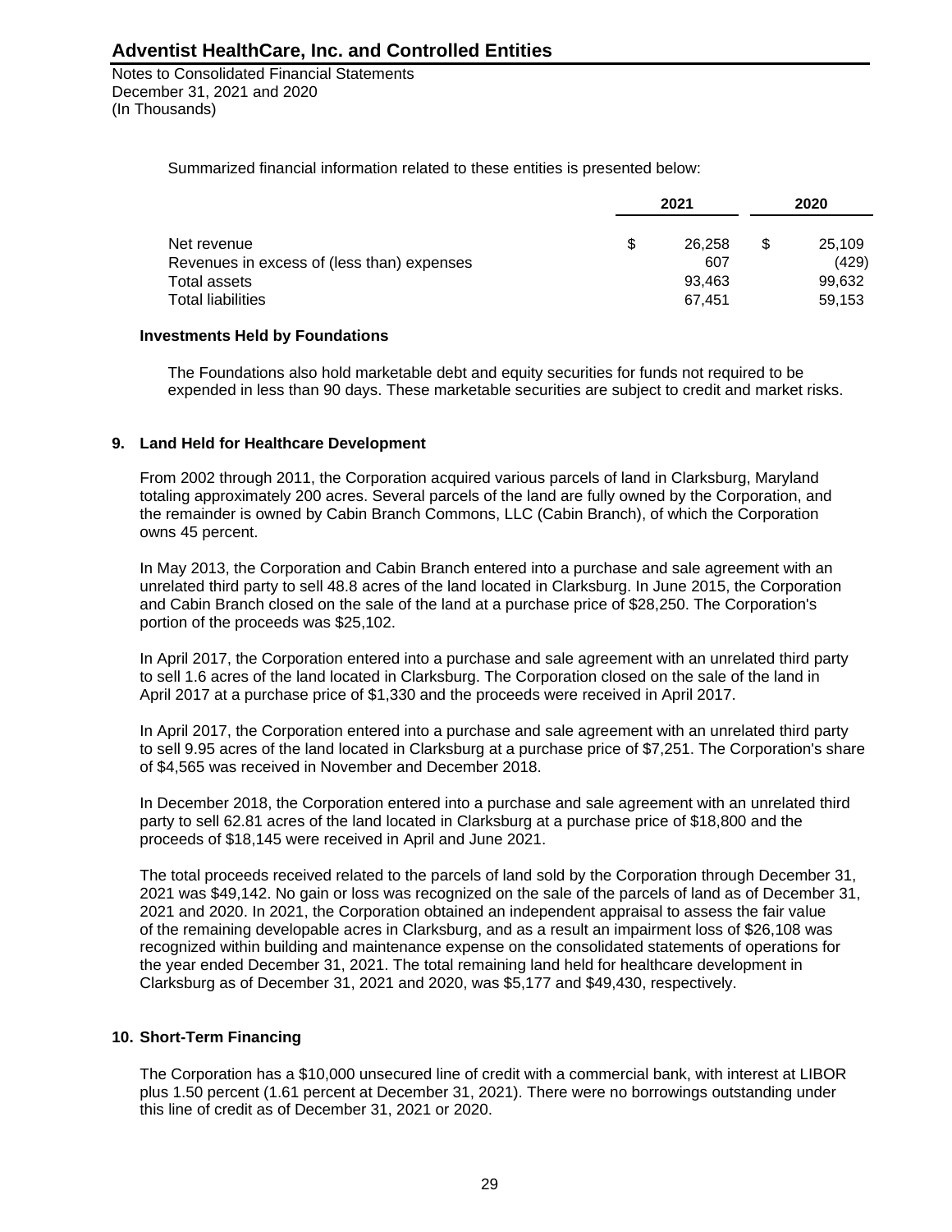Summarized financial information related to these entities is presented below:

| | 2021 | 2020 |
|---|---|---|
| Net revenue | $ 26,258 | $ 25,109 |
| Revenues in excess of (less than) expenses | 607 | (429) |
| Total assets | 93,463 | 99,632 |
| Total liabilities | 67,451 | 59,153 |

**Investments Held by Foundations**

The Foundations also hold marketable debt and equity securities for funds not required to be expended in less than 90 days. These marketable securities are subject to credit and market risks.

## 9. Land Held for Healthcare Development

From 2002 through 2011, the Corporation acquired various parcels of land in Clarksburg, Maryland totaling approximately 200 acres. Several parcels of the land are fully owned by the Corporation, and the remainder is owned by Cabin Branch Commons, LLC (Cabin Branch), of which the Corporation owns 45 percent.

In May 2013, the Corporation and Cabin Branch entered into a purchase and sale agreement with an unrelated third party to sell 48.8 acres of the land located in Clarksburg. In June 2015, the Corporation and Cabin Branch closed on the sale of the land at a purchase price of $28,250. The Corporation's portion of the proceeds was $25,102.

In April 2017, the Corporation entered into a purchase and sale agreement with an unrelated third party to sell 1.6 acres of the land located in Clarksburg. The Corporation closed on the sale of the land in April 2017 at a purchase price of $1,330 and the proceeds were received in April 2017.

In April 2017, the Corporation entered into a purchase and sale agreement with an unrelated third party to sell 9.95 acres of the land located in Clarksburg at a purchase price of $7,251. The Corporation's share of $4,565 was received in November and December 2018.

In December 2018, the Corporation entered into a purchase and sale agreement with an unrelated third party to sell 62.81 acres of the land located in Clarksburg at a purchase price of $18,800 and the proceeds of $18,145 were received in April and June 2021.

The total proceeds received related to the parcels of land sold by the Corporation through December 31, 2021 was $49,142. No gain or loss was recognized on the sale of the parcels of land as of December 31, 2021 and 2020. In 2021, the Corporation obtained an independent appraisal to assess the fair value of the remaining developable acres in Clarksburg, and as a result an impairment loss of $26,108 was recognized within building and maintenance expense on the consolidated statements of operations for the year ended December 31, 2021. The total remaining land held for healthcare development in Clarksburg as of December 31, 2021 and 2020, was $5,177 and $49,430, respectively.

## 10. Short-Term Financing

The Corporation has a $10,000 unsecured line of credit with a commercial bank, with interest at LIBOR plus 1.50 percent (1.61 percent at December 31, 2021). There were no borrowings outstanding under this line of credit as of December 31, 2021 or 2020.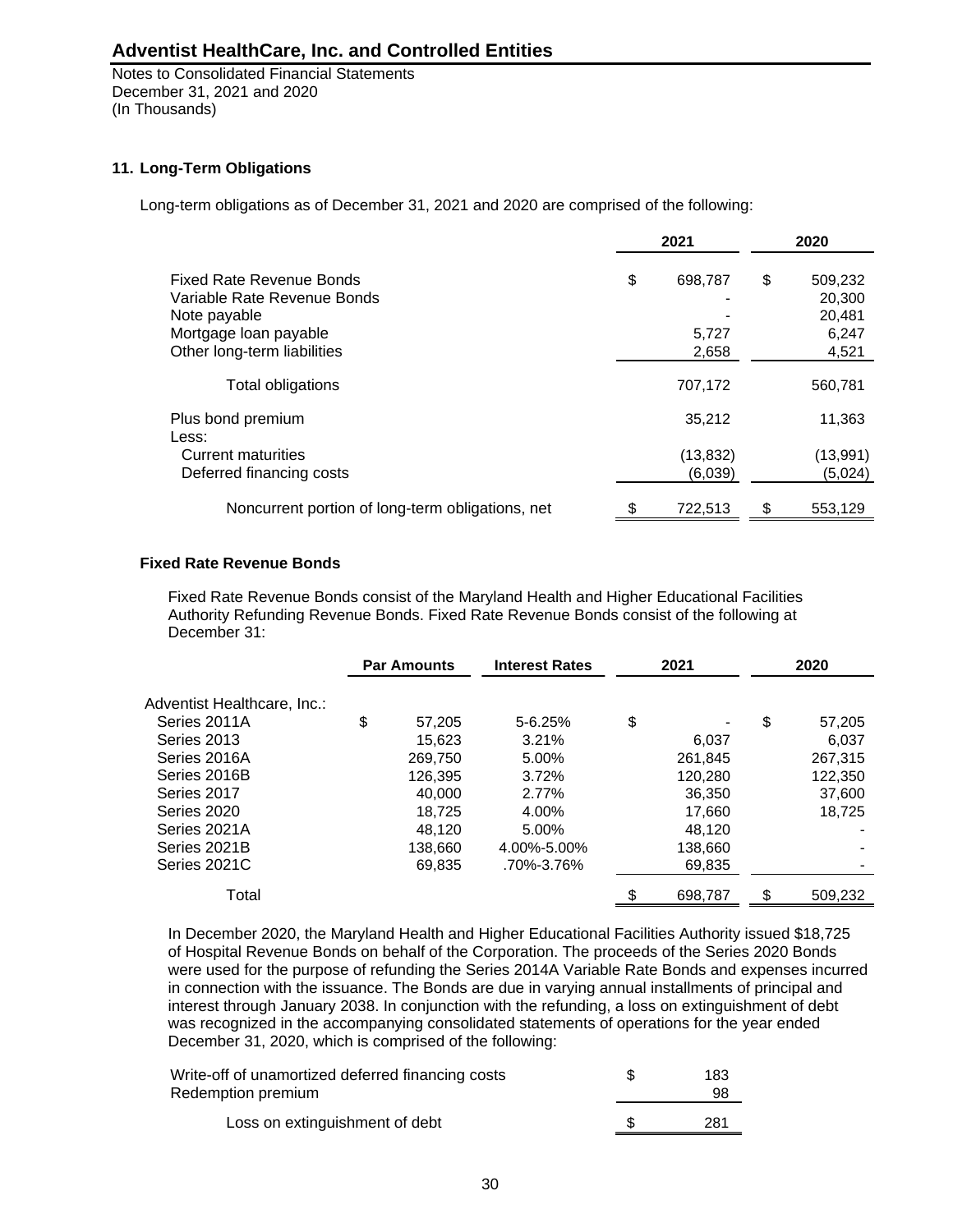# Adventist HealthCare, Inc. and Controlled Entities

Notes to Consolidated Financial Statements
December 31, 2021 and 2020
(In Thousands)

## 11. Long-Term Obligations

Long-term obligations as of December 31, 2021 and 2020 are comprised of the following:

| | 2021 | 2020 |
|---|---|---|
| Fixed Rate Revenue Bonds | $ 698,787 | $ 509,232 |
| Variable Rate Revenue Bonds | - | 20,300 |
| Note payable | - | 20,481 |
| Mortgage loan payable | 5,727 | 6,247 |
| Other long-term liabilities | 2,658 | 4,521 |
| Total obligations | 707,172 | 560,781 |
| Plus bond premium | 35,212 | 11,363 |
| Less: | | |
| Current maturities | (13,832) | (13,991) |
| Deferred financing costs | (6,039) | (5,024) |
| Noncurrent portion of long-term obligations, net | $ 722,513 | $ 553,129 |

### Fixed Rate Revenue Bonds

Fixed Rate Revenue Bonds consist of the Maryland Health and Higher Educational Facilities Authority Refunding Revenue Bonds. Fixed Rate Revenue Bonds consist of the following at December 31:

| | Par Amounts | Interest Rates | 2021 | 2020 |
|---|---|---|---|---|
| Adventist Healthcare, Inc.: | | | | |
| Series 2011A | $ 57,205 | 5-6.25% | $ - | $ 57,205 |
| Series 2013 | 15,623 | 3.21% | 6,037 | 6,037 |
| Series 2016A | 269,750 | 5.00% | 261,845 | 267,315 |
| Series 2016B | 126,395 | 3.72% | 120,280 | 122,350 |
| Series 2017 | 40,000 | 2.77% | 36,350 | 37,600 |
| Series 2020 | 18,725 | 4.00% | 17,660 | 18,725 |
| Series 2021A | 48,120 | 5.00% | 48,120 | - |
| Series 2021B | 138,660 | 4.00%-5.00% | 138,660 | - |
| Series 2021C | 69,835 | .70%-3.76% | 69,835 | - |
| Total | | | $ 698,787 | $ 509,232 |

In December 2020, the Maryland Health and Higher Educational Facilities Authority issued $18,725 of Hospital Revenue Bonds on behalf of the Corporation. The proceeds of the Series 2020 Bonds were used for the purpose of refunding the Series 2014A Variable Rate Bonds and expenses incurred in connection with the issuance. The Bonds are due in varying annual installments of principal and interest through January 2038. In conjunction with the refunding, a loss on extinguishment of debt was recognized in the accompanying consolidated statements of operations for the year ended December 31, 2020, which is comprised of the following:

| | |
|---|---|
| Write-off of unamortized deferred financing costs | $ 183 |
| Redemption premium | 98 |
| Loss on extinguishment of debt | $ 281 |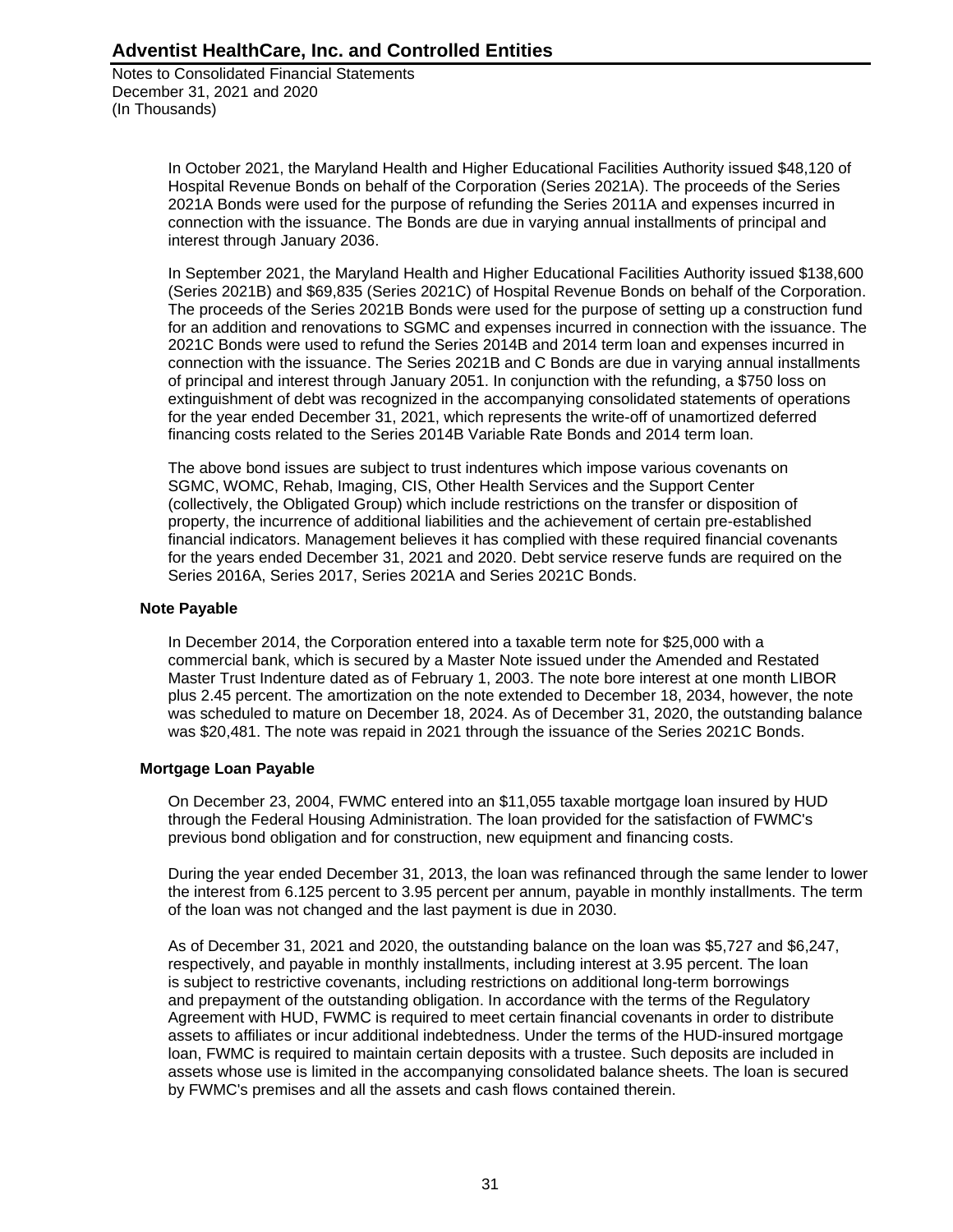In October 2021, the Maryland Health and Higher Educational Facilities Authority issued $48,120 of Hospital Revenue Bonds on behalf of the Corporation (Series 2021A). The proceeds of the Series 2021A Bonds were used for the purpose of refunding the Series 2011A and expenses incurred in connection with the issuance. The Bonds are due in varying annual installments of principal and interest through January 2036.

In September 2021, the Maryland Health and Higher Educational Facilities Authority issued $138,600 (Series 2021B) and $69,835 (Series 2021C) of Hospital Revenue Bonds on behalf of the Corporation. The proceeds of the Series 2021B Bonds were used for the purpose of setting up a construction fund for an addition and renovations to SGMC and expenses incurred in connection with the issuance. The 2021C Bonds were used to refund the Series 2014B and 2014 term loan and expenses incurred in connection with the issuance. The Series 2021B and C Bonds are due in varying annual installments of principal and interest through January 2051. In conjunction with the refunding, a $750 loss on extinguishment of debt was recognized in the accompanying consolidated statements of operations for the year ended December 31, 2021, which represents the write-off of unamortized deferred financing costs related to the Series 2014B Variable Rate Bonds and 2014 term loan.

The above bond issues are subject to trust indentures which impose various covenants on SGMC, WOMC, Rehab, Imaging, CIS, Other Health Services and the Support Center (collectively, the Obligated Group) which include restrictions on the transfer or disposition of property, the incurrence of additional liabilities and the achievement of certain pre-established financial indicators. Management believes it has complied with these required financial covenants for the years ended December 31, 2021 and 2020. Debt service reserve funds are required on the Series 2016A, Series 2017, Series 2021A and Series 2021C Bonds.

**Note Payable**

In December 2014, the Corporation entered into a taxable term note for $25,000 with a commercial bank, which is secured by a Master Note issued under the Amended and Restated Master Trust Indenture dated as of February 1, 2003. The note bore interest at one month LIBOR plus 2.45 percent. The amortization on the note extended to December 18, 2034, however, the note was scheduled to mature on December 18, 2024. As of December 31, 2020, the outstanding balance was $20,481. The note was repaid in 2021 through the issuance of the Series 2021C Bonds.

**Mortgage Loan Payable**

On December 23, 2004, FWMC entered into an $11,055 taxable mortgage loan insured by HUD through the Federal Housing Administration. The loan provided for the satisfaction of FWMC's previous bond obligation and for construction, new equipment and financing costs.

During the year ended December 31, 2013, the loan was refinanced through the same lender to lower the interest from 6.125 percent to 3.95 percent per annum, payable in monthly installments. The term of the loan was not changed and the last payment is due in 2030.

As of December 31, 2021 and 2020, the outstanding balance on the loan was $5,727 and $6,247, respectively, and payable in monthly installments, including interest at 3.95 percent. The loan is subject to restrictive covenants, including restrictions on additional long-term borrowings and prepayment of the outstanding obligation. In accordance with the terms of the Regulatory Agreement with HUD, FWMC is required to meet certain financial covenants in order to distribute assets to affiliates or incur additional indebtedness. Under the terms of the HUD-insured mortgage loan, FWMC is required to maintain certain deposits with a trustee. Such deposits are included in assets whose use is limited in the accompanying consolidated balance sheets. The loan is secured by FWMC's premises and all the assets and cash flows contained therein.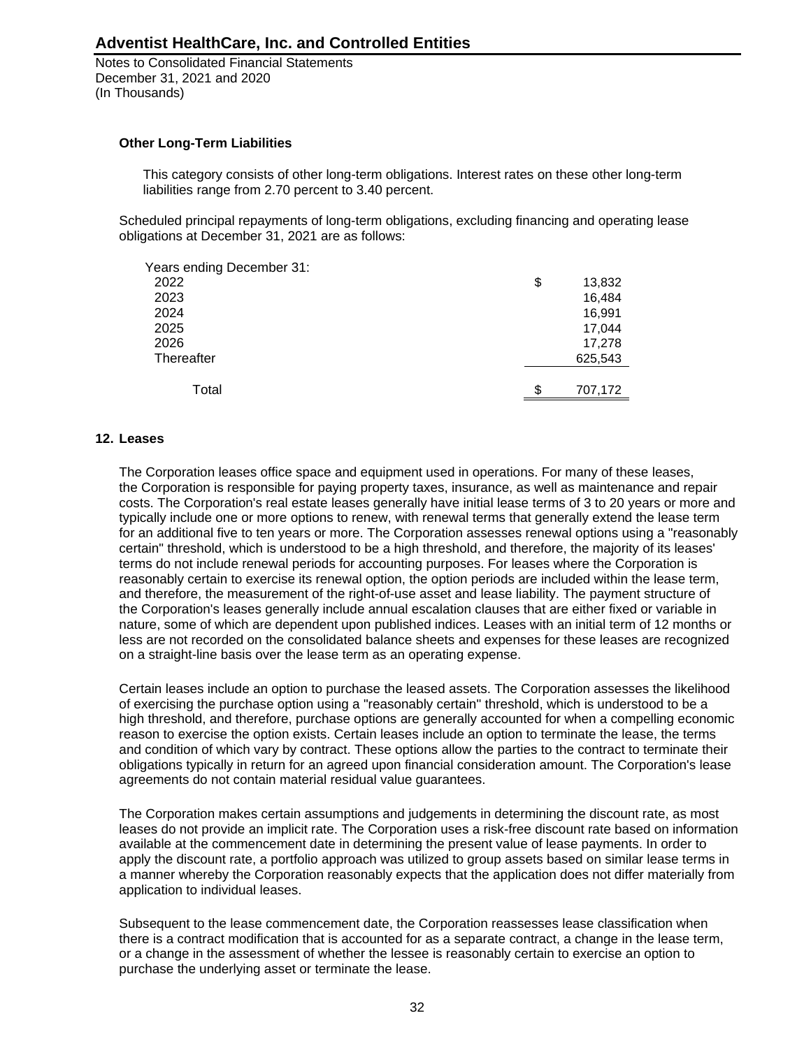### Other Long-Term Liabilities

This category consists of other long-term obligations. Interest rates on these other long-term liabilities range from 2.70 percent to 3.40 percent.

Scheduled principal repayments of long-term obligations, excluding financing and operating lease obligations at December 31, 2021 are as follows:

| Years ending December 31: | |
|---|---|
| 2022 | $ 13,832 |
| 2023 | 16,484 |
| 2024 | 16,991 |
| 2025 | 17,044 |
| 2026 | 17,278 |
| Thereafter | 625,543 |
| Total | $ 707,172 |

## 12. Leases

The Corporation leases office space and equipment used in operations. For many of these leases, the Corporation is responsible for paying property taxes, insurance, as well as maintenance and repair costs. The Corporation's real estate leases generally have initial lease terms of 3 to 20 years or more and typically include one or more options to renew, with renewal terms that generally extend the lease term for an additional five to ten years or more. The Corporation assesses renewal options using a "reasonably certain" threshold, which is understood to be a high threshold, and therefore, the majority of its leases' terms do not include renewal periods for accounting purposes. For leases where the Corporation is reasonably certain to exercise its renewal option, the option periods are included within the lease term, and therefore, the measurement of the right-of-use asset and lease liability. The payment structure of the Corporation's leases generally include annual escalation clauses that are either fixed or variable in nature, some of which are dependent upon published indices. Leases with an initial term of 12 months or less are not recorded on the consolidated balance sheets and expenses for these leases are recognized on a straight-line basis over the lease term as an operating expense.

Certain leases include an option to purchase the leased assets. The Corporation assesses the likelihood of exercising the purchase option using a "reasonably certain" threshold, which is understood to be a high threshold, and therefore, purchase options are generally accounted for when a compelling economic reason to exercise the option exists. Certain leases include an option to terminate the lease, the terms and condition of which vary by contract. These options allow the parties to the contract to terminate their obligations typically in return for an agreed upon financial consideration amount. The Corporation's lease agreements do not contain material residual value guarantees.

The Corporation makes certain assumptions and judgements in determining the discount rate, as most leases do not provide an implicit rate. The Corporation uses a risk-free discount rate based on information available at the commencement date in determining the present value of lease payments. In order to apply the discount rate, a portfolio approach was utilized to group assets based on similar lease terms in a manner whereby the Corporation reasonably expects that the application does not differ materially from application to individual leases.

Subsequent to the lease commencement date, the Corporation reassesses lease classification when there is a contract modification that is accounted for as a separate contract, a change in the lease term, or a change in the assessment of whether the lessee is reasonably certain to exercise an option to purchase the underlying asset or terminate the lease.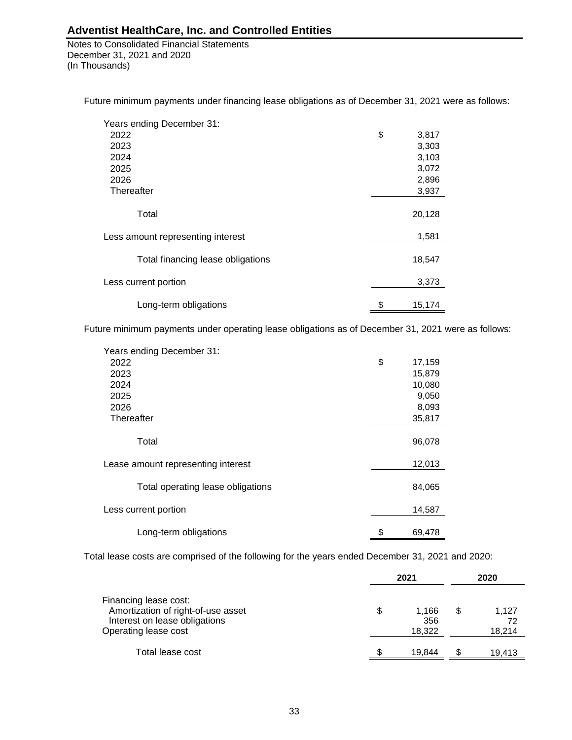# Adventist HealthCare, Inc. and Controlled Entities

Notes to Consolidated Financial Statements
December 31, 2021 and 2020
(In Thousands)

Future minimum payments under financing lease obligations as of December 31, 2021 were as follows:

| Years ending December 31: | |
|---|---|
| 2022 | $ 3,817 |
| 2023 | 3,303 |
| 2024 | 3,103 |
| 2025 | 3,072 |
| 2026 | 2,896 |
| Thereafter | 3,937 |
| Total | 20,128 |
| Less amount representing interest | 1,581 |
| Total financing lease obligations | 18,547 |
| Less current portion | 3,373 |
| Long-term obligations | $ 15,174 |

Future minimum payments under operating lease obligations as of December 31, 2021 were as follows:

| Years ending December 31: | |
|---|---|
| 2022 | $ 17,159 |
| 2023 | 15,879 |
| 2024 | 10,080 |
| 2025 | 9,050 |
| 2026 | 8,093 |
| Thereafter | 35,817 |
| Total | 96,078 |
| Lease amount representing interest | 12,013 |
| Total operating lease obligations | 84,065 |
| Less current portion | 14,587 |
| Long-term obligations | $ 69,478 |

Total lease costs are comprised of the following for the years ended December 31, 2021 and 2020:

| | 2021 | 2020 |
|---|---|---|
| Financing lease cost: | | |
| Amortization of right-of-use asset | $ 1,166 | $ 1,127 |
| Interest on lease obligations | 356 | 72 |
| Operating lease cost | 18,322 | 18,214 |
| Total lease cost | $ 19,844 | $ 19,413 |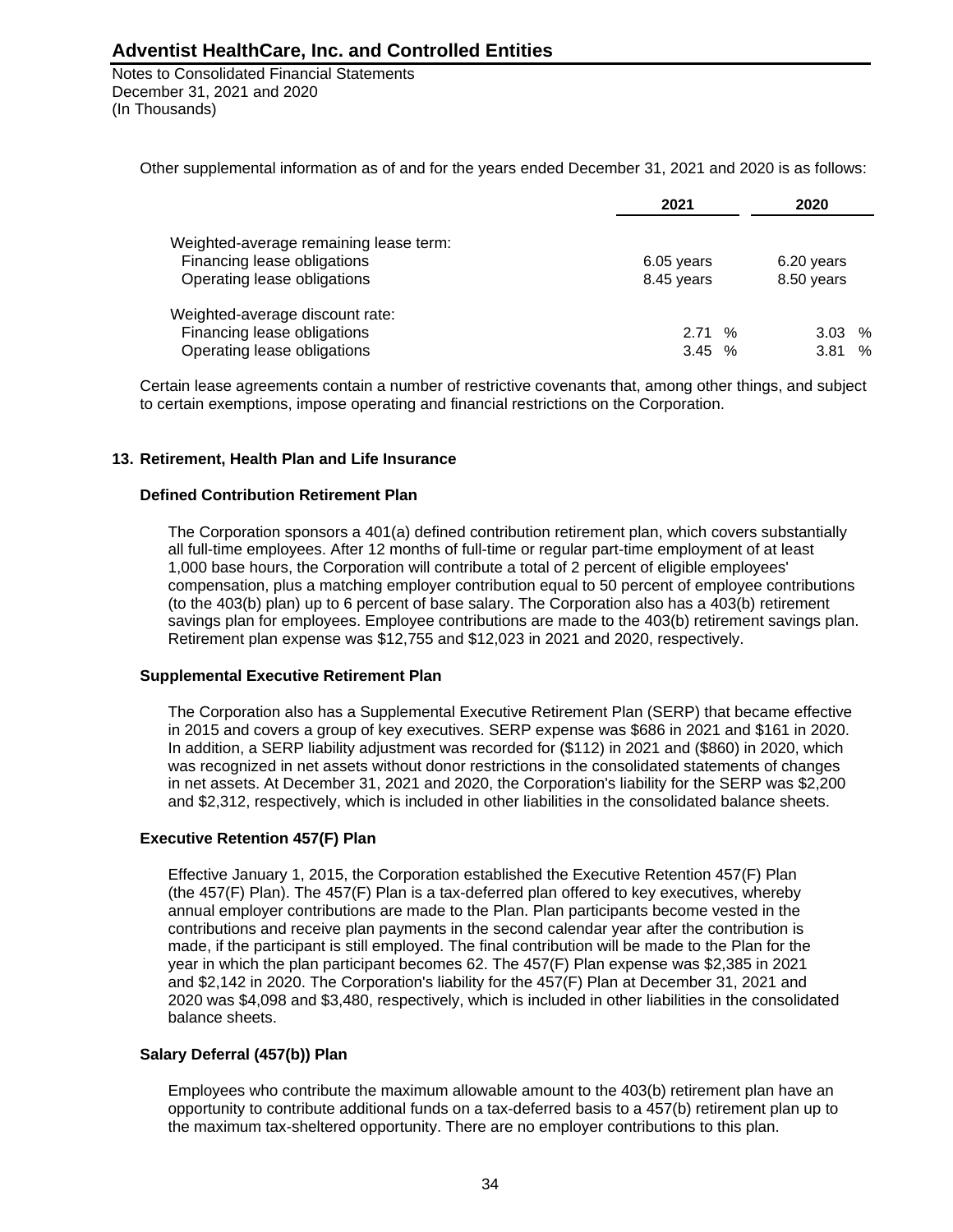Other supplemental information as of and for the years ended December 31, 2021 and 2020 is as follows:

| | 2021 | 2020 |
|---|---|---|
| Weighted-average remaining lease term: | | |
| Financing lease obligations | 6.05 years | 6.20 years |
| Operating lease obligations | 8.45 years | 8.50 years |
| Weighted-average discount rate: | | |
| Financing lease obligations | 2.71 % | 3.03 % |
| Operating lease obligations | 3.45 % | 3.81 % |

Certain lease agreements contain a number of restrictive covenants that, among other things, and subject to certain exemptions, impose operating and financial restrictions on the Corporation.

## 13. Retirement, Health Plan and Life Insurance

### Defined Contribution Retirement Plan

The Corporation sponsors a 401(a) defined contribution retirement plan, which covers substantially all full-time employees. After 12 months of full-time or regular part-time employment of at least 1,000 base hours, the Corporation will contribute a total of 2 percent of eligible employees' compensation, plus a matching employer contribution equal to 50 percent of employee contributions (to the 403(b) plan) up to 6 percent of base salary. The Corporation also has a 403(b) retirement savings plan for employees. Employee contributions are made to the 403(b) retirement savings plan. Retirement plan expense was $12,755 and $12,023 in 2021 and 2020, respectively.

### Supplemental Executive Retirement Plan

The Corporation also has a Supplemental Executive Retirement Plan (SERP) that became effective in 2015 and covers a group of key executives. SERP expense was $686 in 2021 and $161 in 2020. In addition, a SERP liability adjustment was recorded for ($112) in 2021 and ($860) in 2020, which was recognized in net assets without donor restrictions in the consolidated statements of changes in net assets. At December 31, 2021 and 2020, the Corporation's liability for the SERP was $2,200 and $2,312, respectively, which is included in other liabilities in the consolidated balance sheets.

### Executive Retention 457(F) Plan

Effective January 1, 2015, the Corporation established the Executive Retention 457(F) Plan (the 457(F) Plan). The 457(F) Plan is a tax-deferred plan offered to key executives, whereby annual employer contributions are made to the Plan. Plan participants become vested in the contributions and receive plan payments in the second calendar year after the contribution is made, if the participant is still employed. The final contribution will be made to the Plan for the year in which the plan participant becomes 62. The 457(F) Plan expense was $2,385 in 2021 and $2,142 in 2020. The Corporation's liability for the 457(F) Plan at December 31, 2021 and 2020 was $4,098 and $3,480, respectively, which is included in other liabilities in the consolidated balance sheets.

### Salary Deferral (457(b)) Plan

Employees who contribute the maximum allowable amount to the 403(b) retirement plan have an opportunity to contribute additional funds on a tax-deferred basis to a 457(b) retirement plan up to the maximum tax-sheltered opportunity. There are no employer contributions to this plan.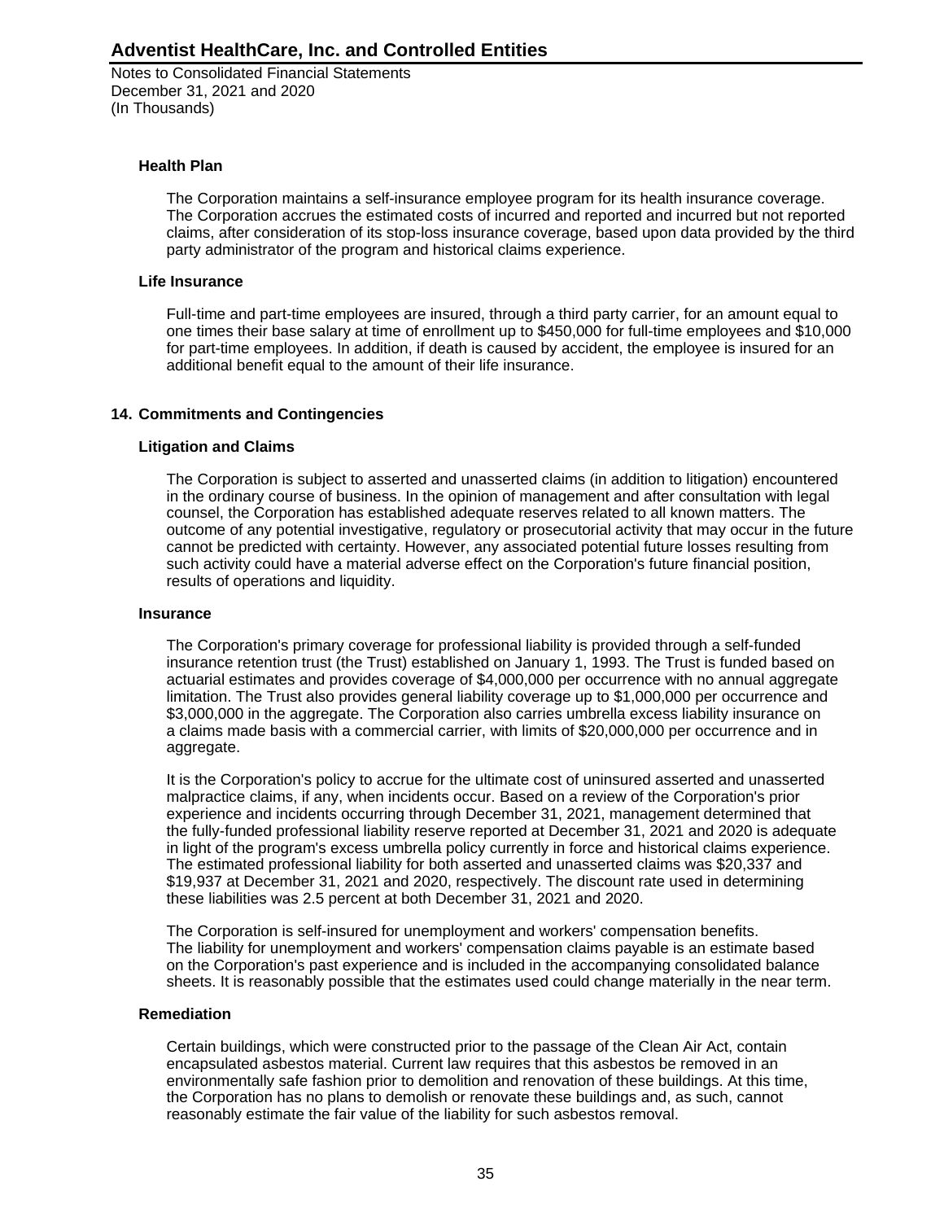### Health Plan

The Corporation maintains a self-insurance employee program for its health insurance coverage. The Corporation accrues the estimated costs of incurred and reported and incurred but not reported claims, after consideration of its stop-loss insurance coverage, based upon data provided by the third party administrator of the program and historical claims experience.

### Life Insurance

Full-time and part-time employees are insured, through a third party carrier, for an amount equal to one times their base salary at time of enrollment up to $450,000 for full-time employees and $10,000 for part-time employees. In addition, if death is caused by accident, the employee is insured for an additional benefit equal to the amount of their life insurance.

## 14. Commitments and Contingencies

### Litigation and Claims

The Corporation is subject to asserted and unasserted claims (in addition to litigation) encountered in the ordinary course of business. In the opinion of management and after consultation with legal counsel, the Corporation has established adequate reserves related to all known matters. The outcome of any potential investigative, regulatory or prosecutorial activity that may occur in the future cannot be predicted with certainty. However, any associated potential future losses resulting from such activity could have a material adverse effect on the Corporation's future financial position, results of operations and liquidity.

### Insurance

The Corporation's primary coverage for professional liability is provided through a self-funded insurance retention trust (the Trust) established on January 1, 1993. The Trust is funded based on actuarial estimates and provides coverage of $4,000,000 per occurrence with no annual aggregate limitation. The Trust also provides general liability coverage up to $1,000,000 per occurrence and $3,000,000 in the aggregate. The Corporation also carries umbrella excess liability insurance on a claims made basis with a commercial carrier, with limits of $20,000,000 per occurrence and in aggregate.

It is the Corporation's policy to accrue for the ultimate cost of uninsured asserted and unasserted malpractice claims, if any, when incidents occur. Based on a review of the Corporation's prior experience and incidents occurring through December 31, 2021, management determined that the fully-funded professional liability reserve reported at December 31, 2021 and 2020 is adequate in light of the program's excess umbrella policy currently in force and historical claims experience. The estimated professional liability for both asserted and unasserted claims was $20,337 and $19,937 at December 31, 2021 and 2020, respectively. The discount rate used in determining these liabilities was 2.5 percent at both December 31, 2021 and 2020.

The Corporation is self-insured for unemployment and workers' compensation benefits. The liability for unemployment and workers' compensation claims payable is an estimate based on the Corporation's past experience and is included in the accompanying consolidated balance sheets. It is reasonably possible that the estimates used could change materially in the near term.

### Remediation

Certain buildings, which were constructed prior to the passage of the Clean Air Act, contain encapsulated asbestos material. Current law requires that this asbestos be removed in an environmentally safe fashion prior to demolition and renovation of these buildings. At this time, the Corporation has no plans to demolish or renovate these buildings and, as such, cannot reasonably estimate the fair value of the liability for such asbestos removal.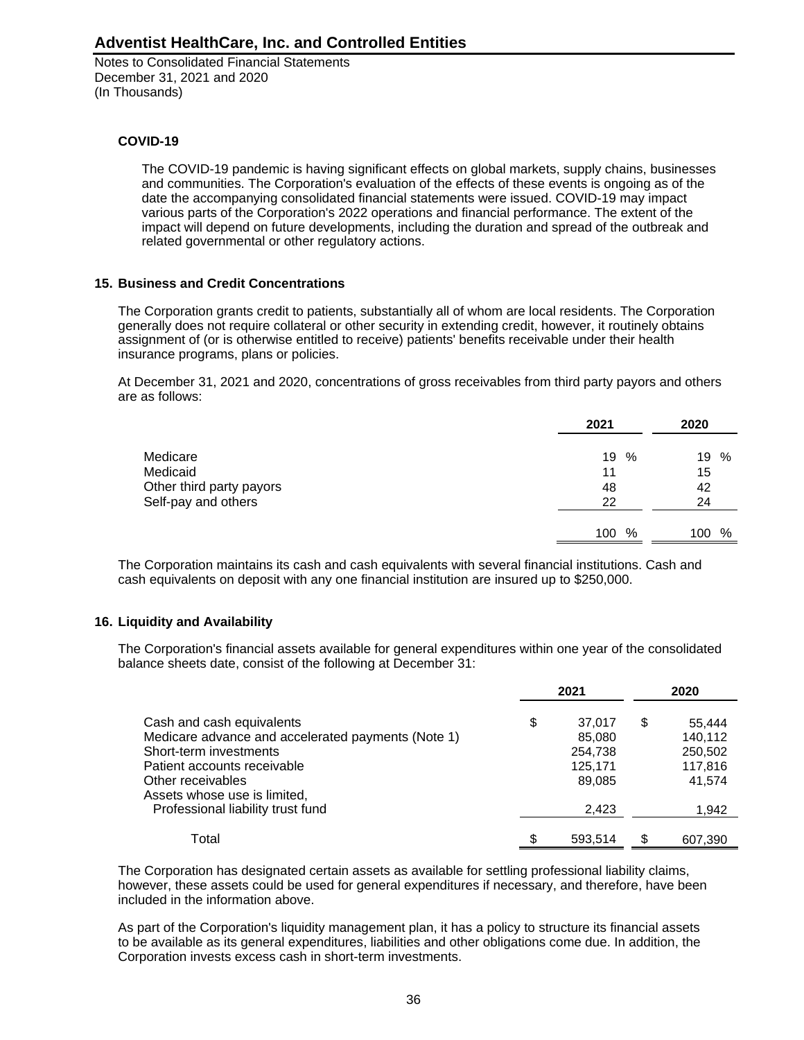**COVID-19**

The COVID-19 pandemic is having significant effects on global markets, supply chains, businesses and communities. The Corporation's evaluation of the effects of these events is ongoing as of the date the accompanying consolidated financial statements were issued. COVID-19 may impact various parts of the Corporation's 2022 operations and financial performance. The extent of the impact will depend on future developments, including the duration and spread of the outbreak and related governmental or other regulatory actions.

## 15. Business and Credit Concentrations

The Corporation grants credit to patients, substantially all of whom are local residents. The Corporation generally does not require collateral or other security in extending credit, however, it routinely obtains assignment of (or is otherwise entitled to receive) patients' benefits receivable under their health insurance programs, plans or policies.

At December 31, 2021 and 2020, concentrations of gross receivables from third party payors and others are as follows:

| | 2021 | 2020 |
|---|---|---|
| Medicare | 19 % | 19 % |
| Medicaid | 11 | 15 |
| Other third party payors | 48 | 42 |
| Self-pay and others | 22 | 24 |
| | 100 % | 100 % |

The Corporation maintains its cash and cash equivalents with several financial institutions. Cash and cash equivalents on deposit with any one financial institution are insured up to $250,000.

## 16. Liquidity and Availability

The Corporation's financial assets available for general expenditures within one year of the consolidated balance sheets date, consist of the following at December 31:

| | 2021 | 2020 |
|---|---|---|
| Cash and cash equivalents | $ 37,017 | $ 55,444 |
| Medicare advance and accelerated payments (Note 1) | 85,080 | 140,112 |
| Short-term investments | 254,738 | 250,502 |
| Patient accounts receivable | 125,171 | 117,816 |
| Other receivables | 89,085 | 41,574 |
| Assets whose use is limited, Professional liability trust fund | 2,423 | 1,942 |
| Total | $ 593,514 | $ 607,390 |

The Corporation has designated certain assets as available for settling professional liability claims, however, these assets could be used for general expenditures if necessary, and therefore, have been included in the information above.

As part of the Corporation's liquidity management plan, it has a policy to structure its financial assets to be available as its general expenditures, liabilities and other obligations come due. In addition, the Corporation invests excess cash in short-term investments.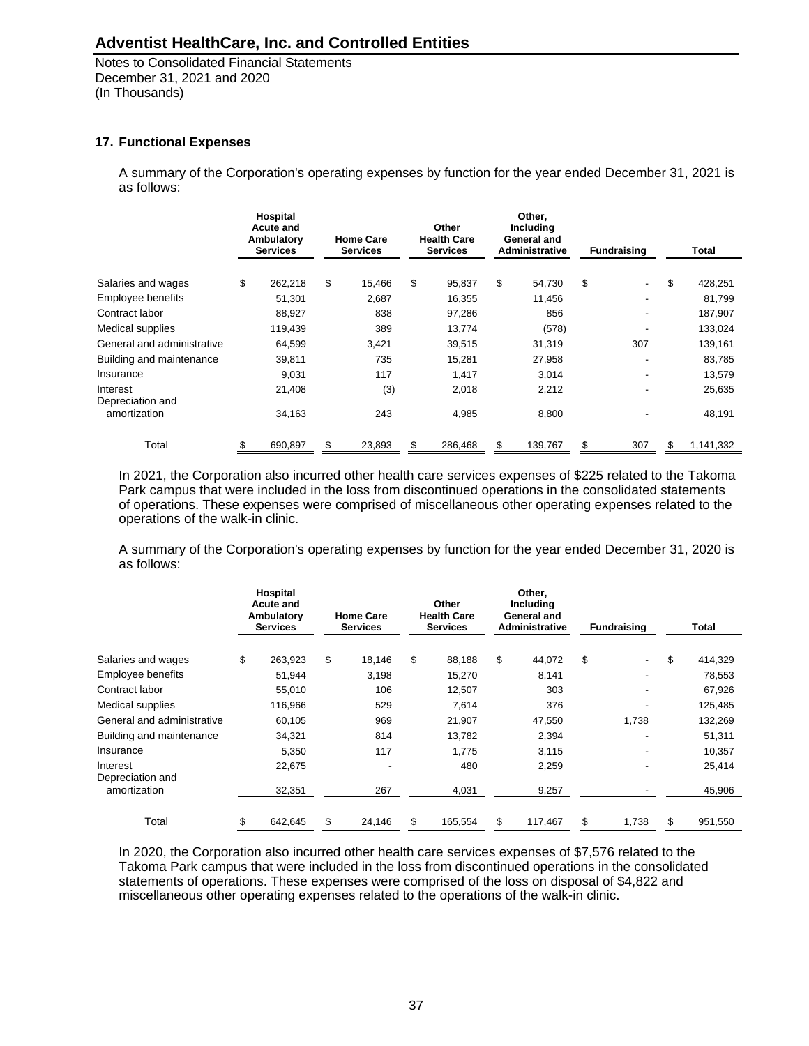## 17. Functional Expenses

A summary of the Corporation's operating expenses by function for the year ended December 31, 2021 is as follows:

| | Hospital Acute and Ambulatory Services | Home Care Services | Other Health Care Services | Other, Including General and Administrative | Fundraising | Total |
|---|---|---|---|---|---|---|
| Salaries and wages | $ 262,218 | $ 15,466 | $ 95,837 | $ 54,730 | $ - | $ 428,251 |
| Employee benefits | 51,301 | 2,687 | 16,355 | 11,456 | - | 81,799 |
| Contract labor | 88,927 | 838 | 97,286 | 856 | - | 187,907 |
| Medical supplies | 119,439 | 389 | 13,774 | (578) | - | 133,024 |
| General and administrative | 64,599 | 3,421 | 39,515 | 31,319 | 307 | 139,161 |
| Building and maintenance | 39,811 | 735 | 15,281 | 27,958 | - | 83,785 |
| Insurance | 9,031 | 117 | 1,417 | 3,014 | - | 13,579 |
| Interest | 21,408 | (3) | 2,018 | 2,212 | - | 25,635 |
| Depreciation and amortization | 34,163 | 243 | 4,985 | 8,800 | - | 48,191 |
| Total | $ 690,897 | $ 23,893 | $ 286,468 | $ 139,767 | $ 307 | $ 1,141,332 |

In 2021, the Corporation also incurred other health care services expenses of $225 related to the Takoma Park campus that were included in the loss from discontinued operations in the consolidated statements of operations. These expenses were comprised of miscellaneous other operating expenses related to the operations of the walk-in clinic.

A summary of the Corporation's operating expenses by function for the year ended December 31, 2020 is as follows:

| | Hospital Acute and Ambulatory Services | Home Care Services | Other Health Care Services | Other, Including General and Administrative | Fundraising | Total |
|---|---|---|---|---|---|---|
| Salaries and wages | $ 263,923 | $ 18,146 | $ 88,188 | $ 44,072 | $ - | $ 414,329 |
| Employee benefits | 51,944 | 3,198 | 15,270 | 8,141 | - | 78,553 |
| Contract labor | 55,010 | 106 | 12,507 | 303 | - | 67,926 |
| Medical supplies | 116,966 | 529 | 7,614 | 376 | - | 125,485 |
| General and administrative | 60,105 | 969 | 21,907 | 47,550 | 1,738 | 132,269 |
| Building and maintenance | 34,321 | 814 | 13,782 | 2,394 | - | 51,311 |
| Insurance | 5,350 | 117 | 1,775 | 3,115 | - | 10,357 |
| Interest | 22,675 | - | 480 | 2,259 | - | 25,414 |
| Depreciation and amortization | 32,351 | 267 | 4,031 | 9,257 | - | 45,906 |
| Total | $ 642,645 | $ 24,146 | $ 165,554 | $ 117,467 | $ 1,738 | $ 951,550 |

In 2020, the Corporation also incurred other health care services expenses of $7,576 related to the Takoma Park campus that were included in the loss from discontinued operations in the consolidated statements of operations. These expenses were comprised of the loss on disposal of $4,822 and miscellaneous other operating expenses related to the operations of the walk-in clinic.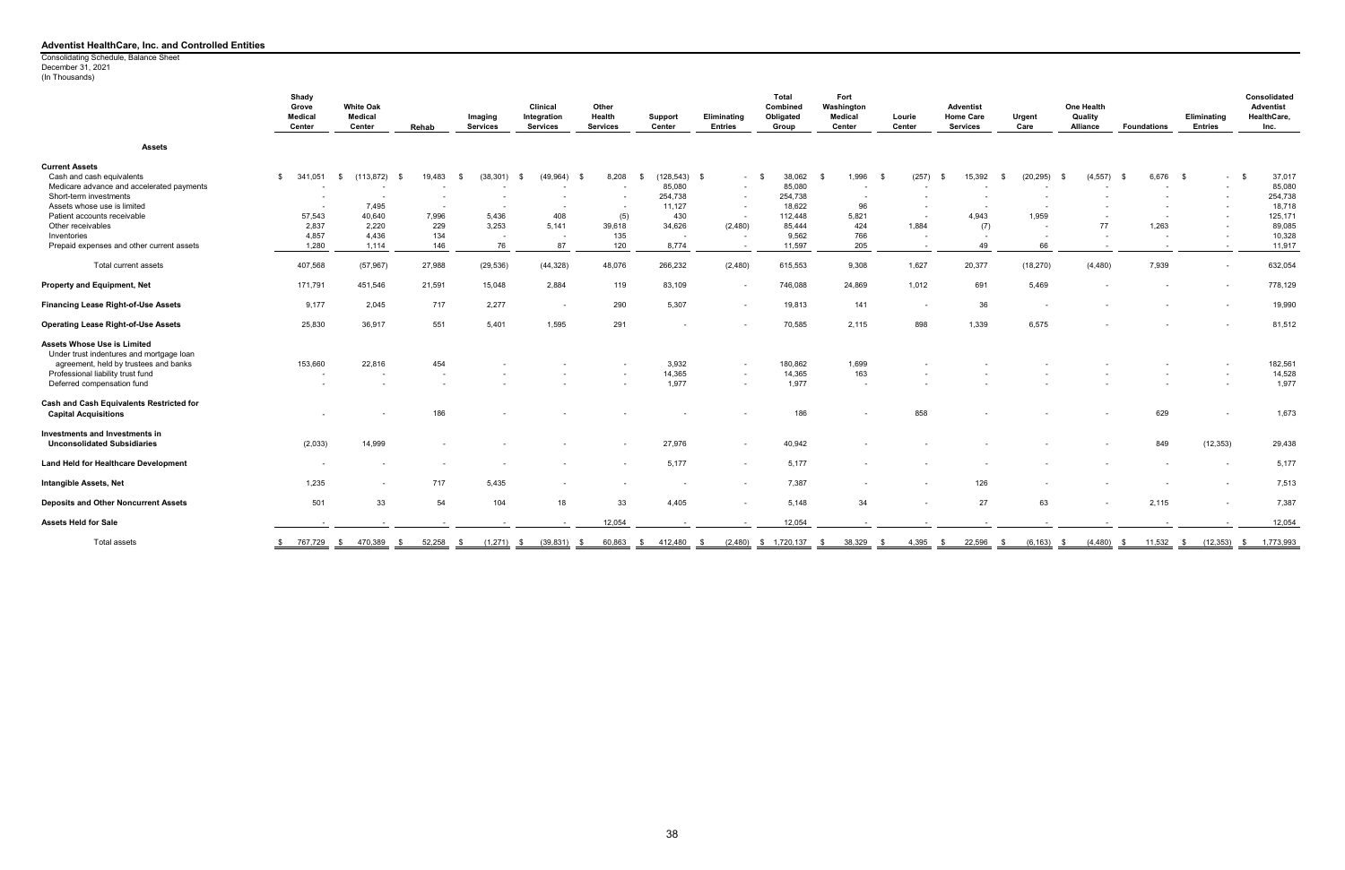# Adventist HealthCare, Inc. and Controlled Entities

Consolidating Schedule, Balance Sheet
December 31, 2021
(In Thousands)

| | Shady Grove Medical Center | White Oak Medical Center | Rehab | Imaging Services | Clinical Integration Services | Other Health Services | Support Center | Eliminating Entries | Total Combined Obligated Group | Fort Washington Medical Center | Lourie Center | Adventist Home Care Services | Urgent Care | One Health Quality Alliance | Foundations | Eliminating Entries | Consolidated Adventist HealthCare, Inc. |
|---|---|---|---|---|---|---|---|---|---|---|---|---|---|---|---|---|---|
| **Assets** | | | | | | | | | | | | | | | | | |
| **Current Assets** | | | | | | | | | | | | | | | | | |
| Cash and cash equivalents | $ 341,051 | $ (113,872) | $ 19,483 | $ (38,301) | $ (49,964) | $ 8,208 | $ (128,543) | $ - | $ 38,062 | $ 1,996 | $ (257) | $ 15,392 | $ (20,295) | $ (4,557) | $ 6,676 | $ - | $ 37,017 |
| Medicare advance and accelerated payments | - | - | - | - | - | - | 85,080 | - | 85,080 | - | - | - | - | - | - | - | 85,080 |
| Short-term investments | - | - | - | - | - | - | 254,738 | - | 254,738 | - | - | - | - | - | - | - | 254,738 |
| Assets whose use is limited | - | 7,495 | - | - | - | - | 11,127 | - | 18,622 | 96 | - | - | - | - | - | - | 18,718 |
| Patient accounts receivable | 57,543 | 40,640 | 7,996 | 5,436 | 408 | (5) | 430 | - | 112,448 | 5,821 | - | 4,943 | 1,959 | - | - | - | 125,171 |
| Other receivables | 2,837 | 2,220 | 229 | 3,253 | 5,141 | 39,618 | 34,626 | (2,480) | 85,444 | 424 | 1,884 | (7) | - | 77 | 1,263 | - | 89,085 |
| Inventories | 4,857 | 4,436 | 134 | - | - | 135 | - | - | 9,562 | 766 | - | - | - | - | - | - | 10,328 |
| Prepaid expenses and other current assets | 1,280 | 1,114 | 146 | 76 | 87 | 120 | 8,774 | - | 11,597 | 205 | - | 49 | 66 | - | - | - | 11,917 |
| Total current assets | 407,568 | (57,967) | 27,988 | (29,536) | (44,328) | 48,076 | 266,232 | (2,480) | 615,553 | 9,308 | 1,627 | 20,377 | (18,270) | (4,480) | 7,939 | - | 632,054 |
| **Property and Equipment, Net** | 171,791 | 451,546 | 21,591 | 15,048 | 2,884 | 119 | 83,109 | - | 746,088 | 24,869 | 1,012 | 691 | 5,469 | - | - | - | 778,129 |
| **Financing Lease Right-of-Use Assets** | 9,177 | 2,045 | 717 | 2,277 | - | 290 | 5,307 | - | 19,813 | 141 | - | 36 | - | - | - | - | 19,990 |
| **Operating Lease Right-of-Use Assets** | 25,830 | 36,917 | 551 | 5,401 | 1,595 | 291 | - | - | 70,585 | 2,115 | 898 | 1,339 | 6,575 | - | - | - | 81,512 |
| **Assets Whose Use is Limited** | | | | | | | | | | | | | | | | | |
| Under trust indentures and mortgage loan agreement, held by trustees and banks | 153,660 | 22,816 | 454 | - | - | - | 3,932 | - | 180,862 | 1,699 | - | - | - | - | - | - | 182,561 |
| Professional liability trust fund | - | - | - | - | - | - | 14,365 | - | 14,365 | 163 | - | - | - | - | - | - | 14,528 |
| Deferred compensation fund | - | - | - | - | - | - | 1,977 | - | 1,977 | - | - | - | - | - | - | - | 1,977 |
| **Cash and Cash Equivalents Restricted for Capital Acquisitions** | - | - | 186 | - | - | - | - | - | 186 | - | 858 | - | - | - | 629 | - | 1,673 |
| **Investments and Investments in Unconsolidated Subsidiaries** | (2,033) | 14,999 | - | - | - | - | 27,976 | - | 40,942 | - | - | - | - | - | 849 | (12,353) | 29,438 |
| **Land Held for Healthcare Development** | - | - | - | - | - | - | 5,177 | - | 5,177 | - | - | - | - | - | - | - | 5,177 |
| **Intangible Assets, Net** | 1,235 | - | 717 | 5,435 | - | - | - | - | 7,387 | - | - | 126 | - | - | - | - | 7,513 |
| **Deposits and Other Noncurrent Assets** | 501 | 33 | 54 | 104 | 18 | 33 | 4,405 | - | 5,148 | 34 | - | 27 | 63 | - | 2,115 | - | 7,387 |
| **Assets Held for Sale** | - | - | - | - | - | 12,054 | - | - | 12,054 | - | - | - | - | - | - | - | 12,054 |
| Total assets | $ 767,729 | $ 470,389 | $ 52,258 | $ (1,271) | $ (39,831) | $ 60,863 | $ 412,480 | $ (2,480) | $ 1,720,137 | $ 38,329 | $ 4,395 | $ 22,596 | $ (6,163) | $ (4,480) | $ 11,532 | $ (12,353) | $ 1,773,993 |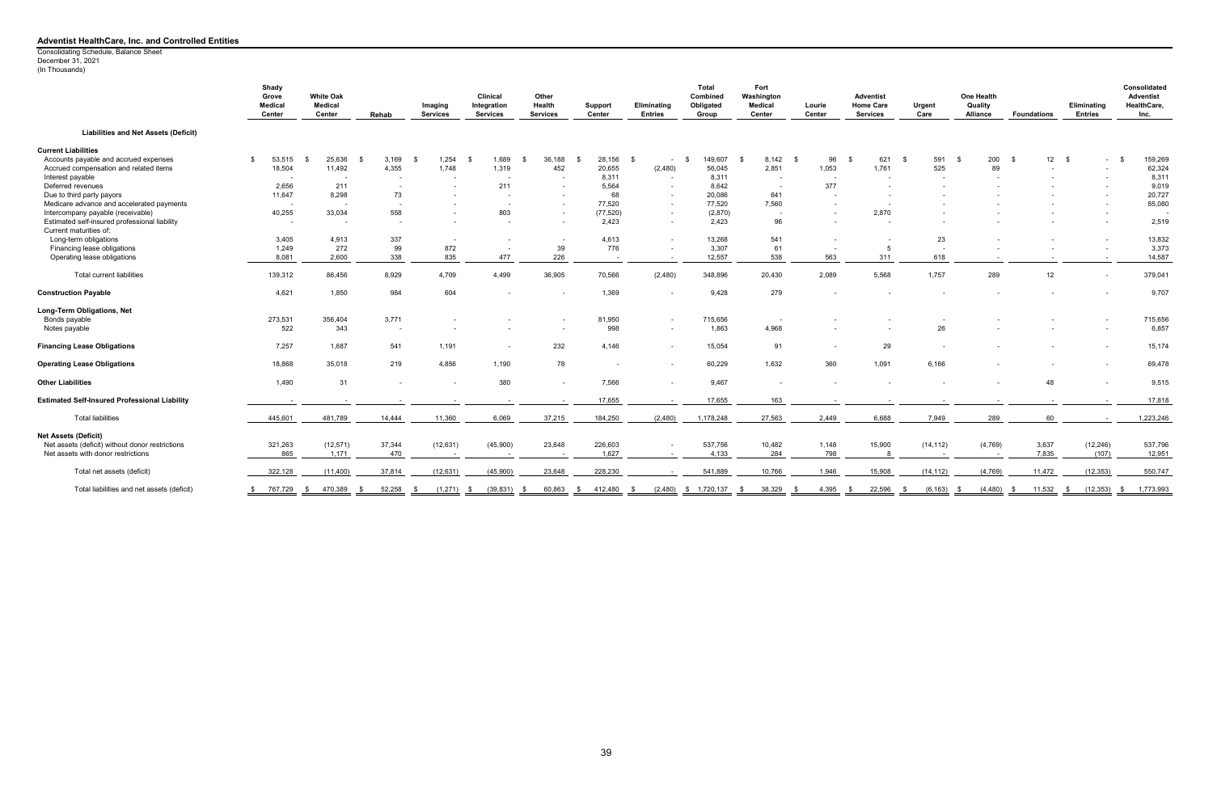# Adventist HealthCare, Inc. and Controlled Entities

Consolidating Schedule, Balance Sheet
December 31, 2021
(In Thousands)

| | Shady Grove Medical Center | White Oak Medical Center | Rehab | Imaging Services | Clinical Integration Services | Other Health Services | Support Center | Eliminating Entries | Total Combined Obligated Group | Fort Washington Medical Center | Lourie Center | Adventist Home Care Services | Urgent Care | One Health Quality Alliance | Foundations | Eliminating Entries | Consolidated Adventist HealthCare, Inc. |
|---|---|---|---|---|---|---|---|---|---|---|---|---|---|---|---|---|---|
| **Liabilities and Net Assets (Deficit)** | | | | | | | | | | | | | | | | | |
| **Current Liabilities** | | | | | | | | | | | | | | | | | |
| Accounts payable and accrued expenses | $ 53,515 | $ 25,636 | $ 3,169 | $ 1,254 | $ 1,689 | $ 36,188 | $ 28,156 | $ - | $ 149,607 | $ 8,142 | $ 96 | $ 621 | $ 591 | $ 200 | $ 12 | $ - | $ 159,269 |
| Accrued compensation and related items | 18,504 | 11,492 | 4,355 | 1,748 | 1,319 | 452 | 20,655 | (2,480) | 56,045 | 2,851 | 1,053 | 1,761 | 525 | 89 | - | - | 62,324 |
| Interest payable | - | - | - | - | - | - | 8,311 | - | 8,311 | - | - | - | - | - | - | - | 8,311 |
| Deferred revenues | 2,656 | 211 | - | - | 211 | - | 5,564 | - | 8,642 | - | 377 | - | - | - | - | - | 9,019 |
| Due to third party payors | 11,647 | 8,298 | 73 | - | - | - | 68 | - | 20,086 | 641 | - | - | - | - | - | - | 20,727 |
| Medicare advance and accelerated payments | - | - | - | - | - | - | 77,520 | - | 77,520 | 7,560 | - | - | - | - | - | - | 85,080 |
| Intercompany payable (receivable) | 40,255 | 33,034 | 558 | - | 803 | - | (77,520) | - | (2,870) | - | - | 2,870 | - | - | - | - | - |
| Estimated self-insured professional liability | - | - | - | - | - | - | 2,423 | - | 2,423 | 96 | - | - | - | - | - | - | 2,519 |
| Current maturities of: | | | | | | | | | | | | | | | | | |
| Long-term obligations | 3,405 | 4,913 | 337 | - | - | - | 4,613 | - | 13,268 | 541 | - | - | 23 | - | - | - | 13,832 |
| Financing lease obligations | 1,249 | 272 | 99 | 872 | - | 39 | 776 | - | 3,307 | 61 | - | 5 | - | - | - | - | 3,373 |
| Operating lease obligations | 8,081 | 2,600 | 338 | 835 | 477 | 226 | - | - | 12,557 | 538 | 563 | 311 | 618 | - | - | - | 14,587 |
| Total current liabilities | 139,312 | 86,456 | 8,929 | 4,709 | 4,499 | 36,905 | 70,566 | (2,480) | 348,896 | 20,430 | 2,089 | 5,568 | 1,757 | 289 | 12 | - | 379,041 |
| **Construction Payable** | 4,621 | 1,850 | 984 | 604 | - | - | 1,369 | - | 9,428 | 279 | - | - | - | - | - | - | 9,707 |
| **Long-Term Obligations, Net** | | | | | | | | | | | | | | | | | |
| Bonds payable | 273,531 | 356,404 | 3,771 | - | - | - | 81,950 | - | 715,656 | - | - | - | - | - | - | - | 715,656 |
| Notes payable | 522 | 343 | - | - | - | - | 998 | - | 1,863 | 4,968 | - | - | 26 | - | - | - | 6,857 |
| **Financing Lease Obligations** | 7,257 | 1,687 | 541 | 1,191 | - | 232 | 4,146 | - | 15,054 | 91 | - | 29 | - | - | - | - | 15,174 |
| **Operating Lease Obligations** | 18,868 | 35,018 | 219 | 4,856 | 1,190 | 78 | - | - | 60,229 | 1,632 | 360 | 1,091 | 6,166 | - | - | - | 69,478 |
| **Other Liabilities** | 1,490 | 31 | - | - | 380 | - | 7,566 | - | 9,467 | - | - | - | - | - | 48 | - | 9,515 |
| **Estimated Self-Insured Professional Liability** | - | - | - | - | - | - | 17,655 | - | 17,655 | 163 | - | - | - | - | - | - | 17,818 |
| Total liabilities | 445,601 | 481,789 | 14,444 | 11,360 | 6,069 | 37,215 | 184,250 | (2,480) | 1,178,248 | 27,563 | 2,449 | 6,688 | 7,949 | 289 | 60 | - | 1,223,246 |
| **Net Assets (Deficit)** | | | | | | | | | | | | | | | | | |
| Net assets (deficit) without donor restrictions | 321,263 | (12,571) | 37,344 | (12,631) | (45,900) | 23,648 | 226,603 | - | 537,756 | 10,482 | 1,148 | 15,900 | (14,112) | (4,769) | 3,637 | (12,246) | 537,796 |
| Net assets with donor restrictions | 865 | 1,171 | 470 | - | - | - | 1,627 | - | 4,133 | 284 | 798 | 8 | - | - | 7,835 | (107) | 12,951 |
| Total net assets (deficit) | 322,128 | (11,400) | 37,814 | (12,631) | (45,900) | 23,648 | 228,230 | - | 541,889 | 10,766 | 1,946 | 15,908 | (14,112) | (4,769) | 11,472 | (12,353) | 550,747 |
| Total liabilities and net assets (deficit) | $ 767,729 | $ 470,389 | $ 52,258 | $ (1,271) | $ (39,831) | $ 60,863 | $ 412,480 | $ (2,480) | $ 1,720,137 | $ 38,329 | $ 4,395 | $ 22,596 | $ (6,163) | $ (4,480) | $ 11,532 | $ (12,353) | $ 1,773,993 |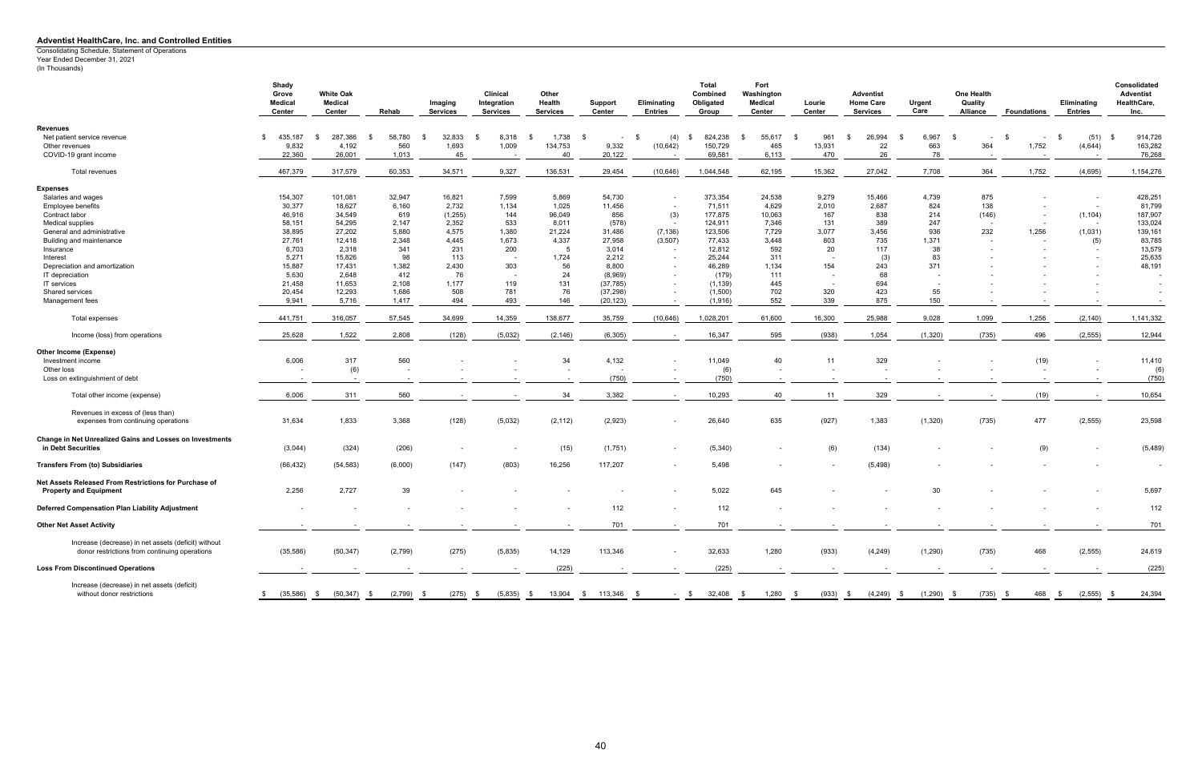# Adventist HealthCare, Inc. and Controlled Entities

Consolidating Schedule, Statement of Operations
Year Ended December 31, 2021
(In Thousands)

| | Shady Grove Medical Center | White Oak Medical Center | Rehab | Imaging Services | Clinical Integration Services | Other Health Services | Support Center | Eliminating Entries | Total Combined Obligated Group | Fort Washington Medical Center | Lourie Center | Adventist Home Care Services | Urgent Care | One Health Quality Alliance | Foundations | Eliminating Entries | Consolidated Adventist HealthCare, Inc. |
|---|---|---|---|---|---|---|---|---|---|---|---|---|---|---|---|---|---|
| **Revenues** | | | | | | | | | | | | | | | | | |
| Net patient service revenue | $ 435,187 | $ 287,386 | $ 58,780 | $ 32,833 | $ 8,318 | $ 1,738 | $ - | $ (4) | $ 824,238 | $ 55,617 | $ 961 | $ 26,994 | $ 6,967 | $ - | $ - | $ (51) | $ 914,726 |
| Other revenues | 9,832 | 4,192 | 560 | 1,693 | 1,009 | 134,753 | 9,332 | (10,642) | 150,729 | 465 | 13,931 | 22 | 663 | 364 | 1,752 | (4,644) | 163,282 |
| COVID-19 grant income | 22,360 | 26,001 | 1,013 | 45 | - | 40 | 20,122 | - | 69,581 | 6,113 | 470 | 26 | 78 | - | - | - | 76,268 |
| Total revenues | 467,379 | 317,579 | 60,353 | 34,571 | 9,327 | 136,531 | 29,454 | (10,646) | 1,044,548 | 62,195 | 15,362 | 27,042 | 7,708 | 364 | 1,752 | (4,695) | 1,154,276 |
| **Expenses** | | | | | | | | | | | | | | | | | |
| Salaries and wages | 154,307 | 101,081 | 32,947 | 16,821 | 7,599 | 5,869 | 54,730 | - | 373,354 | 24,538 | 9,279 | 15,466 | 4,739 | 875 | - | - | 428,251 |
| Employee benefits | 30,377 | 18,627 | 6,160 | 2,732 | 1,134 | 1,025 | 11,456 | - | 71,511 | 4,629 | 2,010 | 2,687 | 824 | 138 | - | - | 81,799 |
| Contract labor | 46,916 | 34,549 | 619 | (1,255) | 144 | 96,049 | 856 | (3) | 177,875 | 10,063 | 167 | 838 | 214 | (146) | - | (1,104) | 187,907 |
| Medical supplies | 58,151 | 54,295 | 2,147 | 2,352 | 533 | 8,011 | (578) | - | 124,911 | 7,346 | 131 | 389 | 247 | - | - | - | 133,024 |
| General and administrative | 38,895 | 27,202 | 5,880 | 4,575 | 1,380 | 21,224 | 31,486 | (7,136) | 123,506 | 7,729 | 3,077 | 3,456 | 936 | 232 | 1,256 | (1,031) | 139,161 |
| Building and maintenance | 27,761 | 12,418 | 2,348 | 4,445 | 1,673 | 4,337 | 27,958 | (3,507) | 77,433 | 3,448 | 803 | 735 | 1,371 | - | - | (5) | 83,785 |
| Insurance | 6,703 | 2,318 | 341 | 231 | 200 | 5 | 3,014 | - | 12,812 | 592 | 20 | 117 | 38 | - | - | - | 13,579 |
| Interest | 5,271 | 15,826 | 98 | 113 | - | 1,724 | 2,212 | - | 25,244 | 311 | - | (3) | 83 | - | - | - | 25,635 |
| Depreciation and amortization | 15,887 | 17,431 | 1,382 | 2,430 | 303 | 56 | 8,800 | - | 46,289 | 1,134 | 154 | 243 | 371 | - | - | - | 48,191 |
| IT depreciation | 5,630 | 2,648 | 412 | 76 | - | 24 | (8,969) | - | (179) | 111 | - | 68 | - | - | - | - | - |
| IT services | 21,458 | 11,653 | 2,108 | 1,177 | 119 | 131 | (37,785) | - | (1,139) | 445 | - | 694 | - | - | - | - | - |
| Shared services | 20,454 | 12,293 | 1,686 | 508 | 781 | 76 | (37,298) | - | (1,500) | 702 | 320 | 423 | 55 | - | - | - | - |
| Management fees | 9,941 | 5,716 | 1,417 | 494 | 493 | 146 | (20,123) | - | (1,916) | 552 | 339 | 875 | 150 | - | - | - | - |
| Total expenses | 441,751 | 316,057 | 57,545 | 34,699 | 14,359 | 138,677 | 35,759 | (10,646) | 1,028,201 | 61,600 | 16,300 | 25,988 | 9,028 | 1,099 | 1,256 | (2,140) | 1,141,332 |
| Income (loss) from operations | 25,628 | 1,522 | 2,808 | (128) | (5,032) | (2,146) | (6,305) | - | 16,347 | 595 | (938) | 1,054 | (1,320) | (735) | 496 | (2,555) | 12,944 |
| **Other Income (Expense)** | | | | | | | | | | | | | | | | | |
| Investment income | 6,006 | 317 | 560 | - | - | 34 | 4,132 | - | 11,049 | 40 | 11 | 329 | - | - | (19) | - | 11,410 |
| Other loss | - | (6) | - | - | - | - | - | - | (6) | - | - | - | - | - | - | - | (6) |
| Loss on extinguishment of debt | - | - | - | - | - | - | (750) | - | (750) | - | - | - | - | - | - | - | (750) |
| Total other income (expense) | 6,006 | 311 | 560 | - | - | 34 | 3,382 | - | 10,293 | 40 | 11 | 329 | - | - | (19) | - | 10,654 |
| Revenues in excess of (less than) expenses from continuing operations | 31,634 | 1,833 | 3,368 | (128) | (5,032) | (2,112) | (2,923) | - | 26,640 | 635 | (927) | 1,383 | (1,320) | (735) | 477 | (2,555) | 23,598 |
| **Change in Net Unrealized Gains and Losses on Investments in Debt Securities** | (3,044) | (324) | (206) | - | - | (15) | (1,751) | - | (5,340) | - | (6) | (134) | - | - | (9) | - | (5,489) |
| **Transfers From (to) Subsidiaries** | (66,432) | (54,583) | (6,000) | (147) | (803) | 16,256 | 117,207 | - | 5,498 | - | - | (5,498) | - | - | - | - | - |
| **Net Assets Released From Restrictions for Purchase of Property and Equipment** | 2,256 | 2,727 | 39 | - | - | - | - | - | 5,022 | 645 | - | - | 30 | - | - | - | 5,697 |
| **Deferred Compensation Plan Liability Adjustment** | - | - | - | - | - | - | 112 | - | 112 | - | - | - | - | - | - | - | 112 |
| **Other Net Asset Activity** | - | - | - | - | - | - | 701 | - | 701 | - | - | - | - | - | - | - | 701 |
| Increase (decrease) in net assets (deficit) without donor restrictions from continuing operations | (35,586) | (50,347) | (2,799) | (275) | (5,835) | 14,129 | 113,346 | - | 32,633 | 1,280 | (933) | (4,249) | (1,290) | (735) | 468 | (2,555) | 24,619 |
| **Loss From Discontinued Operations** | - | - | - | - | - | (225) | - | - | (225) | - | - | - | - | - | - | - | (225) |
| Increase (decrease) in net assets (deficit) without donor restrictions | $ (35,586) | $ (50,347) | $ (2,799) | $ (275) | $ (5,835) | $ 13,904 | $ 113,346 | $ - | $ 32,408 | $ 1,280 | $ (933) | $ (4,249) | $ (1,290) | $ (735) | $ 468 | $ (2,555) | $ 24,394 |